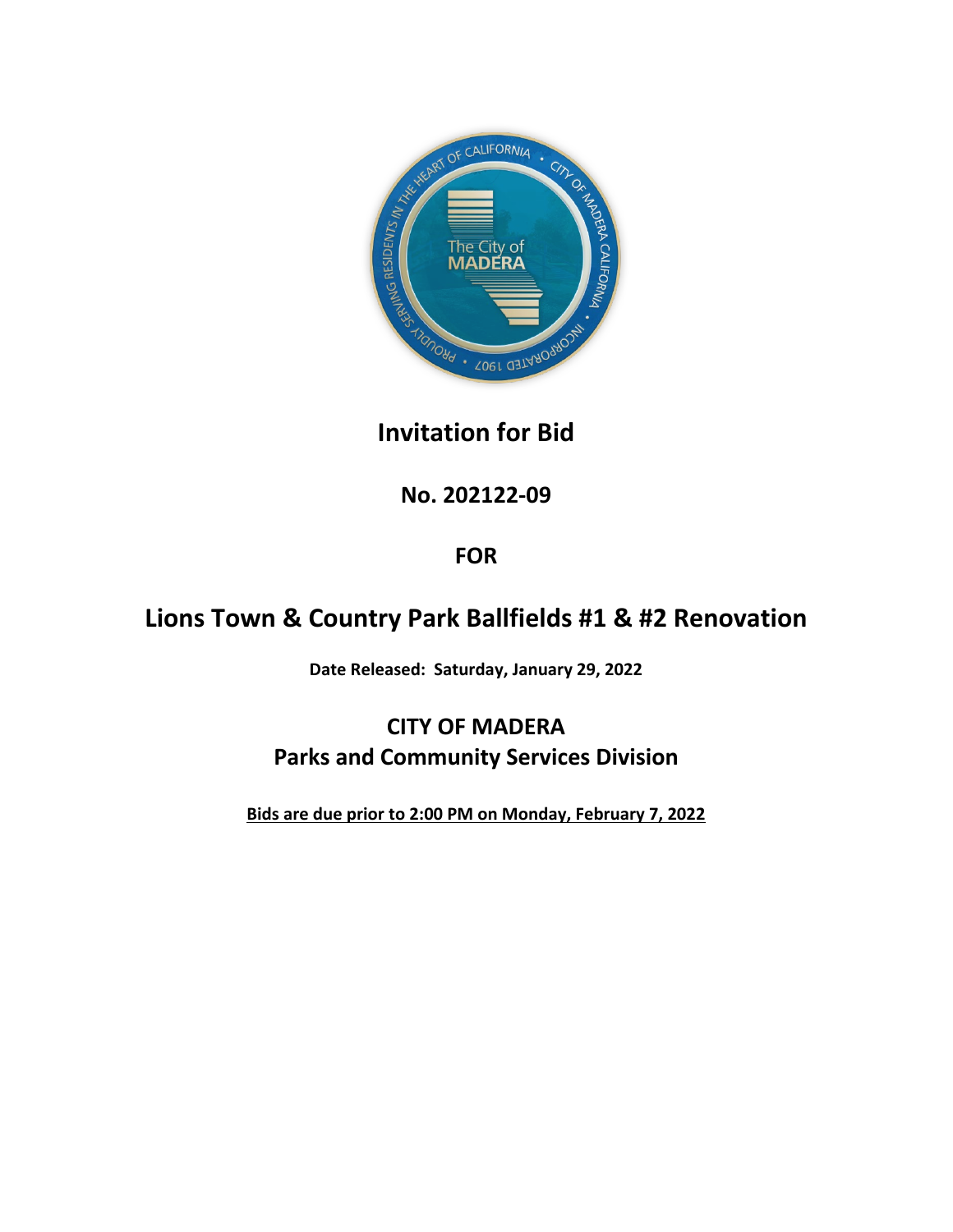# Invitation for Bid

## No. 202122-09

## FOR

# Lions Town & Country Park Ballfields #1 & #2 Renovation

**Date Released: Saturday, January 29, 2022**

## CITY OF MADERA
## Parks and Community Services Division

**Bids are due prior to 2:00 PM on Monday, February 7, 2022**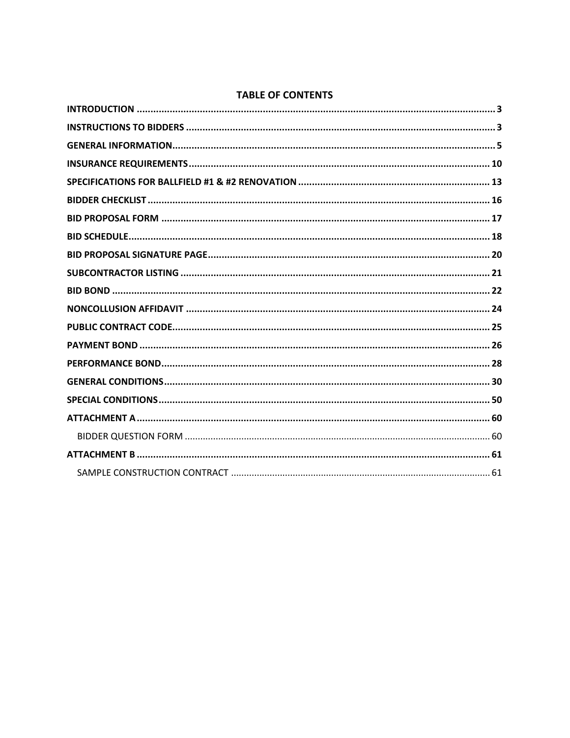# TABLE OF CONTENTS

**INTRODUCTION** .......... 3

**INSTRUCTIONS TO BIDDERS** .......... 3

**GENERAL INFORMATION** .......... 5

**INSURANCE REQUIREMENTS** .......... 10

**SPECIFICATIONS FOR BALLFIELD #1 & #2 RENOVATION** .......... 13

**BIDDER CHECKLIST** .......... 16

**BID PROPOSAL FORM** .......... 17

**BID SCHEDULE** .......... 18

**BID PROPOSAL SIGNATURE PAGE** .......... 20

**SUBCONTRACTOR LISTING** .......... 21

**BID BOND** .......... 22

**NONCOLLUSION AFFIDAVIT** .......... 24

**PUBLIC CONTRACT CODE** .......... 25

**PAYMENT BOND** .......... 26

**PERFORMANCE BOND** .......... 28

**GENERAL CONDITIONS** .......... 30

**SPECIAL CONDITIONS** .......... 50

**ATTACHMENT A** .......... 60

- BIDDER QUESTION FORM .......... 60

**ATTACHMENT B** .......... 61

- SAMPLE CONSTRUCTION CONTRACT .......... 61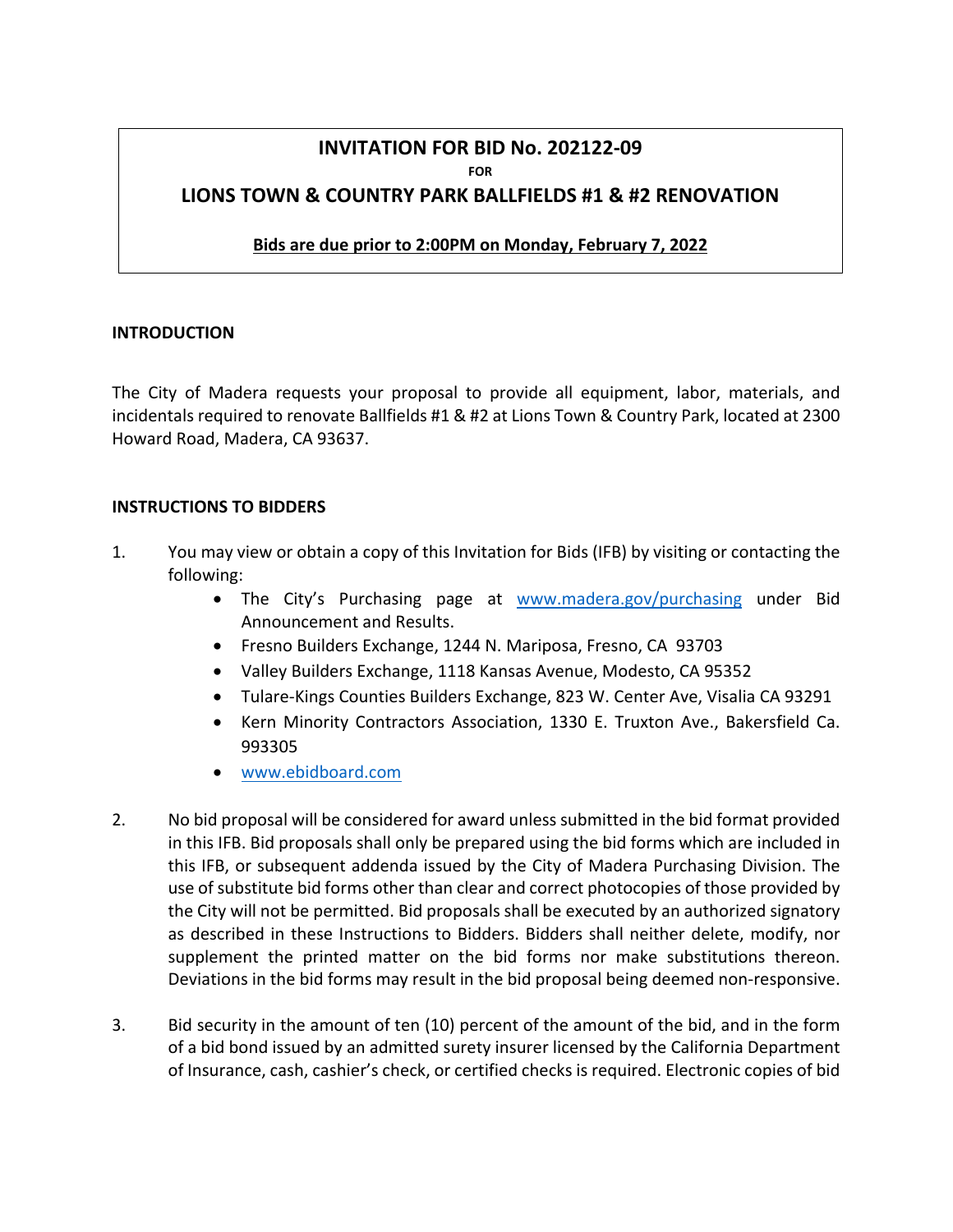# INVITATION FOR BID No. 202122-09

FOR

## LIONS TOWN & COUNTRY PARK BALLFIELDS #1 & #2 RENOVATION

**Bids are due prior to 2:00PM on Monday, February 7, 2022**

### INTRODUCTION

The City of Madera requests your proposal to provide all equipment, labor, materials, and incidentals required to renovate Ballfields #1 & #2 at Lions Town & Country Park, located at 2300 Howard Road, Madera, CA 93637.

### INSTRUCTIONS TO BIDDERS

1. You may view or obtain a copy of this Invitation for Bids (IFB) by visiting or contacting the following:
   - The City's Purchasing page at www.madera.gov/purchasing under Bid Announcement and Results.
   - Fresno Builders Exchange, 1244 N. Mariposa, Fresno, CA 93703
   - Valley Builders Exchange, 1118 Kansas Avenue, Modesto, CA 95352
   - Tulare-Kings Counties Builders Exchange, 823 W. Center Ave, Visalia CA 93291
   - Kern Minority Contractors Association, 1330 E. Truxton Ave., Bakersfield Ca. 993305
   - www.ebidboard.com

2. No bid proposal will be considered for award unless submitted in the bid format provided in this IFB. Bid proposals shall only be prepared using the bid forms which are included in this IFB, or subsequent addenda issued by the City of Madera Purchasing Division. The use of substitute bid forms other than clear and correct photocopies of those provided by the City will not be permitted. Bid proposals shall be executed by an authorized signatory as described in these Instructions to Bidders. Bidders shall neither delete, modify, nor supplement the printed matter on the bid forms nor make substitutions thereon. Deviations in the bid forms may result in the bid proposal being deemed non-responsive.

3. Bid security in the amount of ten (10) percent of the amount of the bid, and in the form of a bid bond issued by an admitted surety insurer licensed by the California Department of Insurance, cash, cashier's check, or certified checks is required. Electronic copies of bid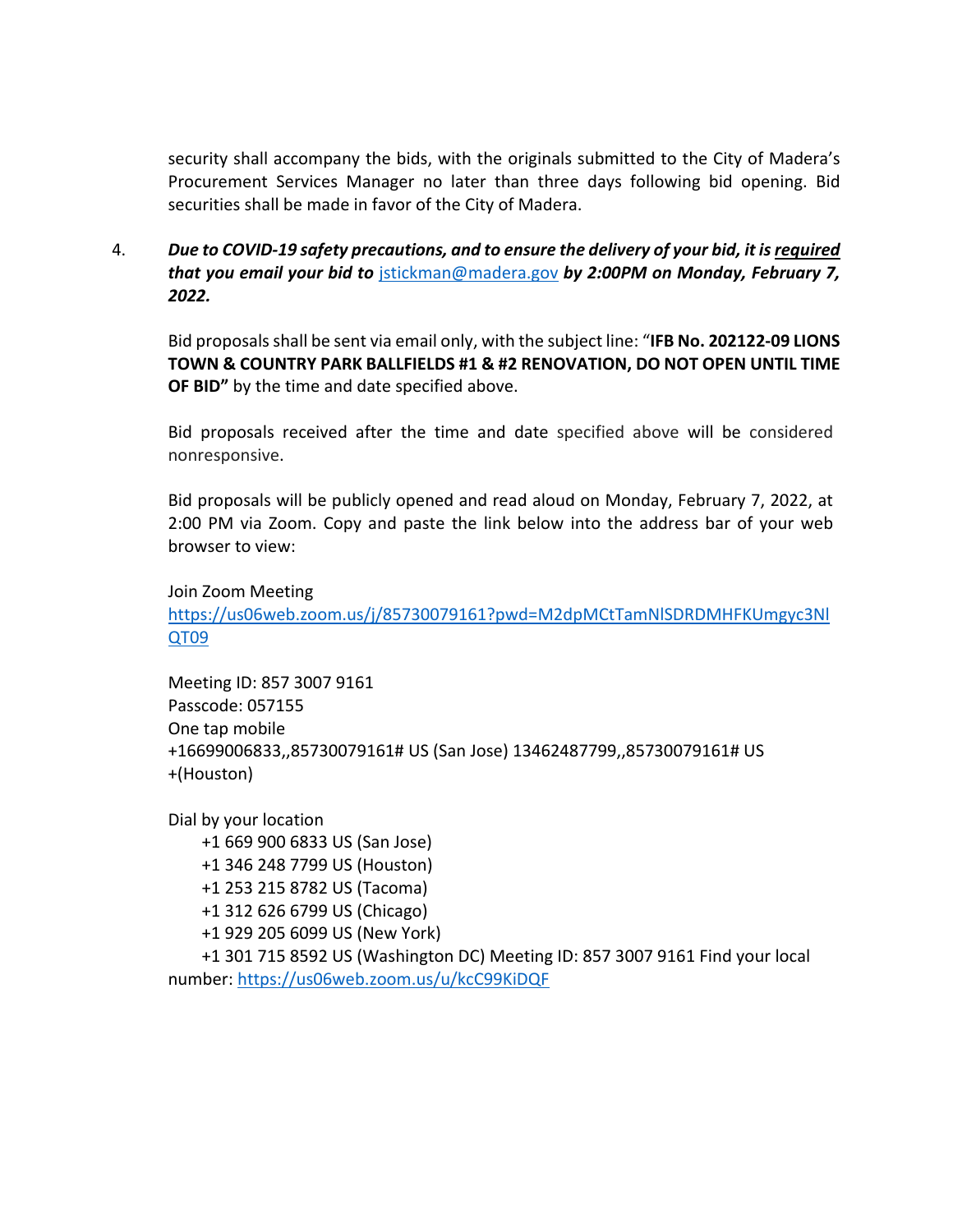security shall accompany the bids, with the originals submitted to the City of Madera's Procurement Services Manager no later than three days following bid opening. Bid securities shall be made in favor of the City of Madera.

4. ***Due to COVID-19 safety precautions, and to ensure the delivery of your bid, it is <u>required</u> that you email your bid to* [jstickman@madera.gov](mailto:jstickman@madera.gov) *by 2:00PM on Monday, February 7, 2022.***

   Bid proposals shall be sent via email only, with the subject line: "**IFB No. 202122-09 LIONS TOWN & COUNTRY PARK BALLFIELDS #1 & #2 RENOVATION, DO NOT OPEN UNTIL TIME OF BID"** by the time and date specified above.

   Bid proposals received after the time and date specified above will be considered nonresponsive.

   Bid proposals will be publicly opened and read aloud on Monday, February 7, 2022, at 2:00 PM via Zoom. Copy and paste the link below into the address bar of your web browser to view:

   Join Zoom Meeting
   [https://us06web.zoom.us/j/85730079161?pwd=M2dpMCtTamNlSDRDMHFKUmgyc3NlQT09](https://us06web.zoom.us/j/85730079161?pwd=M2dpMCtTamNlSDRDMHFKUmgyc3NlQT09)

   Meeting ID: 857 3007 9161
   Passcode: 057155
   One tap mobile
   +16699006833,,85730079161# US (San Jose) 13462487799,,85730079161# US +(Houston)

   Dial by your location
   +1 669 900 6833 US (San Jose)
   +1 346 248 7799 US (Houston)
   +1 253 215 8782 US (Tacoma)
   +1 312 626 6799 US (Chicago)
   +1 929 205 6099 US (New York)
   +1 301 715 8592 US (Washington DC) Meeting ID: 857 3007 9161 Find your local number: [https://us06web.zoom.us/u/kcC99KiDQF](https://us06web.zoom.us/u/kcC99KiDQF)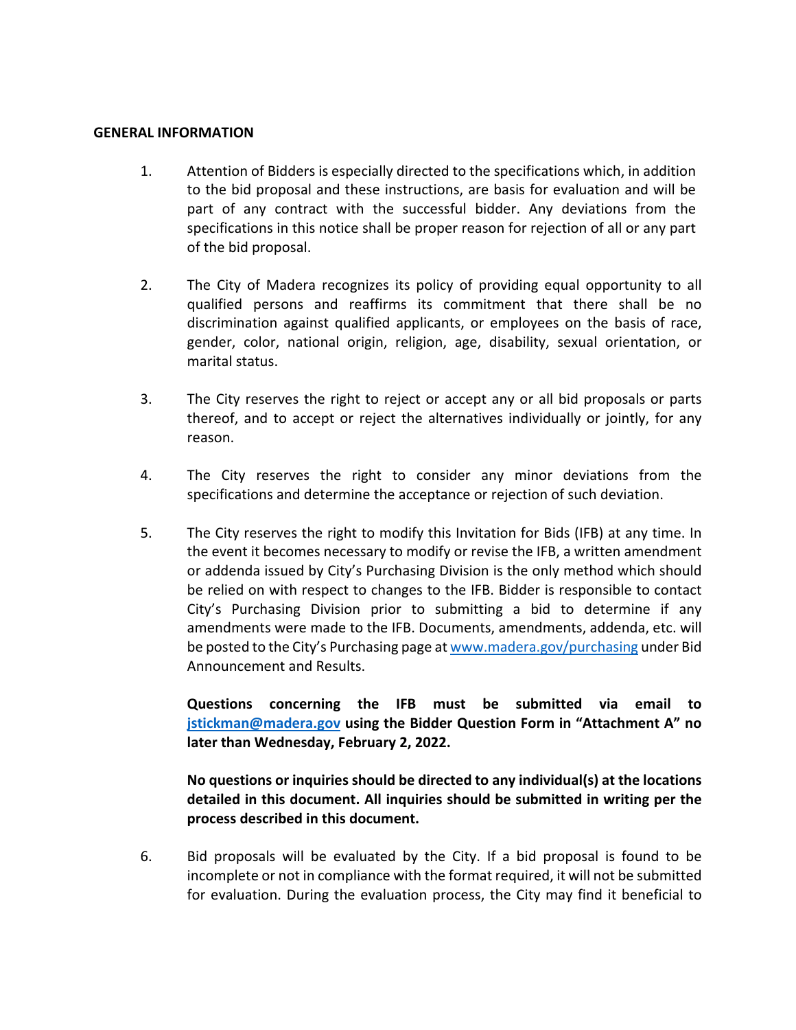**GENERAL INFORMATION**

1. Attention of Bidders is especially directed to the specifications which, in addition to the bid proposal and these instructions, are basis for evaluation and will be part of any contract with the successful bidder. Any deviations from the specifications in this notice shall be proper reason for rejection of all or any part of the bid proposal.

2. The City of Madera recognizes its policy of providing equal opportunity to all qualified persons and reaffirms its commitment that there shall be no discrimination against qualified applicants, or employees on the basis of race, gender, color, national origin, religion, age, disability, sexual orientation, or marital status.

3. The City reserves the right to reject or accept any or all bid proposals or parts thereof, and to accept or reject the alternatives individually or jointly, for any reason.

4. The City reserves the right to consider any minor deviations from the specifications and determine the acceptance or rejection of such deviation.

5. The City reserves the right to modify this Invitation for Bids (IFB) at any time. In the event it becomes necessary to modify or revise the IFB, a written amendment or addenda issued by City's Purchasing Division is the only method which should be relied on with respect to changes to the IFB. Bidder is responsible to contact City's Purchasing Division prior to submitting a bid to determine if any amendments were made to the IFB. Documents, amendments, addenda, etc. will be posted to the City's Purchasing page at [www.madera.gov/purchasing](www.madera.gov/purchasing) under Bid Announcement and Results.

   **Questions concerning the IFB must be submitted via email to [jstickman@madera.gov](mailto:jstickman@madera.gov) using the Bidder Question Form in "Attachment A" no later than Wednesday, February 2, 2022.**

   **No questions or inquiries should be directed to any individual(s) at the locations detailed in this document. All inquiries should be submitted in writing per the process described in this document.**

6. Bid proposals will be evaluated by the City. If a bid proposal is found to be incomplete or not in compliance with the format required, it will not be submitted for evaluation. During the evaluation process, the City may find it beneficial to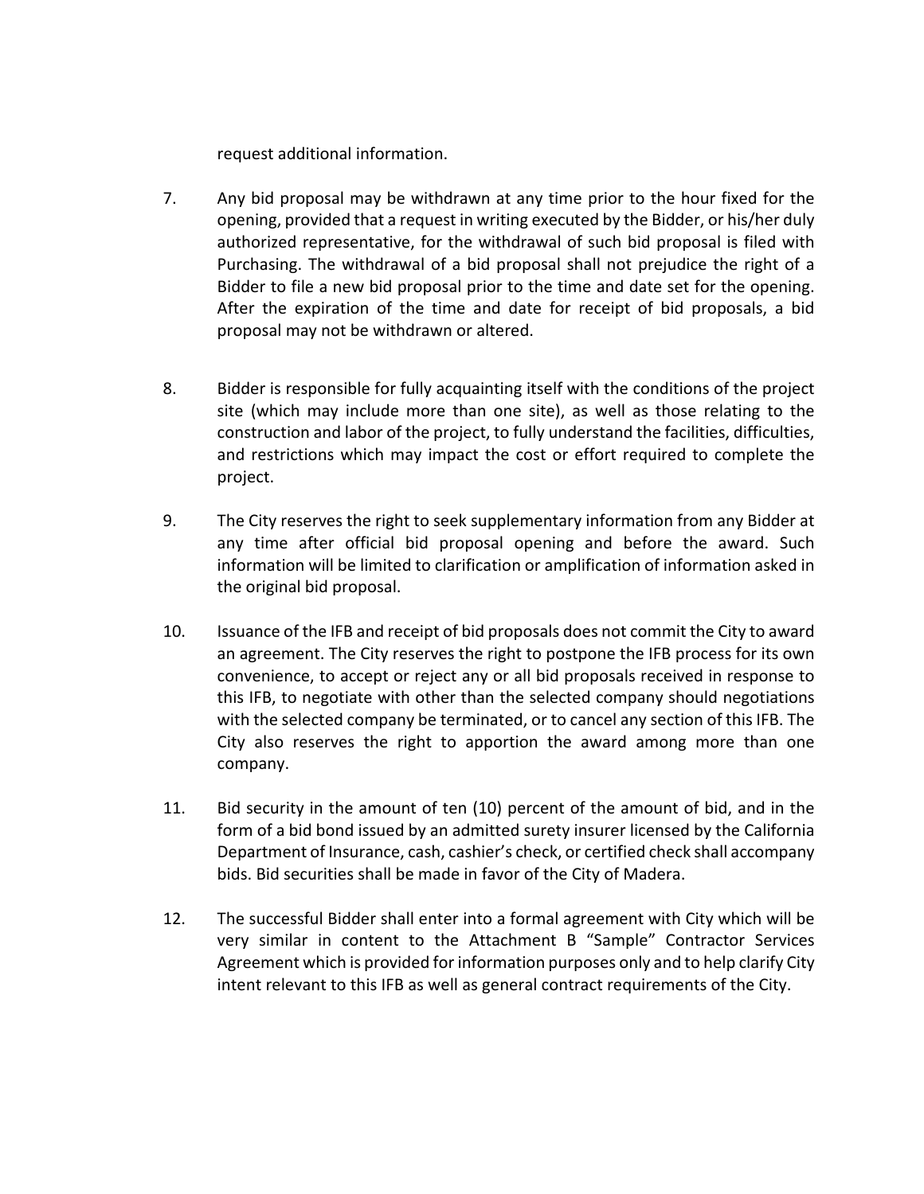request additional information.

7. Any bid proposal may be withdrawn at any time prior to the hour fixed for the opening, provided that a request in writing executed by the Bidder, or his/her duly authorized representative, for the withdrawal of such bid proposal is filed with Purchasing. The withdrawal of a bid proposal shall not prejudice the right of a Bidder to file a new bid proposal prior to the time and date set for the opening. After the expiration of the time and date for receipt of bid proposals, a bid proposal may not be withdrawn or altered.

8. Bidder is responsible for fully acquainting itself with the conditions of the project site (which may include more than one site), as well as those relating to the construction and labor of the project, to fully understand the facilities, difficulties, and restrictions which may impact the cost or effort required to complete the project.

9. The City reserves the right to seek supplementary information from any Bidder at any time after official bid proposal opening and before the award. Such information will be limited to clarification or amplification of information asked in the original bid proposal.

10. Issuance of the IFB and receipt of bid proposals does not commit the City to award an agreement. The City reserves the right to postpone the IFB process for its own convenience, to accept or reject any or all bid proposals received in response to this IFB, to negotiate with other than the selected company should negotiations with the selected company be terminated, or to cancel any section of this IFB. The City also reserves the right to apportion the award among more than one company.

11. Bid security in the amount of ten (10) percent of the amount of bid, and in the form of a bid bond issued by an admitted surety insurer licensed by the California Department of Insurance, cash, cashier's check, or certified check shall accompany bids. Bid securities shall be made in favor of the City of Madera.

12. The successful Bidder shall enter into a formal agreement with City which will be very similar in content to the Attachment B "Sample" Contractor Services Agreement which is provided for information purposes only and to help clarify City intent relevant to this IFB as well as general contract requirements of the City.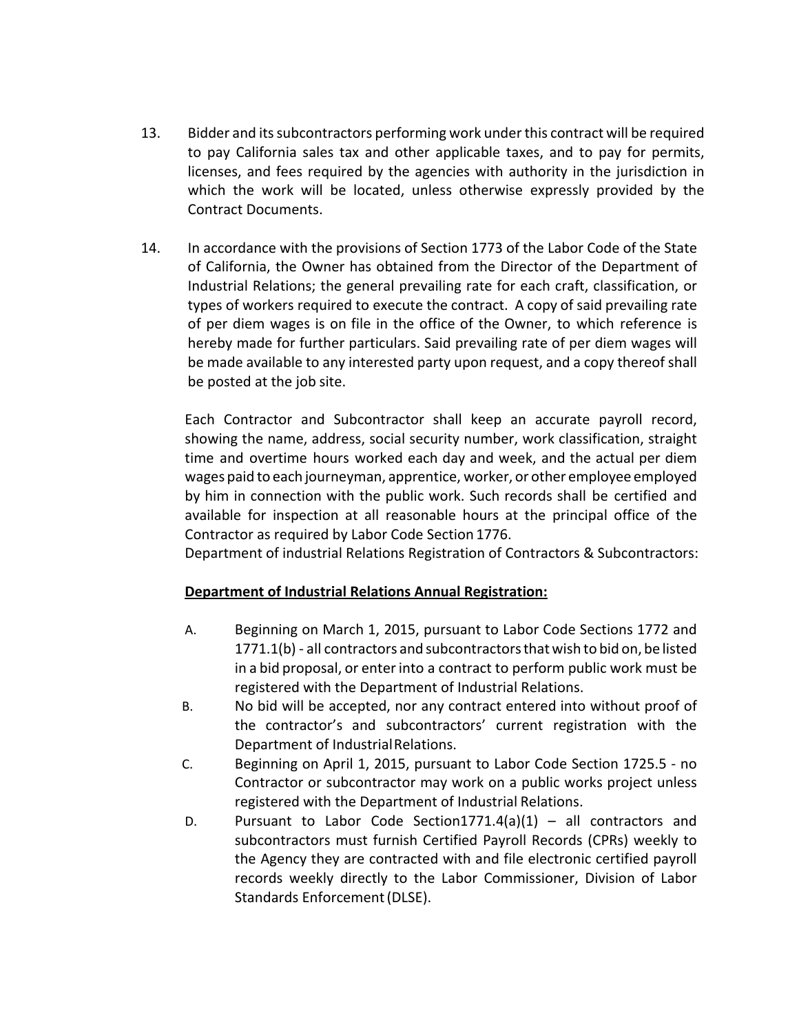13. Bidder and its subcontractors performing work under this contract will be required to pay California sales tax and other applicable taxes, and to pay for permits, licenses, and fees required by the agencies with authority in the jurisdiction in which the work will be located, unless otherwise expressly provided by the Contract Documents.

14. In accordance with the provisions of Section 1773 of the Labor Code of the State of California, the Owner has obtained from the Director of the Department of Industrial Relations; the general prevailing rate for each craft, classification, or types of workers required to execute the contract. A copy of said prevailing rate of per diem wages is on file in the office of the Owner, to which reference is hereby made for further particulars. Said prevailing rate of per diem wages will be made available to any interested party upon request, and a copy thereof shall be posted at the job site.

    Each Contractor and Subcontractor shall keep an accurate payroll record, showing the name, address, social security number, work classification, straight time and overtime hours worked each day and week, and the actual per diem wages paid to each journeyman, apprentice, worker, or other employee employed by him in connection with the public work. Such records shall be certified and available for inspection at all reasonable hours at the principal office of the Contractor as required by Labor Code Section 1776.
    Department of industrial Relations Registration of Contractors & Subcontractors:

    **<u>Department of Industrial Relations Annual Registration:</u>**

    A. Beginning on March 1, 2015, pursuant to Labor Code Sections 1772 and 1771.1(b) - all contractors and subcontractors that wish to bid on, be listed in a bid proposal, or enter into a contract to perform public work must be registered with the Department of Industrial Relations.
    B. No bid will be accepted, nor any contract entered into without proof of the contractor's and subcontractors' current registration with the Department of Industrial Relations.
    C. Beginning on April 1, 2015, pursuant to Labor Code Section 1725.5 - no Contractor or subcontractor may work on a public works project unless registered with the Department of Industrial Relations.
    D. Pursuant to Labor Code Section1771.4(a)(1) – all contractors and subcontractors must furnish Certified Payroll Records (CPRs) weekly to the Agency they are contracted with and file electronic certified payroll records weekly directly to the Labor Commissioner, Division of Labor Standards Enforcement (DLSE).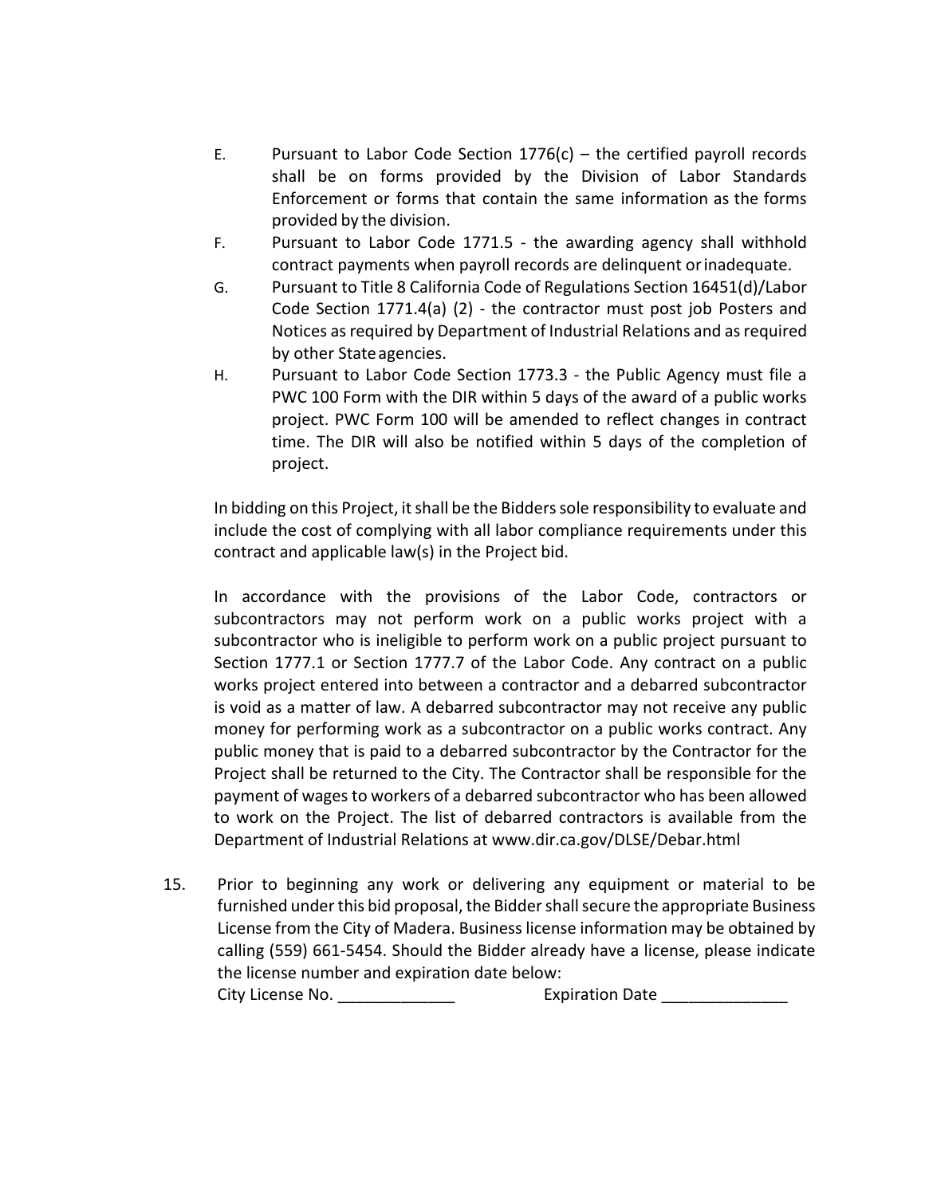E. Pursuant to Labor Code Section 1776(c) – the certified payroll records shall be on forms provided by the Division of Labor Standards Enforcement or forms that contain the same information as the forms provided by the division.

F. Pursuant to Labor Code 1771.5 - the awarding agency shall withhold contract payments when payroll records are delinquent or inadequate.

G. Pursuant to Title 8 California Code of Regulations Section 16451(d)/Labor Code Section 1771.4(a) (2) - the contractor must post job Posters and Notices as required by Department of Industrial Relations and as required by other State agencies.

H. Pursuant to Labor Code Section 1773.3 - the Public Agency must file a PWC 100 Form with the DIR within 5 days of the award of a public works project. PWC Form 100 will be amended to reflect changes in contract time. The DIR will also be notified within 5 days of the completion of project.

In bidding on this Project, it shall be the Bidders sole responsibility to evaluate and include the cost of complying with all labor compliance requirements under this contract and applicable law(s) in the Project bid.

In accordance with the provisions of the Labor Code, contractors or subcontractors may not perform work on a public works project with a subcontractor who is ineligible to perform work on a public project pursuant to Section 1777.1 or Section 1777.7 of the Labor Code. Any contract on a public works project entered into between a contractor and a debarred subcontractor is void as a matter of law. A debarred subcontractor may not receive any public money for performing work as a subcontractor on a public works contract. Any public money that is paid to a debarred subcontractor by the Contractor for the Project shall be returned to the City. The Contractor shall be responsible for the payment of wages to workers of a debarred subcontractor who has been allowed to work on the Project. The list of debarred contractors is available from the Department of Industrial Relations at www.dir.ca.gov/DLSE/Debar.html

15. Prior to beginning any work or delivering any equipment or material to be furnished under this bid proposal, the Bidder shall secure the appropriate Business License from the City of Madera. Business license information may be obtained by calling (559) 661-5454. Should the Bidder already have a license, please indicate the license number and expiration date below:

    City License No. _____________ Expiration Date ______________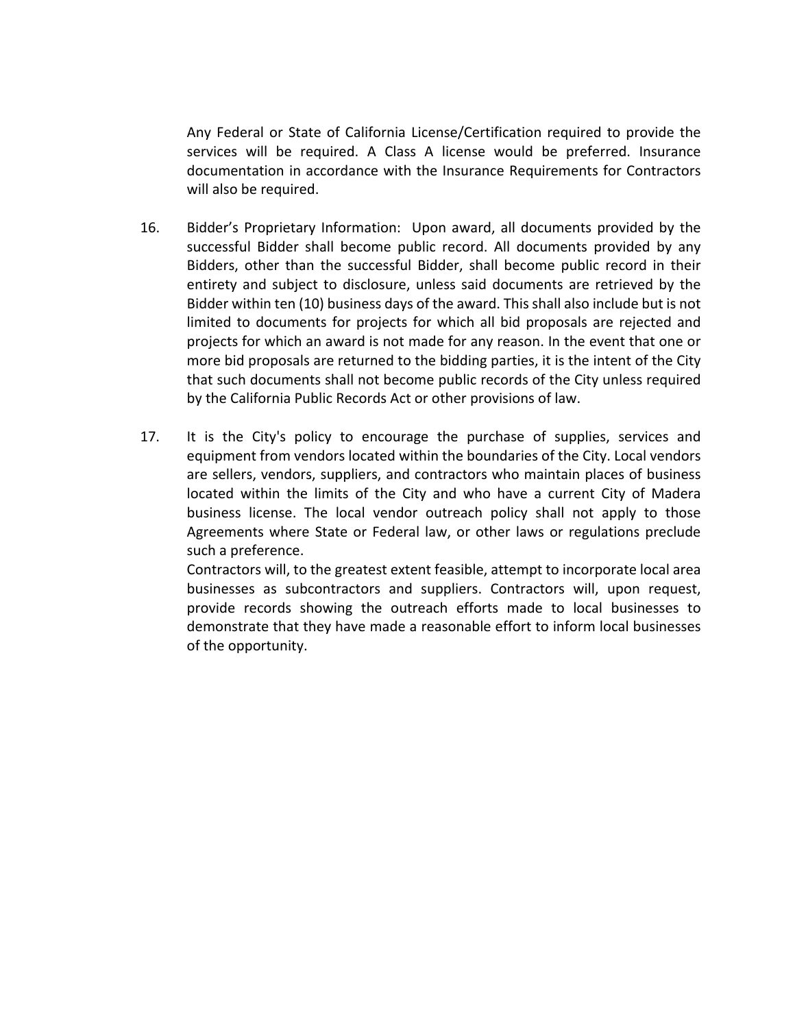Any Federal or State of California License/Certification required to provide the services will be required. A Class A license would be preferred. Insurance documentation in accordance with the Insurance Requirements for Contractors will also be required.

16. Bidder's Proprietary Information: Upon award, all documents provided by the successful Bidder shall become public record. All documents provided by any Bidders, other than the successful Bidder, shall become public record in their entirety and subject to disclosure, unless said documents are retrieved by the Bidder within ten (10) business days of the award. This shall also include but is not limited to documents for projects for which all bid proposals are rejected and projects for which an award is not made for any reason. In the event that one or more bid proposals are returned to the bidding parties, it is the intent of the City that such documents shall not become public records of the City unless required by the California Public Records Act or other provisions of law.

17. It is the City's policy to encourage the purchase of supplies, services and equipment from vendors located within the boundaries of the City. Local vendors are sellers, vendors, suppliers, and contractors who maintain places of business located within the limits of the City and who have a current City of Madera business license. The local vendor outreach policy shall not apply to those Agreements where State or Federal law, or other laws or regulations preclude such a preference.

    Contractors will, to the greatest extent feasible, attempt to incorporate local area businesses as subcontractors and suppliers. Contractors will, upon request, provide records showing the outreach efforts made to local businesses to demonstrate that they have made a reasonable effort to inform local businesses of the opportunity.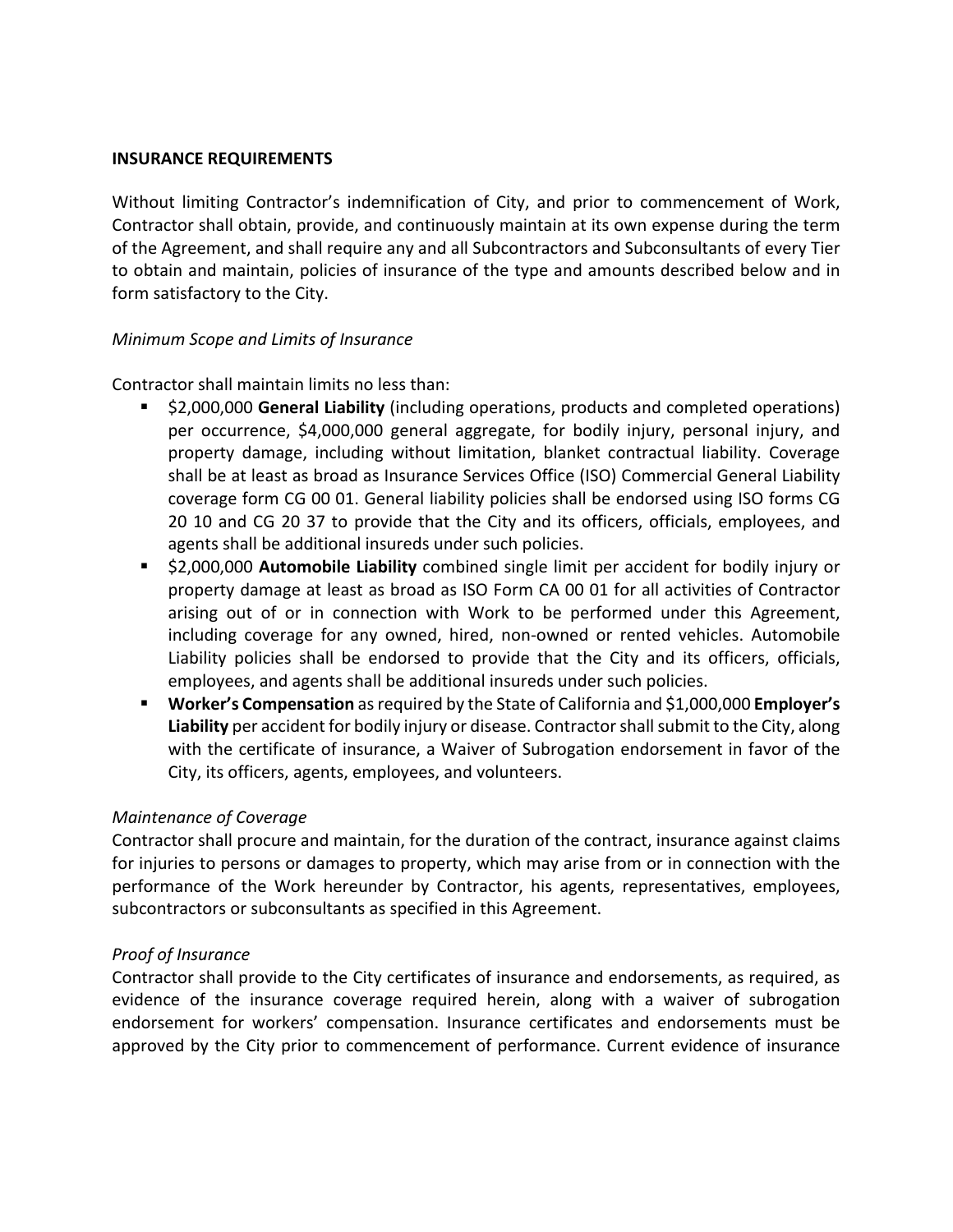**INSURANCE REQUIREMENTS**

Without limiting Contractor's indemnification of City, and prior to commencement of Work, Contractor shall obtain, provide, and continuously maintain at its own expense during the term of the Agreement, and shall require any and all Subcontractors and Subconsultants of every Tier to obtain and maintain, policies of insurance of the type and amounts described below and in form satisfactory to the City.

*Minimum Scope and Limits of Insurance*

Contractor shall maintain limits no less than:

- $2,000,000 **General Liability** (including operations, products and completed operations) per occurrence, $4,000,000 general aggregate, for bodily injury, personal injury, and property damage, including without limitation, blanket contractual liability. Coverage shall be at least as broad as Insurance Services Office (ISO) Commercial General Liability coverage form CG 00 01. General liability policies shall be endorsed using ISO forms CG 20 10 and CG 20 37 to provide that the City and its officers, officials, employees, and agents shall be additional insureds under such policies.
- $2,000,000 **Automobile Liability** combined single limit per accident for bodily injury or property damage at least as broad as ISO Form CA 00 01 for all activities of Contractor arising out of or in connection with Work to be performed under this Agreement, including coverage for any owned, hired, non-owned or rented vehicles. Automobile Liability policies shall be endorsed to provide that the City and its officers, officials, employees, and agents shall be additional insureds under such policies.
- **Worker's Compensation** as required by the State of California and $1,000,000 **Employer's Liability** per accident for bodily injury or disease. Contractor shall submit to the City, along with the certificate of insurance, a Waiver of Subrogation endorsement in favor of the City, its officers, agents, employees, and volunteers.

*Maintenance of Coverage*

Contractor shall procure and maintain, for the duration of the contract, insurance against claims for injuries to persons or damages to property, which may arise from or in connection with the performance of the Work hereunder by Contractor, his agents, representatives, employees, subcontractors or subconsultants as specified in this Agreement.

*Proof of Insurance*

Contractor shall provide to the City certificates of insurance and endorsements, as required, as evidence of the insurance coverage required herein, along with a waiver of subrogation endorsement for workers' compensation. Insurance certificates and endorsements must be approved by the City prior to commencement of performance. Current evidence of insurance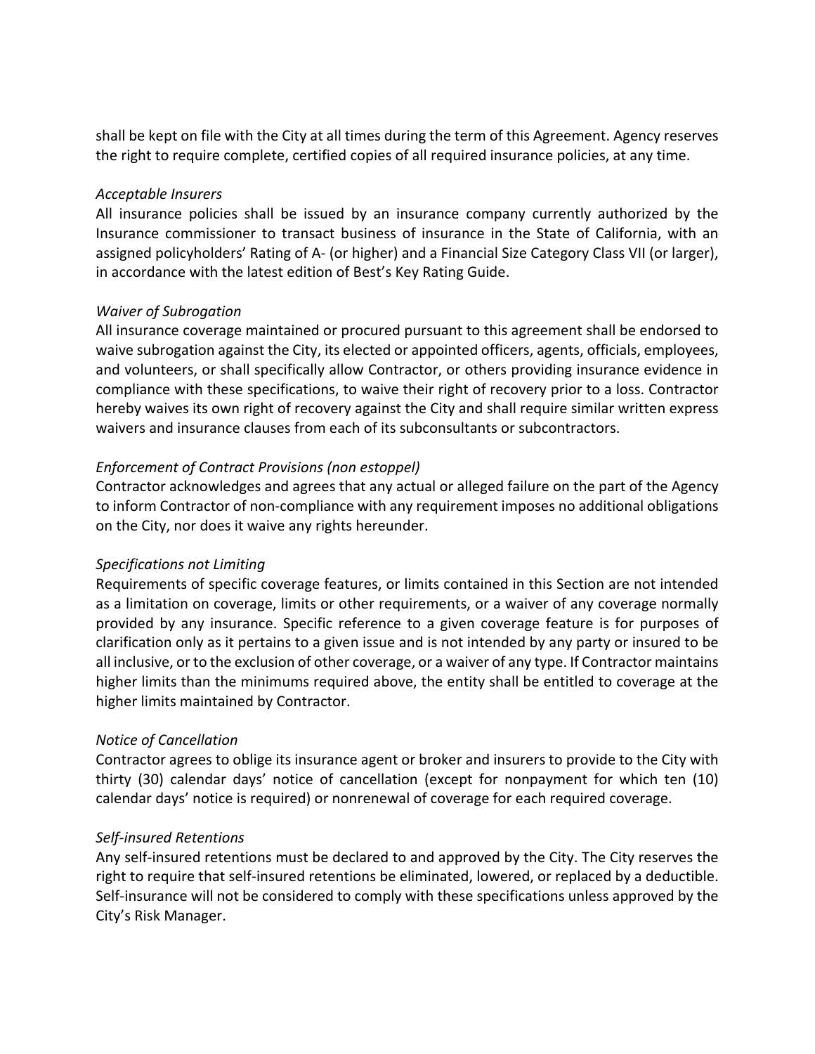shall be kept on file with the City at all times during the term of this Agreement. Agency reserves the right to require complete, certified copies of all required insurance policies, at any time.

*Acceptable Insurers*
All insurance policies shall be issued by an insurance company currently authorized by the Insurance commissioner to transact business of insurance in the State of California, with an assigned policyholders' Rating of A- (or higher) and a Financial Size Category Class VII (or larger), in accordance with the latest edition of Best's Key Rating Guide.

*Waiver of Subrogation*
All insurance coverage maintained or procured pursuant to this agreement shall be endorsed to waive subrogation against the City, its elected or appointed officers, agents, officials, employees, and volunteers, or shall specifically allow Contractor, or others providing insurance evidence in compliance with these specifications, to waive their right of recovery prior to a loss. Contractor hereby waives its own right of recovery against the City and shall require similar written express waivers and insurance clauses from each of its subconsultants or subcontractors.

*Enforcement of Contract Provisions (non estoppel)*
Contractor acknowledges and agrees that any actual or alleged failure on the part of the Agency to inform Contractor of non-compliance with any requirement imposes no additional obligations on the City, nor does it waive any rights hereunder.

*Specifications not Limiting*
Requirements of specific coverage features, or limits contained in this Section are not intended as a limitation on coverage, limits or other requirements, or a waiver of any coverage normally provided by any insurance. Specific reference to a given coverage feature is for purposes of clarification only as it pertains to a given issue and is not intended by any party or insured to be all inclusive, or to the exclusion of other coverage, or a waiver of any type. If Contractor maintains higher limits than the minimums required above, the entity shall be entitled to coverage at the higher limits maintained by Contractor.

*Notice of Cancellation*
Contractor agrees to oblige its insurance agent or broker and insurers to provide to the City with thirty (30) calendar days' notice of cancellation (except for nonpayment for which ten (10) calendar days' notice is required) or nonrenewal of coverage for each required coverage.

*Self-insured Retentions*
Any self-insured retentions must be declared to and approved by the City. The City reserves the right to require that self-insured retentions be eliminated, lowered, or replaced by a deductible. Self-insurance will not be considered to comply with these specifications unless approved by the City's Risk Manager.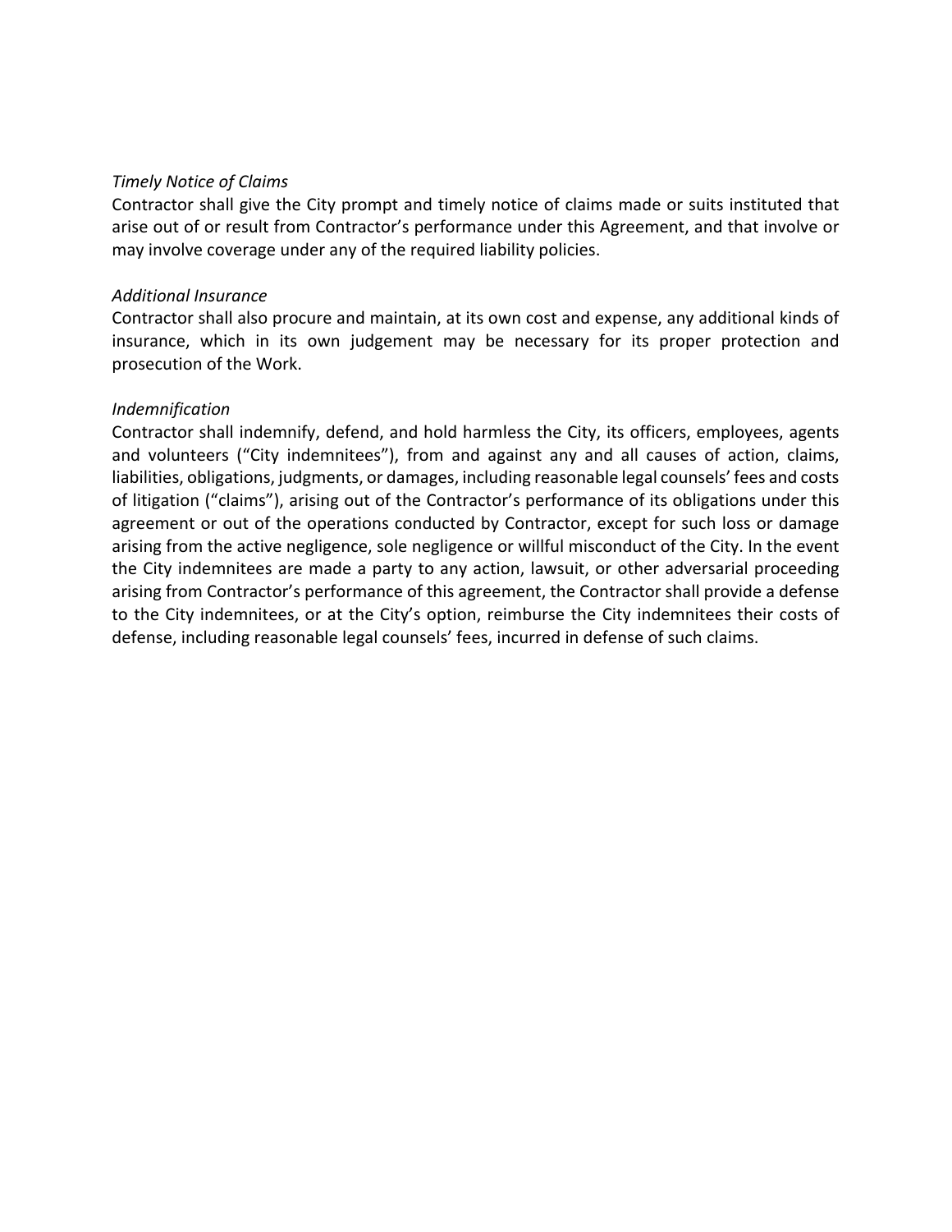*Timely Notice of Claims*

Contractor shall give the City prompt and timely notice of claims made or suits instituted that arise out of or result from Contractor's performance under this Agreement, and that involve or may involve coverage under any of the required liability policies.

*Additional Insurance*

Contractor shall also procure and maintain, at its own cost and expense, any additional kinds of insurance, which in its own judgement may be necessary for its proper protection and prosecution of the Work.

*Indemnification*

Contractor shall indemnify, defend, and hold harmless the City, its officers, employees, agents and volunteers ("City indemnitees"), from and against any and all causes of action, claims, liabilities, obligations, judgments, or damages, including reasonable legal counsels' fees and costs of litigation ("claims"), arising out of the Contractor's performance of its obligations under this agreement or out of the operations conducted by Contractor, except for such loss or damage arising from the active negligence, sole negligence or willful misconduct of the City. In the event the City indemnitees are made a party to any action, lawsuit, or other adversarial proceeding arising from Contractor's performance of this agreement, the Contractor shall provide a defense to the City indemnitees, or at the City's option, reimburse the City indemnitees their costs of defense, including reasonable legal counsels' fees, incurred in defense of such claims.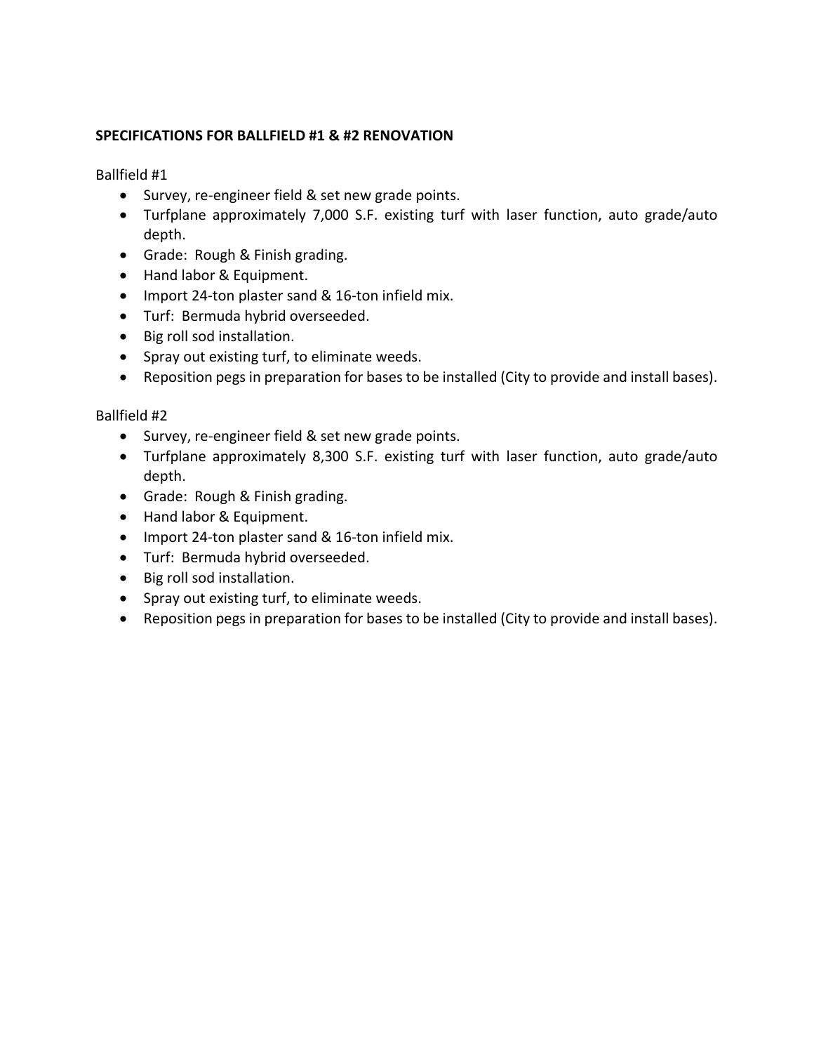**SPECIFICATIONS FOR BALLFIELD #1 & #2 RENOVATION**

Ballfield #1

- Survey, re-engineer field & set new grade points.
- Turfplane approximately 7,000 S.F. existing turf with laser function, auto grade/auto depth.
- Grade: Rough & Finish grading.
- Hand labor & Equipment.
- Import 24-ton plaster sand & 16-ton infield mix.
- Turf: Bermuda hybrid overseeded.
- Big roll sod installation.
- Spray out existing turf, to eliminate weeds.
- Reposition pegs in preparation for bases to be installed (City to provide and install bases).

Ballfield #2

- Survey, re-engineer field & set new grade points.
- Turfplane approximately 8,300 S.F. existing turf with laser function, auto grade/auto depth.
- Grade: Rough & Finish grading.
- Hand labor & Equipment.
- Import 24-ton plaster sand & 16-ton infield mix.
- Turf: Bermuda hybrid overseeded.
- Big roll sod installation.
- Spray out existing turf, to eliminate weeds.
- Reposition pegs in preparation for bases to be installed (City to provide and install bases).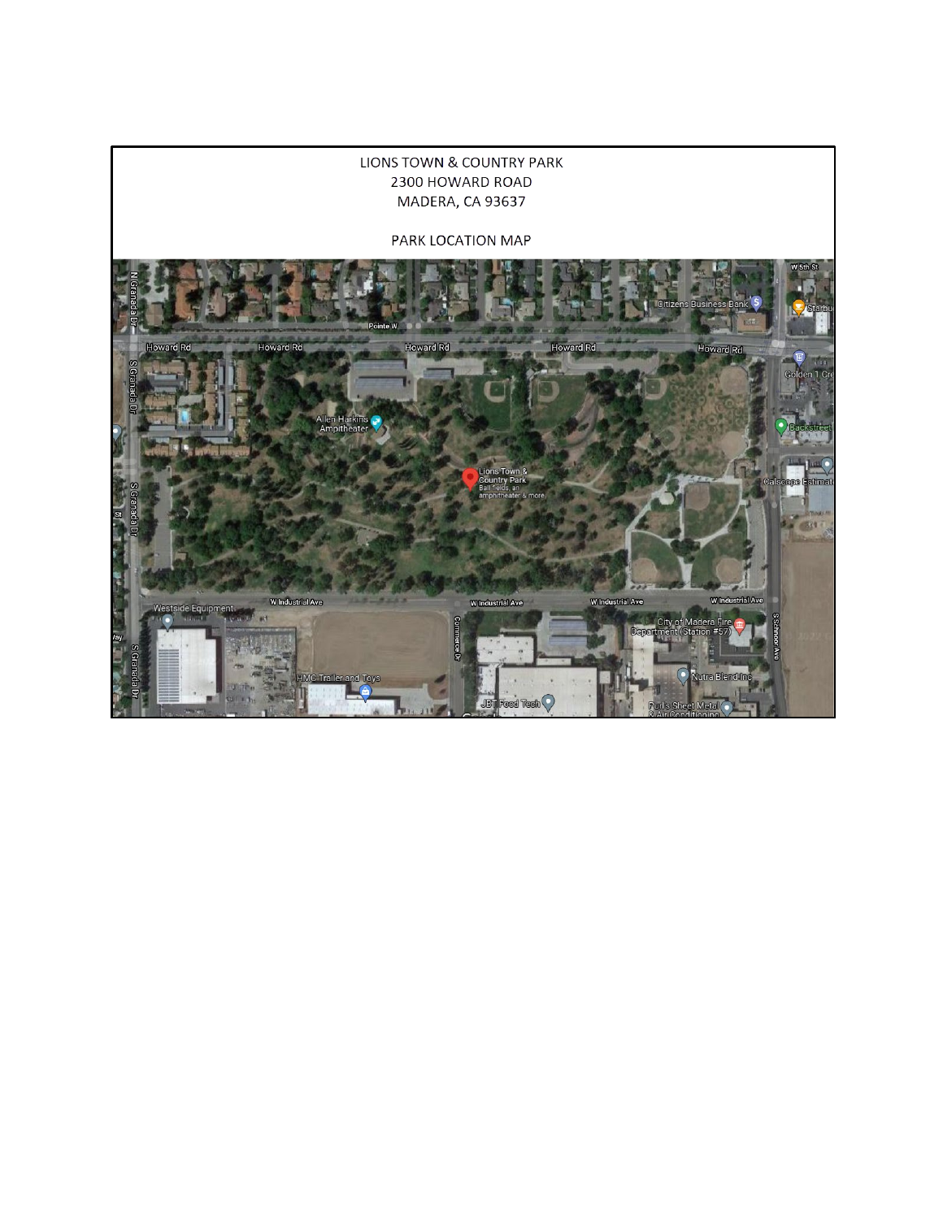LIONS TOWN & COUNTRY PARK

2300 HOWARD ROAD

MADERA, CA 93637

PARK LOCATION MAP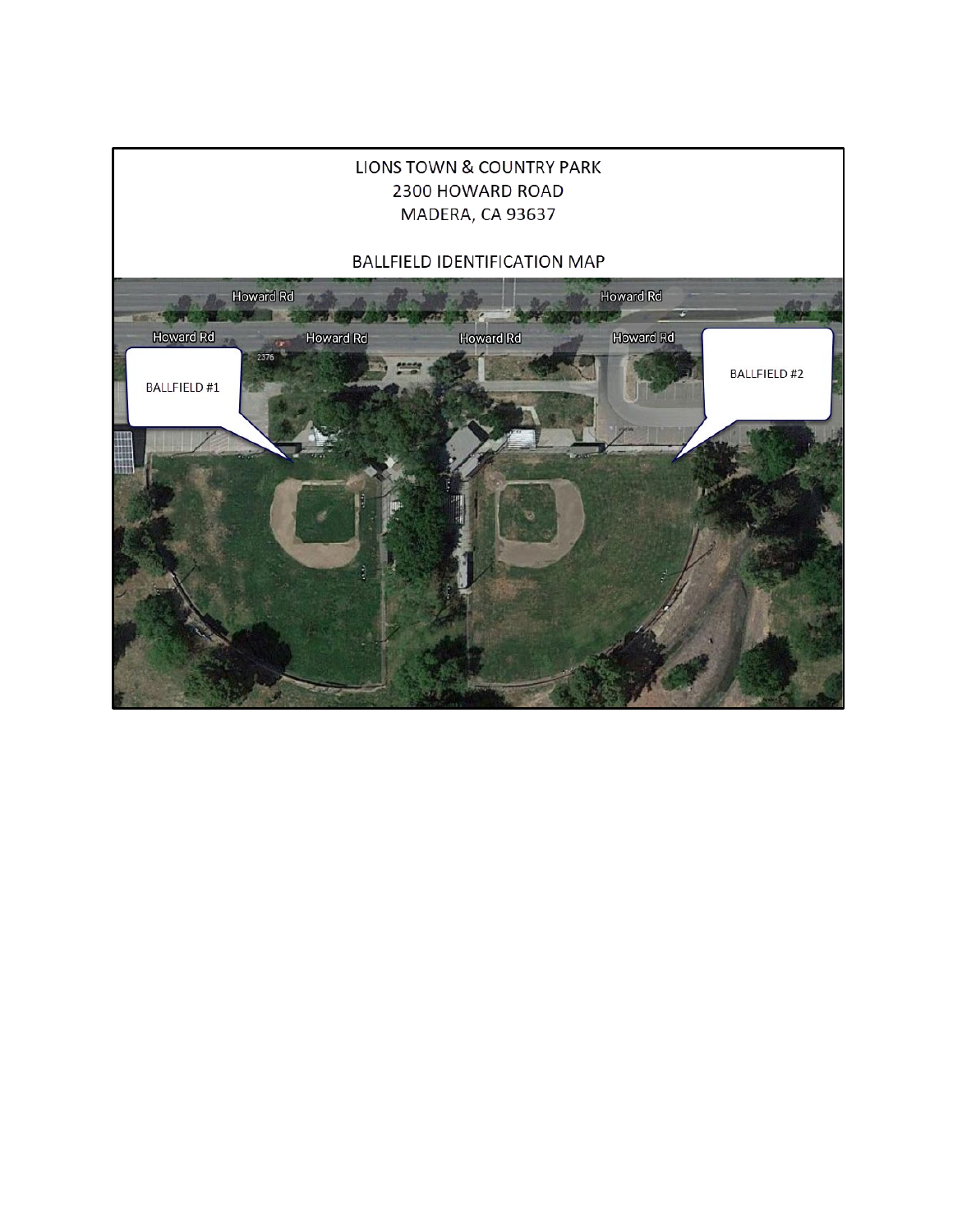# LIONS TOWN & COUNTRY PARK

2300 HOWARD ROAD

MADERA, CA 93637

## BALLFIELD IDENTIFICATION MAP

Howard Rd

BALLFIELD #1

BALLFIELD #2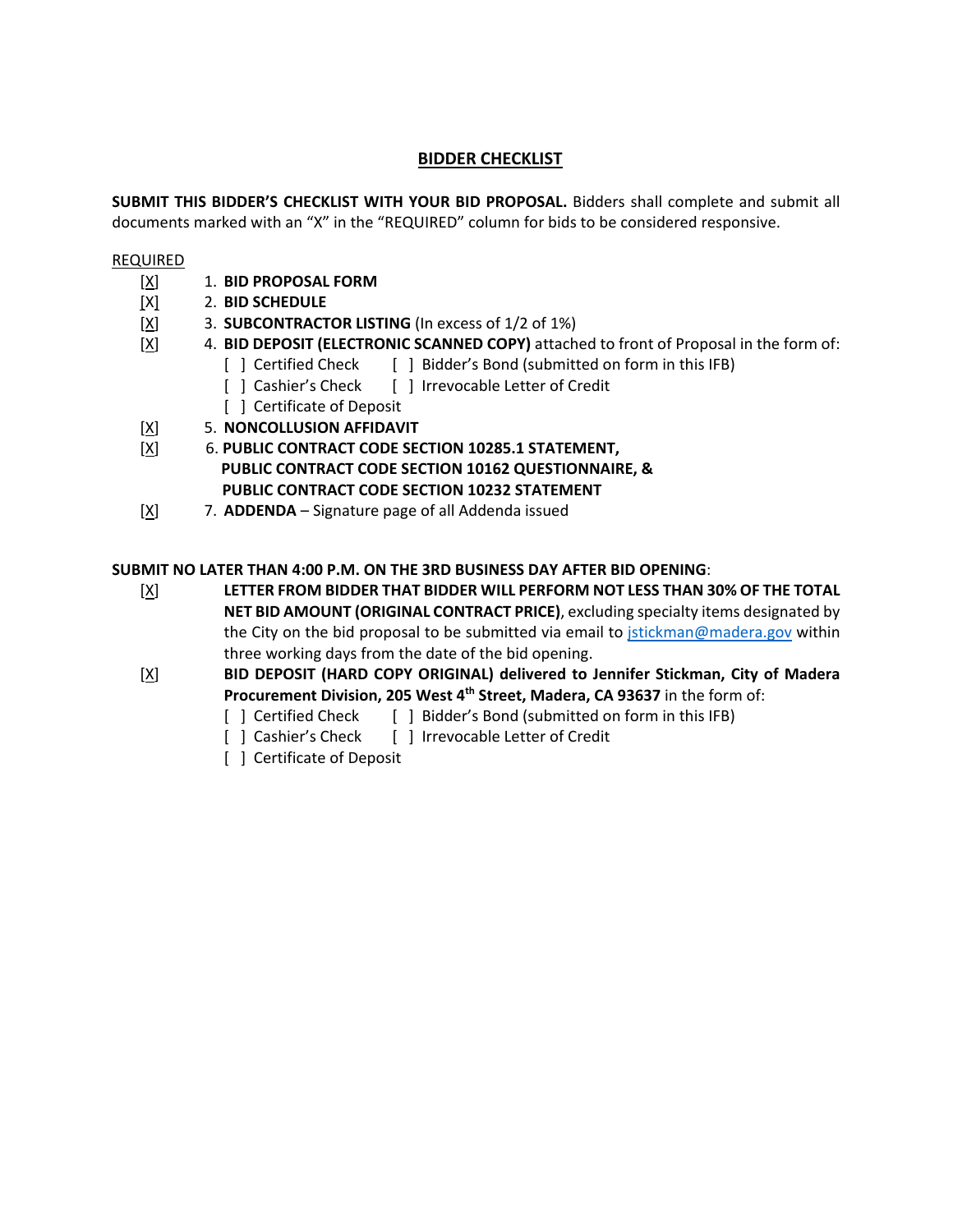## BIDDER CHECKLIST

**SUBMIT THIS BIDDER'S CHECKLIST WITH YOUR BID PROPOSAL.** Bidders shall complete and submit all documents marked with an "X" in the "REQUIRED" column for bids to be considered responsive.

REQUIRED

[X] 1. **BID PROPOSAL FORM**

[X] 2. **BID SCHEDULE**

[X] 3. **SUBCONTRACTOR LISTING** (In excess of 1/2 of 1%)

[X] 4. **BID DEPOSIT (ELECTRONIC SCANNED COPY)** attached to front of Proposal in the form of:
- [ ] Certified Check
- [ ] Bidder's Bond (submitted on form in this IFB)
- [ ] Cashier's Check
- [ ] Irrevocable Letter of Credit
- [ ] Certificate of Deposit

[X] 5. **NONCOLLUSION AFFIDAVIT**

[X] 6. **PUBLIC CONTRACT CODE SECTION 10285.1 STATEMENT, PUBLIC CONTRACT CODE SECTION 10162 QUESTIONNAIRE, & PUBLIC CONTRACT CODE SECTION 10232 STATEMENT**

[X] 7. **ADDENDA** – Signature page of all Addenda issued

**SUBMIT NO LATER THAN 4:00 P.M. ON THE 3RD BUSINESS DAY AFTER BID OPENING**:

[X] **LETTER FROM BIDDER THAT BIDDER WILL PERFORM NOT LESS THAN 30% OF THE TOTAL NET BID AMOUNT (ORIGINAL CONTRACT PRICE)**, excluding specialty items designated by the City on the bid proposal to be submitted via email to jstickman@madera.gov within three working days from the date of the bid opening.

[X] **BID DEPOSIT (HARD COPY ORIGINAL) delivered to Jennifer Stickman, City of Madera Procurement Division, 205 West 4th Street, Madera, CA 93637** in the form of:
- [ ] Certified Check
- [ ] Bidder's Bond (submitted on form in this IFB)
- [ ] Cashier's Check
- [ ] Irrevocable Letter of Credit
- [ ] Certificate of Deposit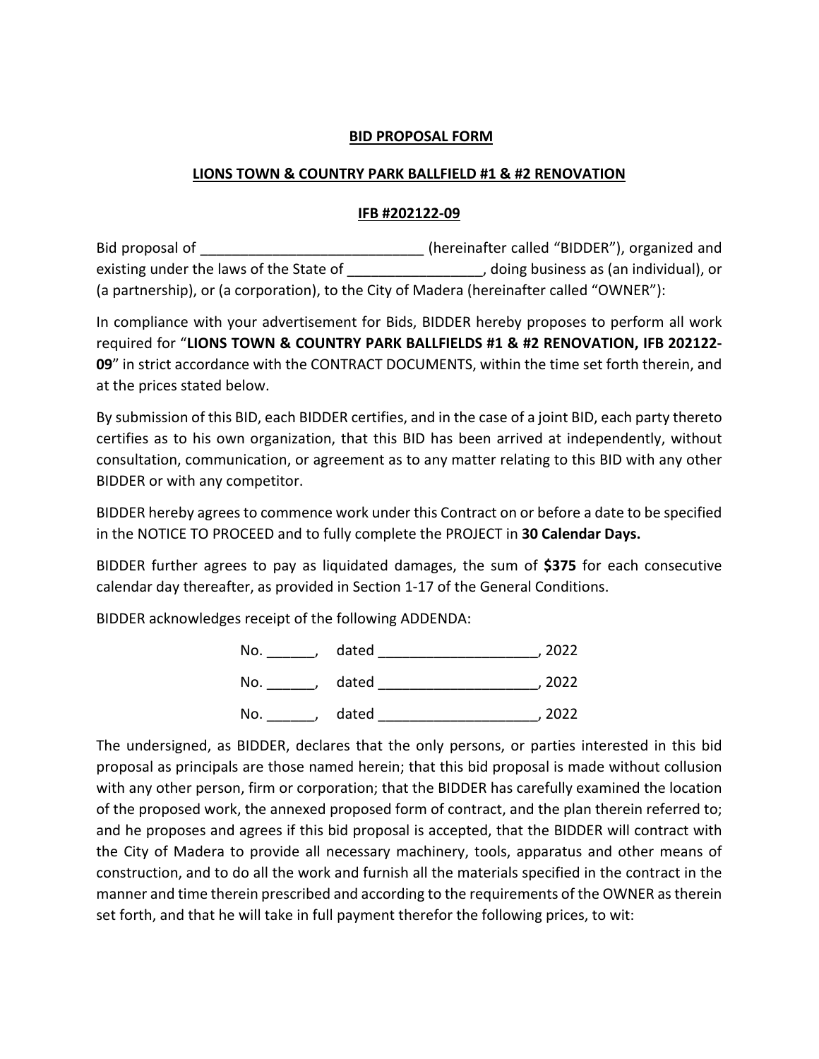**BID PROPOSAL FORM**

**LIONS TOWN & COUNTRY PARK BALLFIELD #1 & #2 RENOVATION**

**IFB #202122-09**

Bid proposal of ____________________________ (hereinafter called "BIDDER"), organized and existing under the laws of the State of _________________, doing business as (an individual), or (a partnership), or (a corporation), to the City of Madera (hereinafter called "OWNER"):

In compliance with your advertisement for Bids, BIDDER hereby proposes to perform all work required for "**LIONS TOWN & COUNTRY PARK BALLFIELDS #1 & #2 RENOVATION, IFB 202122-09**" in strict accordance with the CONTRACT DOCUMENTS, within the time set forth therein, and at the prices stated below.

By submission of this BID, each BIDDER certifies, and in the case of a joint BID, each party thereto certifies as to his own organization, that this BID has been arrived at independently, without consultation, communication, or agreement as to any matter relating to this BID with any other BIDDER or with any competitor.

BIDDER hereby agrees to commence work under this Contract on or before a date to be specified in the NOTICE TO PROCEED and to fully complete the PROJECT in **30 Calendar Days.**

BIDDER further agrees to pay as liquidated damages, the sum of **$375** for each consecutive calendar day thereafter, as provided in Section 1-17 of the General Conditions.

BIDDER acknowledges receipt of the following ADDENDA:

No. ______, dated ____________________, 2022

No. ______, dated ____________________, 2022

No. ______, dated ____________________, 2022

The undersigned, as BIDDER, declares that the only persons, or parties interested in this bid proposal as principals are those named herein; that this bid proposal is made without collusion with any other person, firm or corporation; that the BIDDER has carefully examined the location of the proposed work, the annexed proposed form of contract, and the plan therein referred to; and he proposes and agrees if this bid proposal is accepted, that the BIDDER will contract with the City of Madera to provide all necessary machinery, tools, apparatus and other means of construction, and to do all the work and furnish all the materials specified in the contract in the manner and time therein prescribed and according to the requirements of the OWNER as therein set forth, and that he will take in full payment therefor the following prices, to wit: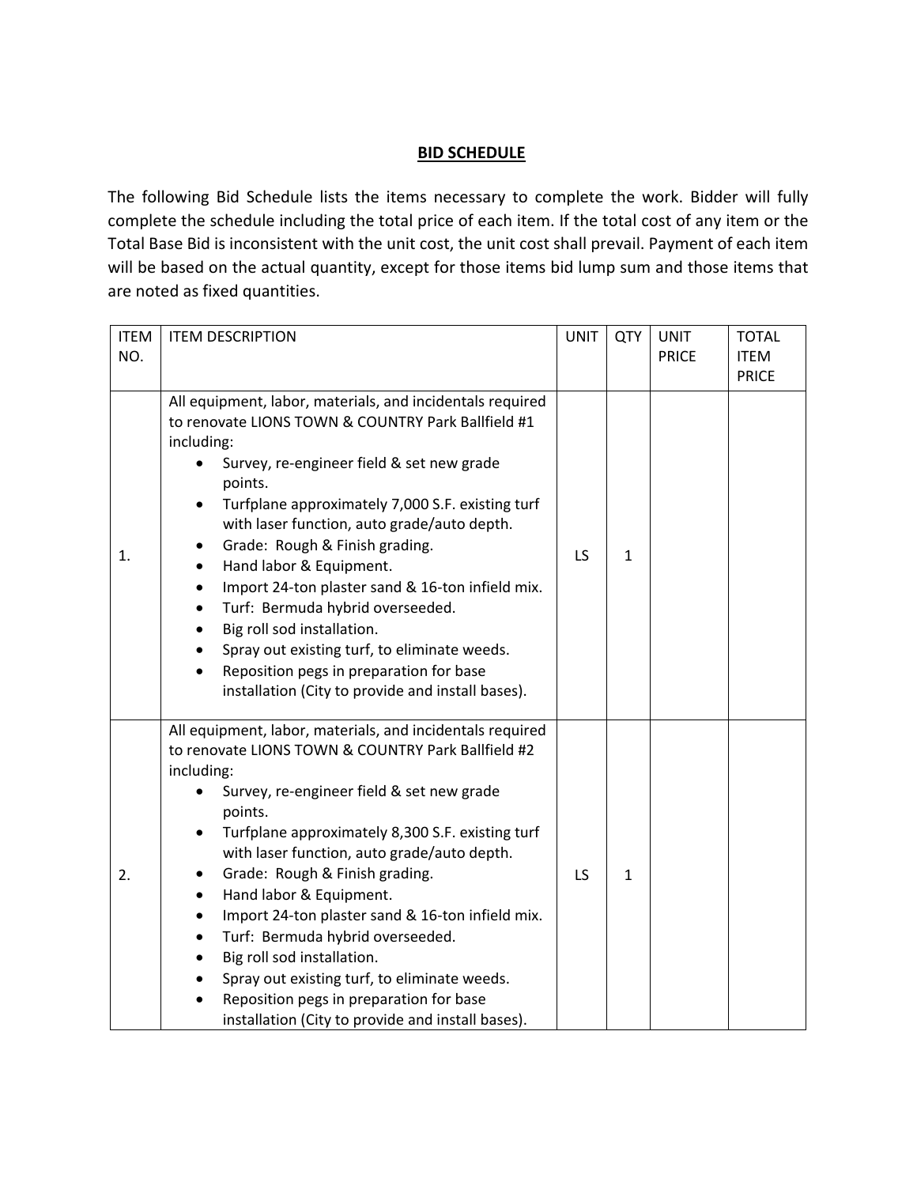## BID SCHEDULE

The following Bid Schedule lists the items necessary to complete the work. Bidder will fully complete the schedule including the total price of each item. If the total cost of any item or the Total Base Bid is inconsistent with the unit cost, the unit cost shall prevail. Payment of each item will be based on the actual quantity, except for those items bid lump sum and those items that are noted as fixed quantities.

| ITEM NO. | ITEM DESCRIPTION | UNIT | QTY | UNIT PRICE | TOTAL ITEM PRICE |
|---|---|---|---|---|---|
| 1. | All equipment, labor, materials, and incidentals required to renovate LIONS TOWN & COUNTRY Park Ballfield #1 including:<br>• Survey, re-engineer field & set new grade points.<br>• Turfplane approximately 7,000 S.F. existing turf with laser function, auto grade/auto depth.<br>• Grade: Rough & Finish grading.<br>• Hand labor & Equipment.<br>• Import 24-ton plaster sand & 16-ton infield mix.<br>• Turf: Bermuda hybrid overseeded.<br>• Big roll sod installation.<br>• Spray out existing turf, to eliminate weeds.<br>• Reposition pegs in preparation for base installation (City to provide and install bases). | LS | 1 | | |
| 2. | All equipment, labor, materials, and incidentals required to renovate LIONS TOWN & COUNTRY Park Ballfield #2 including:<br>• Survey, re-engineer field & set new grade points.<br>• Turfplane approximately 8,300 S.F. existing turf with laser function, auto grade/auto depth.<br>• Grade: Rough & Finish grading.<br>• Hand labor & Equipment.<br>• Import 24-ton plaster sand & 16-ton infield mix.<br>• Turf: Bermuda hybrid overseeded.<br>• Big roll sod installation.<br>• Spray out existing turf, to eliminate weeds.<br>• Reposition pegs in preparation for base installation (City to provide and install bases). | LS | 1 | | |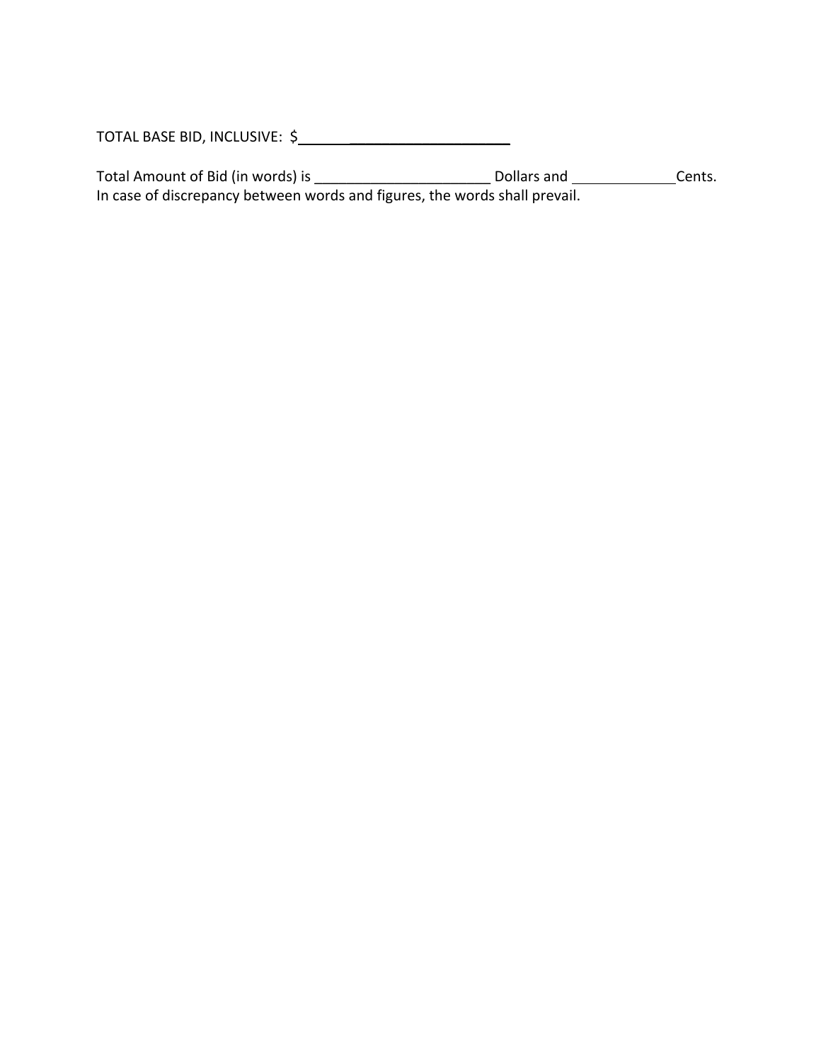TOTAL BASE BID, INCLUSIVE: $____________________________

Total Amount of Bid (in words) is ______________________ Dollars and _____________Cents.
In case of discrepancy between words and figures, the words shall prevail.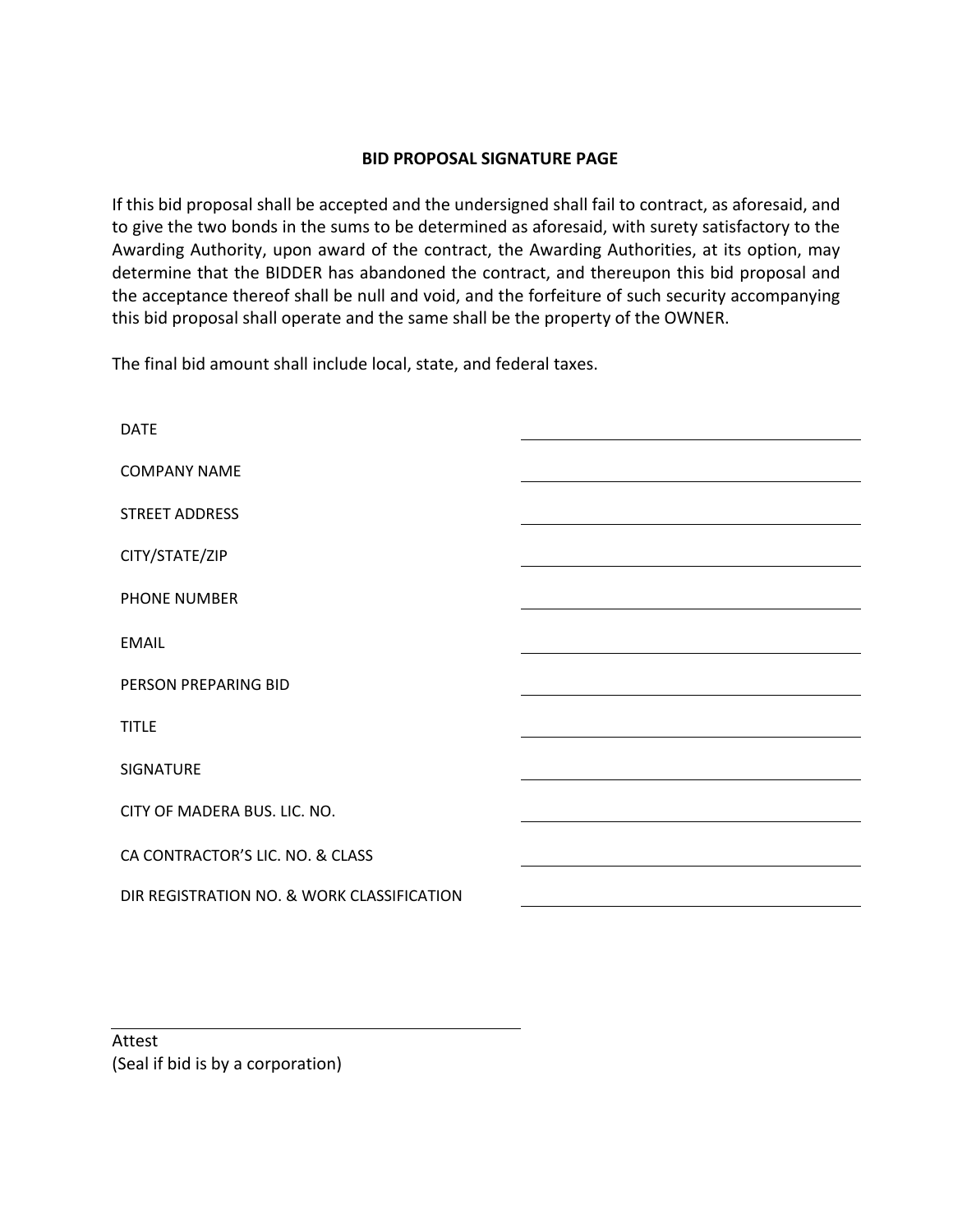## BID PROPOSAL SIGNATURE PAGE

If this bid proposal shall be accepted and the undersigned shall fail to contract, as aforesaid, and to give the two bonds in the sums to be determined as aforesaid, with surety satisfactory to the Awarding Authority, upon award of the contract, the Awarding Authorities, at its option, may determine that the BIDDER has abandoned the contract, and thereupon this bid proposal and the acceptance thereof shall be null and void, and the forfeiture of such security accompanying this bid proposal shall operate and the same shall be the property of the OWNER.

The final bid amount shall include local, state, and federal taxes.

| | |
|---|---|
| DATE | _______________ |
| COMPANY NAME | _______________ |
| STREET ADDRESS | _______________ |
| CITY/STATE/ZIP | _______________ |
| PHONE NUMBER | _______________ |
| EMAIL | _______________ |
| PERSON PREPARING BID | _______________ |
| TITLE | _______________ |
| SIGNATURE | _______________ |
| CITY OF MADERA BUS. LIC. NO. | _______________ |
| CA CONTRACTOR'S LIC. NO. & CLASS | _______________ |
| DIR REGISTRATION NO. & WORK CLASSIFICATION | _______________ |

_______________________________

Attest
(Seal if bid is by a corporation)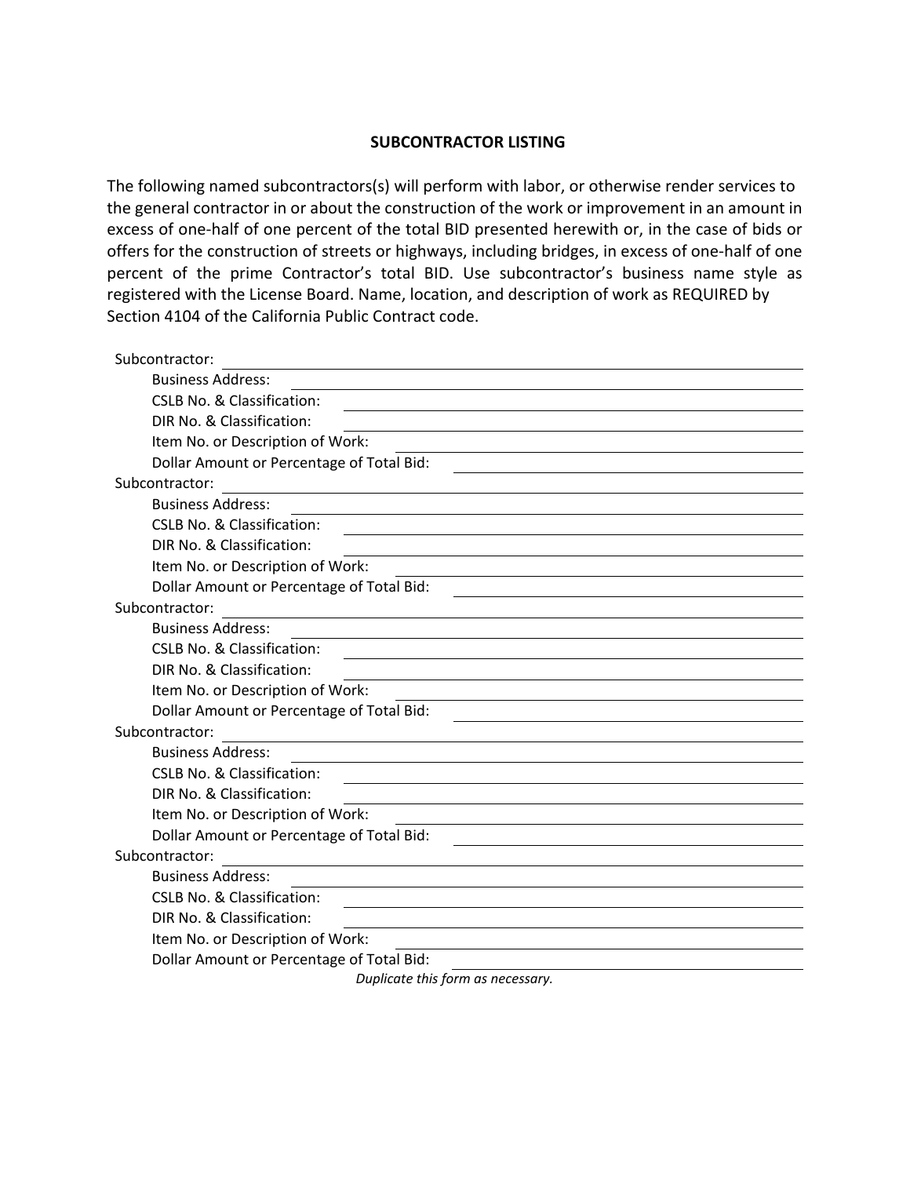## SUBCONTRACTOR LISTING

The following named subcontractors(s) will perform with labor, or otherwise render services to the general contractor in or about the construction of the work or improvement in an amount in excess of one-half of one percent of the total BID presented herewith or, in the case of bids or offers for the construction of streets or highways, including bridges, in excess of one-half of one percent of the prime Contractor's total BID. Use subcontractor's business name style as registered with the License Board. Name, location, and description of work as REQUIRED by Section 4104 of the California Public Contract code.

Subcontractor: ______________________________

- Business Address: ______________________________
- CSLB No. & Classification: ______________________________
- DIR No. & Classification: ______________________________
- Item No. or Description of Work: ______________________________
- Dollar Amount or Percentage of Total Bid: ______________________________

Subcontractor: ______________________________

- Business Address: ______________________________
- CSLB No. & Classification: ______________________________
- DIR No. & Classification: ______________________________
- Item No. or Description of Work: ______________________________
- Dollar Amount or Percentage of Total Bid: ______________________________

Subcontractor: ______________________________

- Business Address: ______________________________
- CSLB No. & Classification: ______________________________
- DIR No. & Classification: ______________________________
- Item No. or Description of Work: ______________________________
- Dollar Amount or Percentage of Total Bid: ______________________________

Subcontractor: ______________________________

- Business Address: ______________________________
- CSLB No. & Classification: ______________________________
- DIR No. & Classification: ______________________________
- Item No. or Description of Work: ______________________________
- Dollar Amount or Percentage of Total Bid: ______________________________

Subcontractor: ______________________________

- Business Address: ______________________________
- CSLB No. & Classification: ______________________________
- DIR No. & Classification: ______________________________
- Item No. or Description of Work: ______________________________
- Dollar Amount or Percentage of Total Bid: ______________________________

*Duplicate this form as necessary.*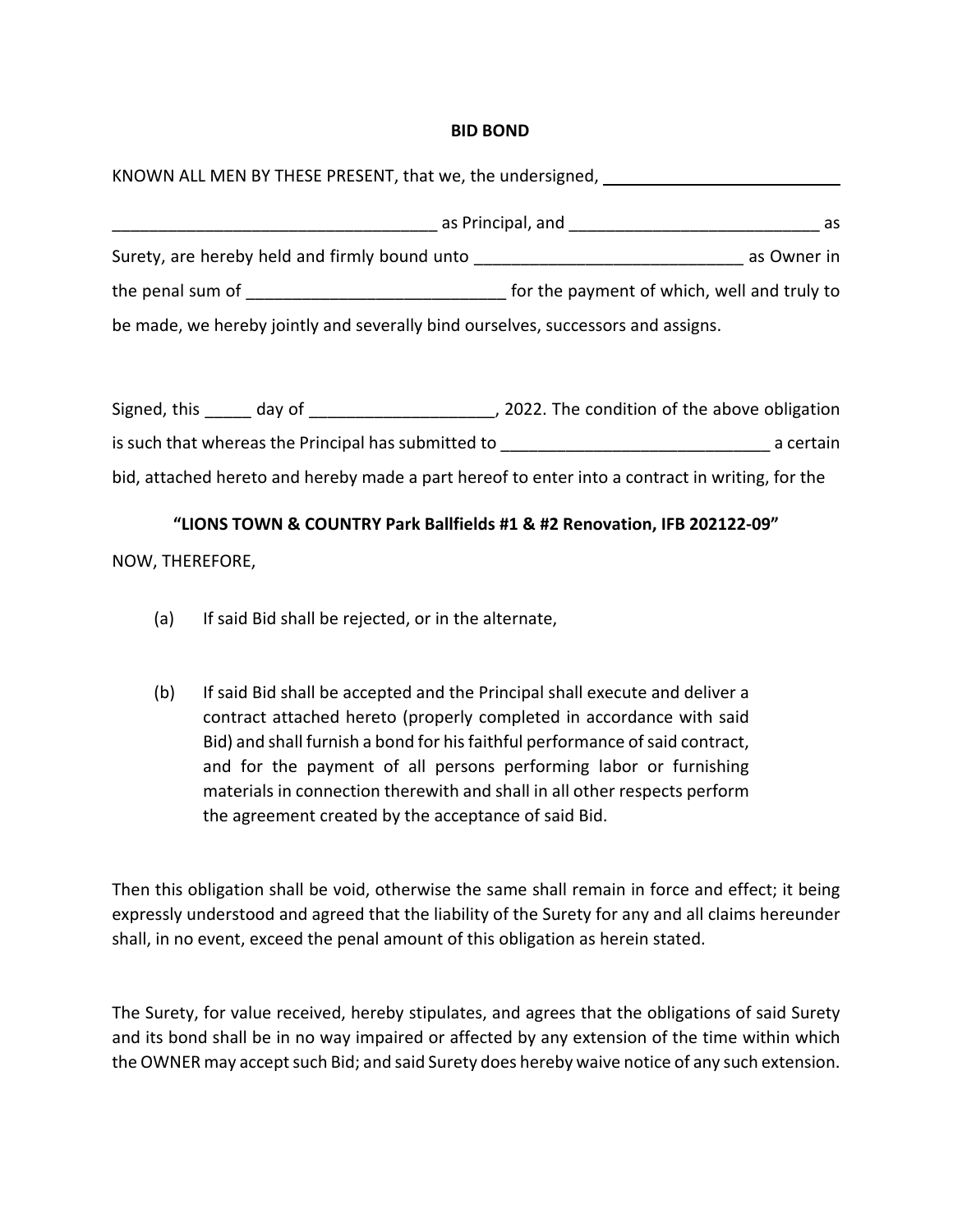**BID BOND**

KNOWN ALL MEN BY THESE PRESENT, that we, the undersigned, ___________________________

___________________________________ as Principal, and ___________________________ as Surety, are hereby held and firmly bound unto _____________________________ as Owner in the penal sum of ____________________________ for the payment of which, well and truly to be made, we hereby jointly and severally bind ourselves, successors and assigns.

Signed, this _____ day of ____________________, 2022. The condition of the above obligation is such that whereas the Principal has submitted to _____________________________ a certain bid, attached hereto and hereby made a part hereof to enter into a contract in writing, for the

**"LIONS TOWN & COUNTRY Park Ballfields #1 & #2 Renovation, IFB 202122-09"**

NOW, THEREFORE,

(a) If said Bid shall be rejected, or in the alternate,

(b) If said Bid shall be accepted and the Principal shall execute and deliver a contract attached hereto (properly completed in accordance with said Bid) and shall furnish a bond for his faithful performance of said contract, and for the payment of all persons performing labor or furnishing materials in connection therewith and shall in all other respects perform the agreement created by the acceptance of said Bid.

Then this obligation shall be void, otherwise the same shall remain in force and effect; it being expressly understood and agreed that the liability of the Surety for any and all claims hereunder shall, in no event, exceed the penal amount of this obligation as herein stated.

The Surety, for value received, hereby stipulates, and agrees that the obligations of said Surety and its bond shall be in no way impaired or affected by any extension of the time within which the OWNER may accept such Bid; and said Surety does hereby waive notice of any such extension.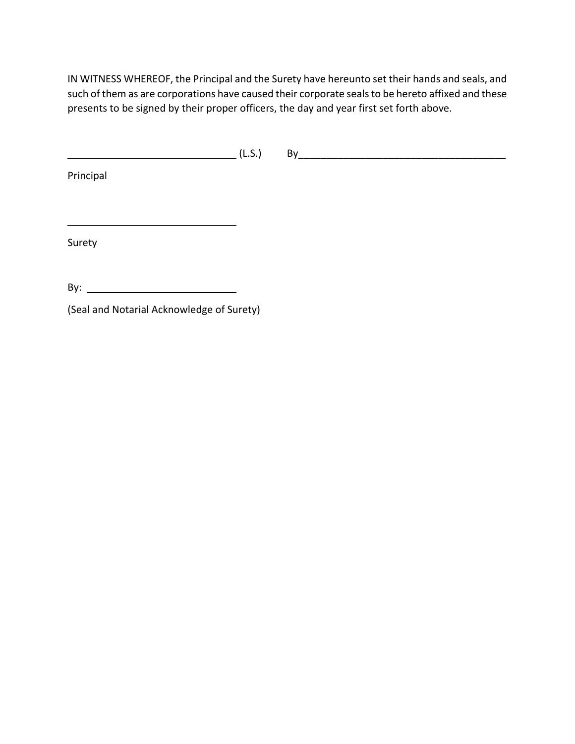IN WITNESS WHEREOF, the Principal and the Surety have hereunto set their hands and seals, and such of them as are corporations have caused their corporate seals to be hereto affixed and these presents to be signed by their proper officers, the day and year first set forth above.

_______________________________ (L.S.) By_____________________________________

Principal

_______________________________

Surety

By: ____________________________

(Seal and Notarial Acknowledge of Surety)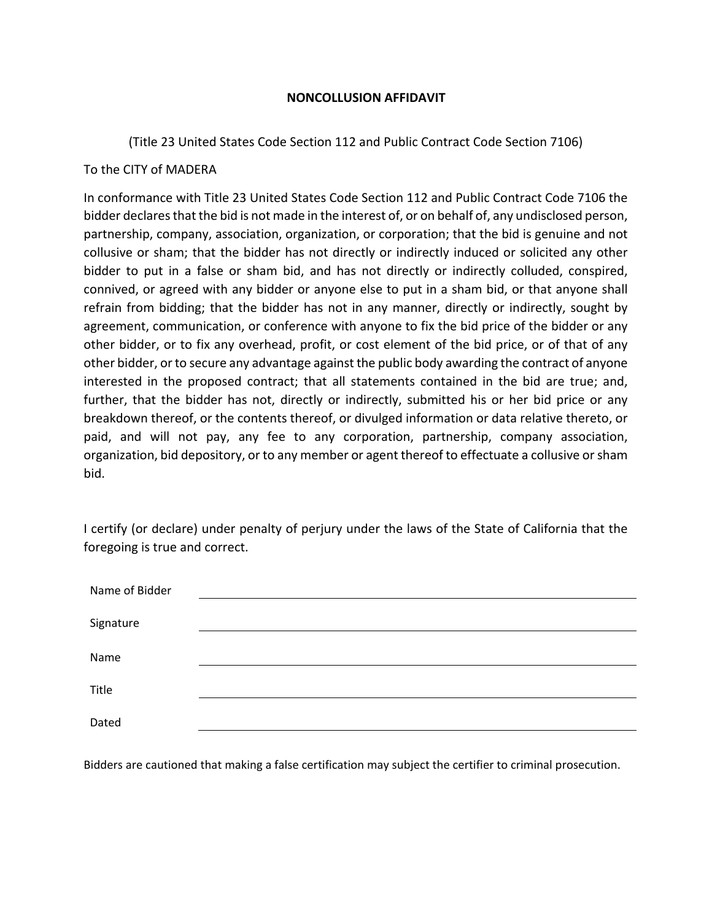# NONCOLLUSION AFFIDAVIT

(Title 23 United States Code Section 112 and Public Contract Code Section 7106)

To the CITY of MADERA

In conformance with Title 23 United States Code Section 112 and Public Contract Code 7106 the bidder declares that the bid is not made in the interest of, or on behalf of, any undisclosed person, partnership, company, association, organization, or corporation; that the bid is genuine and not collusive or sham; that the bidder has not directly or indirectly induced or solicited any other bidder to put in a false or sham bid, and has not directly or indirectly colluded, conspired, connived, or agreed with any bidder or anyone else to put in a sham bid, or that anyone shall refrain from bidding; that the bidder has not in any manner, directly or indirectly, sought by agreement, communication, or conference with anyone to fix the bid price of the bidder or any other bidder, or to fix any overhead, profit, or cost element of the bid price, or of that of any other bidder, or to secure any advantage against the public body awarding the contract of anyone interested in the proposed contract; that all statements contained in the bid are true; and, further, that the bidder has not, directly or indirectly, submitted his or her bid price or any breakdown thereof, or the contents thereof, or divulged information or data relative thereto, or paid, and will not pay, any fee to any corporation, partnership, company association, organization, bid depository, or to any member or agent thereof to effectuate a collusive or sham bid.

I certify (or declare) under penalty of perjury under the laws of the State of California that the foregoing is true and correct.

Name of Bidder \_\_\_\_\_\_\_\_\_\_\_\_\_\_\_\_\_\_\_\_\_\_\_\_\_\_\_\_\_\_\_\_

Signature \_\_\_\_\_\_\_\_\_\_\_\_\_\_\_\_\_\_\_\_\_\_\_\_\_\_\_\_\_\_\_\_

Name \_\_\_\_\_\_\_\_\_\_\_\_\_\_\_\_\_\_\_\_\_\_\_\_\_\_\_\_\_\_\_\_

Title \_\_\_\_\_\_\_\_\_\_\_\_\_\_\_\_\_\_\_\_\_\_\_\_\_\_\_\_\_\_\_\_

Dated \_\_\_\_\_\_\_\_\_\_\_\_\_\_\_\_\_\_\_\_\_\_\_\_\_\_\_\_\_\_\_\_

Bidders are cautioned that making a false certification may subject the certifier to criminal prosecution.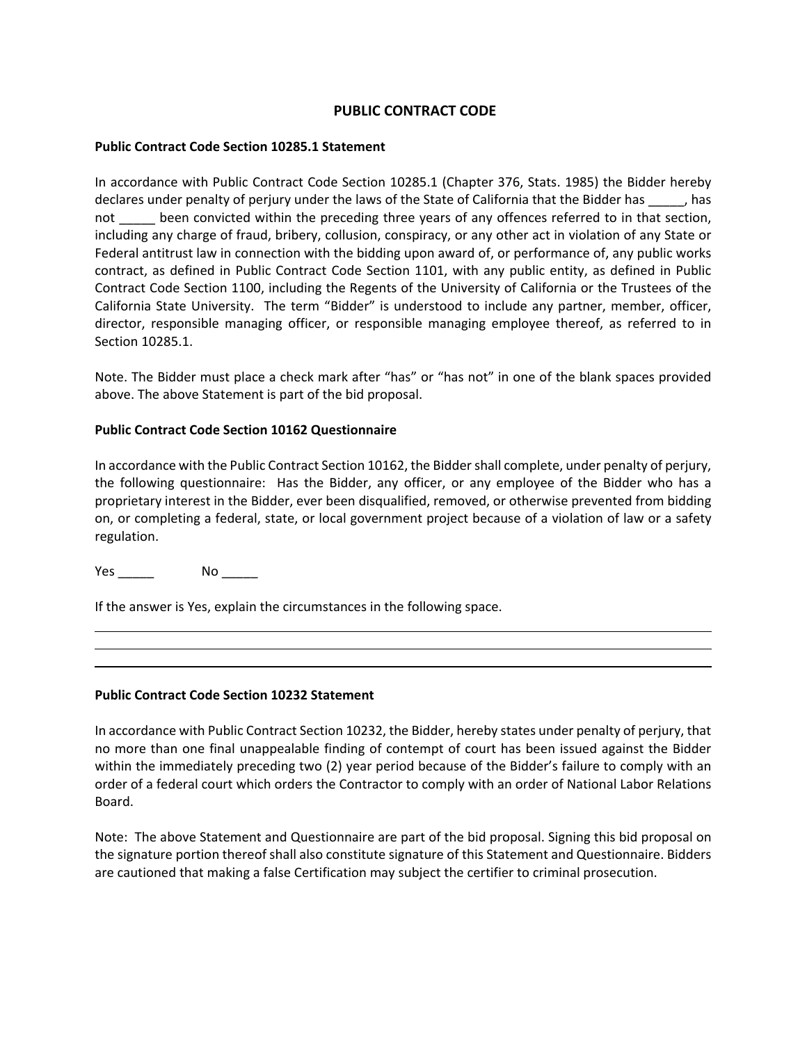# PUBLIC CONTRACT CODE

**Public Contract Code Section 10285.1 Statement**

In accordance with Public Contract Code Section 10285.1 (Chapter 376, Stats. 1985) the Bidder hereby declares under penalty of perjury under the laws of the State of California that the Bidder has _____, has not _____ been convicted within the preceding three years of any offences referred to in that section, including any charge of fraud, bribery, collusion, conspiracy, or any other act in violation of any State or Federal antitrust law in connection with the bidding upon award of, or performance of, any public works contract, as defined in Public Contract Code Section 1101, with any public entity, as defined in Public Contract Code Section 1100, including the Regents of the University of California or the Trustees of the California State University. The term "Bidder" is understood to include any partner, member, officer, director, responsible managing officer, or responsible managing employee thereof, as referred to in Section 10285.1.

Note. The Bidder must place a check mark after "has" or "has not" in one of the blank spaces provided above. The above Statement is part of the bid proposal.

**Public Contract Code Section 10162 Questionnaire**

In accordance with the Public Contract Section 10162, the Bidder shall complete, under penalty of perjury, the following questionnaire: Has the Bidder, any officer, or any employee of the Bidder who has a proprietary interest in the Bidder, ever been disqualified, removed, or otherwise prevented from bidding on, or completing a federal, state, or local government project because of a violation of law or a safety regulation.

Yes _____ No _____

If the answer is Yes, explain the circumstances in the following space.

______________________________________________________________________________

______________________________________________________________________________

______________________________________________________________________________

**Public Contract Code Section 10232 Statement**

In accordance with Public Contract Section 10232, the Bidder, hereby states under penalty of perjury, that no more than one final unappealable finding of contempt of court has been issued against the Bidder within the immediately preceding two (2) year period because of the Bidder's failure to comply with an order of a federal court which orders the Contractor to comply with an order of National Labor Relations Board.

Note: The above Statement and Questionnaire are part of the bid proposal. Signing this bid proposal on the signature portion thereof shall also constitute signature of this Statement and Questionnaire. Bidders are cautioned that making a false Certification may subject the certifier to criminal prosecution.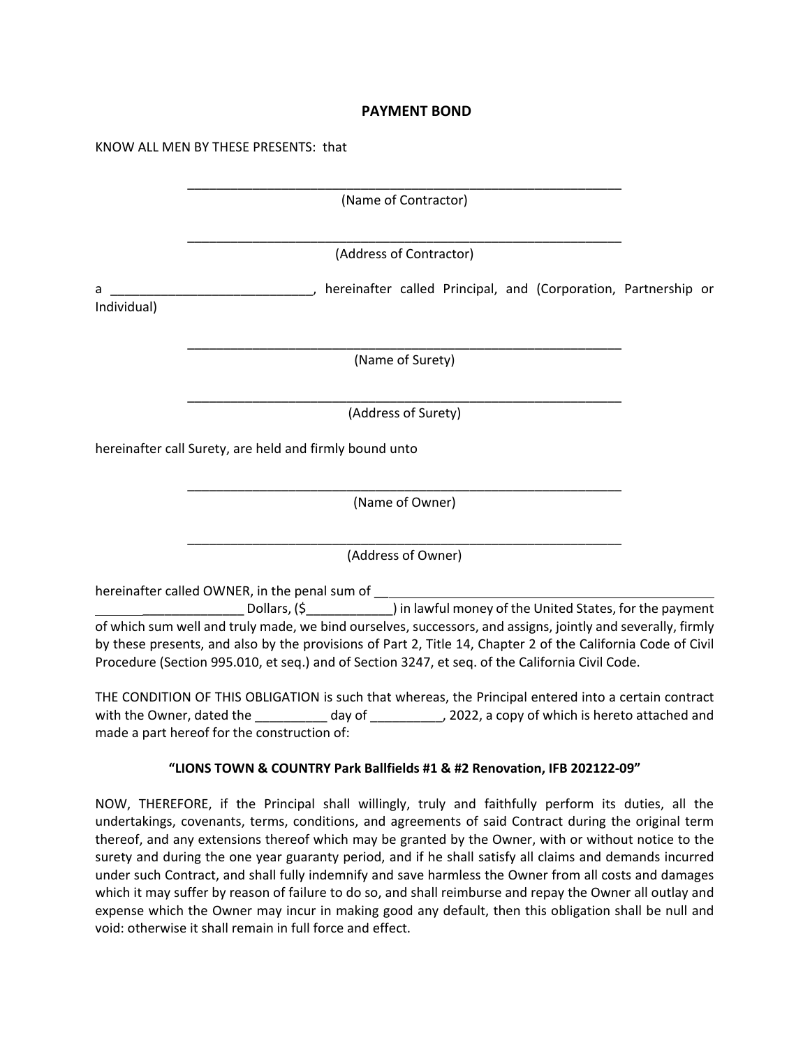**PAYMENT BOND**

KNOW ALL MEN BY THESE PRESENTS: that

_______________________________________________________________
(Name of Contractor)

_______________________________________________________________
(Address of Contractor)

a ____________________________, hereinafter called Principal, and (Corporation, Partnership or Individual)

_______________________________________________________________
(Name of Surety)

_______________________________________________________________
(Address of Surety)

hereinafter call Surety, are held and firmly bound unto

_______________________________________________________________
(Name of Owner)

_______________________________________________________________
(Address of Owner)

hereinafter called OWNER, in the penal sum of ______________________________________________________________________ Dollars, ($____________) in lawful money of the United States, for the payment of which sum well and truly made, we bind ourselves, successors, and assigns, jointly and severally, firmly by these presents, and also by the provisions of Part 2, Title 14, Chapter 2 of the California Code of Civil Procedure (Section 995.010, et seq.) and of Section 3247, et seq. of the California Civil Code.

THE CONDITION OF THIS OBLIGATION is such that whereas, the Principal entered into a certain contract with the Owner, dated the __________ day of __________, 2022, a copy of which is hereto attached and made a part hereof for the construction of:

**"LIONS TOWN & COUNTRY Park Ballfields #1 & #2 Renovation, IFB 202122-09"**

NOW, THEREFORE, if the Principal shall willingly, truly and faithfully perform its duties, all the undertakings, covenants, terms, conditions, and agreements of said Contract during the original term thereof, and any extensions thereof which may be granted by the Owner, with or without notice to the surety and during the one year guaranty period, and if he shall satisfy all claims and demands incurred under such Contract, and shall fully indemnify and save harmless the Owner from all costs and damages which it may suffer by reason of failure to do so, and shall reimburse and repay the Owner all outlay and expense which the Owner may incur in making good any default, then this obligation shall be null and void: otherwise it shall remain in full force and effect.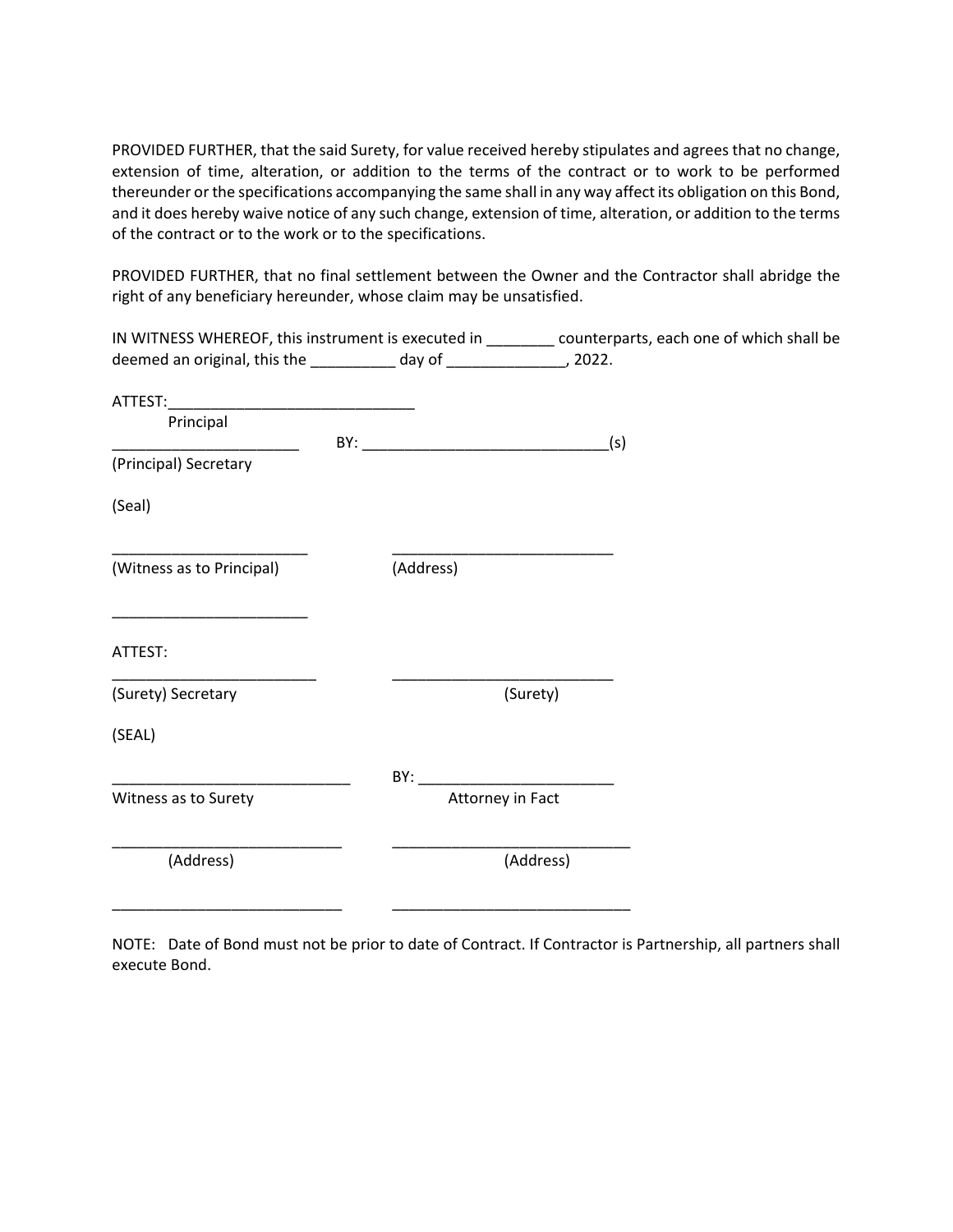PROVIDED FURTHER, that the said Surety, for value received hereby stipulates and agrees that no change, extension of time, alteration, or addition to the terms of the contract or to work to be performed thereunder or the specifications accompanying the same shall in any way affect its obligation on this Bond, and it does hereby waive notice of any such change, extension of time, alteration, or addition to the terms of the contract or to the work or to the specifications.

PROVIDED FURTHER, that no final settlement between the Owner and the Contractor shall abridge the right of any beneficiary hereunder, whose claim may be unsatisfied.

IN WITNESS WHEREOF, this instrument is executed in ________ counterparts, each one of which shall be deemed an original, this the __________ day of ______________, 2022.

ATTEST:_____________________________
Principal

______________________ BY: _____________________________(s)

(Principal) Secretary

(Seal)

________________________ ___________________________

(Witness as to Principal) (Address)

________________________

ATTEST:

_________________________ ___________________________

(Surety) Secretary (Surety)

(SEAL)

_____________________________ BY: _______________________

Witness as to Surety Attorney in Fact

____________________________ _____________________________

(Address) (Address)

____________________________ _____________________________

NOTE: Date of Bond must not be prior to date of Contract. If Contractor is Partnership, all partners shall execute Bond.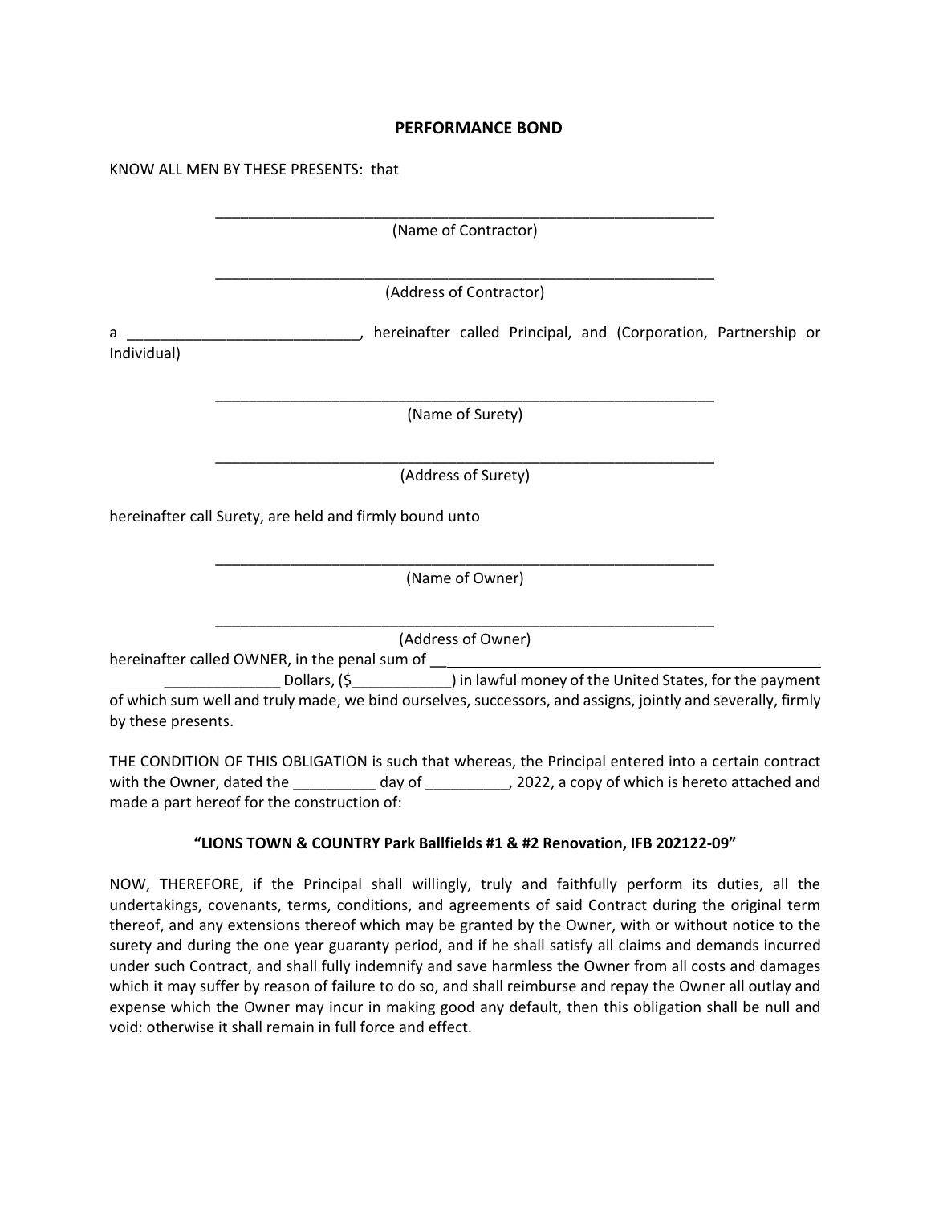# PERFORMANCE BOND

KNOW ALL MEN BY THESE PRESENTS: that

_______________________________________________________________
(Name of Contractor)

_______________________________________________________________
(Address of Contractor)

a ____________________________, hereinafter called Principal, and (Corporation, Partnership or Individual)

_______________________________________________________________
(Name of Surety)

_______________________________________________________________
(Address of Surety)

hereinafter call Surety, are held and firmly bound unto

_______________________________________________________________
(Name of Owner)

_______________________________________________________________
(Address of Owner)

hereinafter called OWNER, in the penal sum of ______________________________________________ _____________________ Dollars, ($____________) in lawful money of the United States, for the payment of which sum well and truly made, we bind ourselves, successors, and assigns, jointly and severally, firmly by these presents.

THE CONDITION OF THIS OBLIGATION is such that whereas, the Principal entered into a certain contract with the Owner, dated the __________ day of __________, 2022, a copy of which is hereto attached and made a part hereof for the construction of:

**“LIONS TOWN & COUNTRY Park Ballfields #1 & #2 Renovation, IFB 202122-09”**

NOW, THEREFORE, if the Principal shall willingly, truly and faithfully perform its duties, all the undertakings, covenants, terms, conditions, and agreements of said Contract during the original term thereof, and any extensions thereof which may be granted by the Owner, with or without notice to the surety and during the one year guaranty period, and if he shall satisfy all claims and demands incurred under such Contract, and shall fully indemnify and save harmless the Owner from all costs and damages which it may suffer by reason of failure to do so, and shall reimburse and repay the Owner all outlay and expense which the Owner may incur in making good any default, then this obligation shall be null and void: otherwise it shall remain in full force and effect.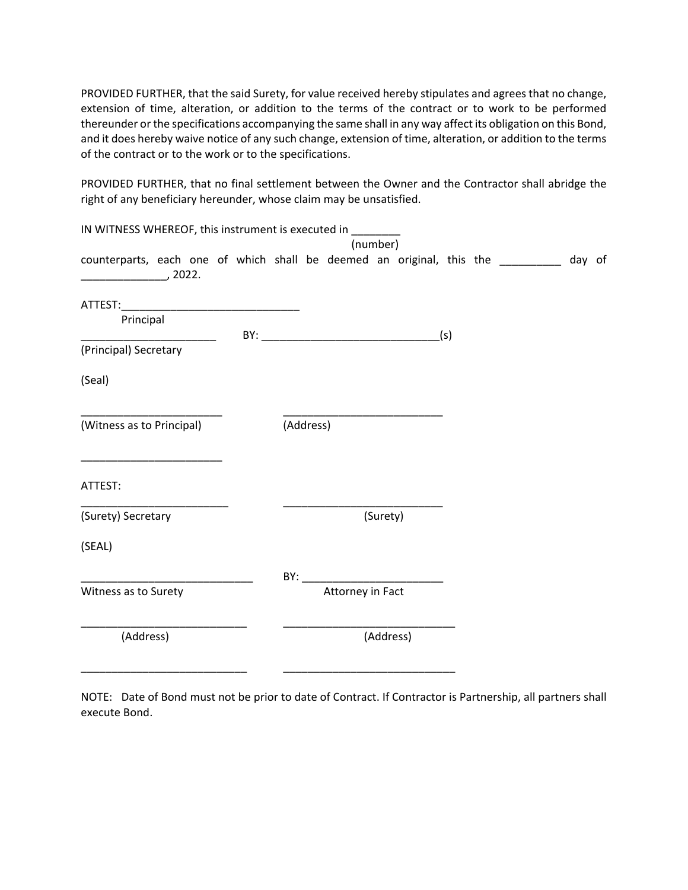PROVIDED FURTHER, that the said Surety, for value received hereby stipulates and agrees that no change, extension of time, alteration, or addition to the terms of the contract or to work to be performed thereunder or the specifications accompanying the same shall in any way affect its obligation on this Bond, and it does hereby waive notice of any such change, extension of time, alteration, or addition to the terms of the contract or to the work or to the specifications.

PROVIDED FURTHER, that no final settlement between the Owner and the Contractor shall abridge the right of any beneficiary hereunder, whose claim may be unsatisfied.

IN WITNESS WHEREOF, this instrument is executed in ________
(number)
counterparts, each one of which shall be deemed an original, this the __________ day of ______________, 2022.

ATTEST:_____________________________
Principal

_______________________ BY: _____________________________(s)
(Principal) Secretary

(Seal)

_______________________ ___________________________
(Witness as to Principal) (Address)

_______________________

ATTEST:

_________________________ ___________________________
(Surety) Secretary (Surety)

(SEAL)

____________________________ BY: _______________________
Witness as to Surety Attorney in Fact

____________________________ _____________________________
(Address) (Address)

____________________________ _____________________________

NOTE: Date of Bond must not be prior to date of Contract. If Contractor is Partnership, all partners shall execute Bond.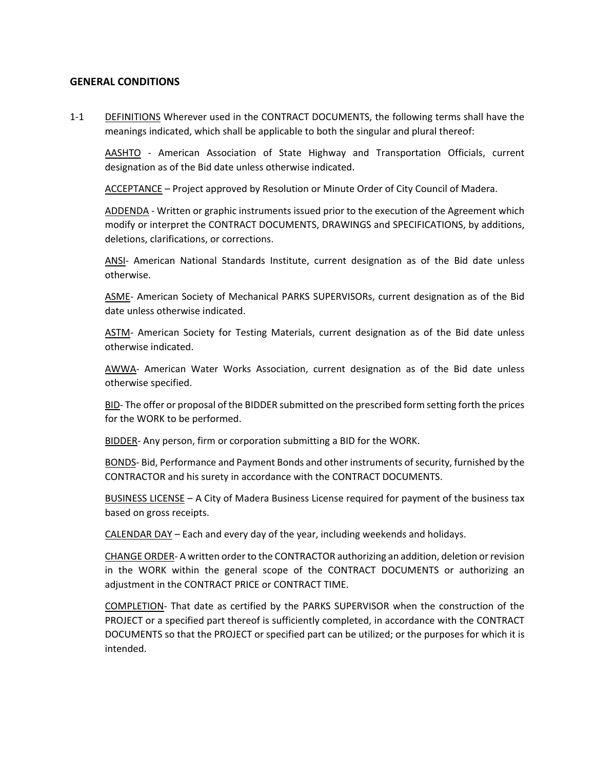## GENERAL CONDITIONS

1-1 DEFINITIONS Wherever used in the CONTRACT DOCUMENTS, the following terms shall have the meanings indicated, which shall be applicable to both the singular and plural thereof:

AASHTO - American Association of State Highway and Transportation Officials, current designation as of the Bid date unless otherwise indicated.

ACCEPTANCE – Project approved by Resolution or Minute Order of City Council of Madera.

ADDENDA - Written or graphic instruments issued prior to the execution of the Agreement which modify or interpret the CONTRACT DOCUMENTS, DRAWINGS and SPECIFICATIONS, by additions, deletions, clarifications, or corrections.

ANSI- American National Standards Institute, current designation as of the Bid date unless otherwise.

ASME- American Society of Mechanical PARKS SUPERVISORs, current designation as of the Bid date unless otherwise indicated.

ASTM- American Society for Testing Materials, current designation as of the Bid date unless otherwise indicated.

AWWA- American Water Works Association, current designation as of the Bid date unless otherwise specified.

BID- The offer or proposal of the BIDDER submitted on the prescribed form setting forth the prices for the WORK to be performed.

BIDDER- Any person, firm or corporation submitting a BID for the WORK.

BONDS- Bid, Performance and Payment Bonds and other instruments of security, furnished by the CONTRACTOR and his surety in accordance with the CONTRACT DOCUMENTS.

BUSINESS LICENSE – A City of Madera Business License required for payment of the business tax based on gross receipts.

CALENDAR DAY – Each and every day of the year, including weekends and holidays.

CHANGE ORDER- A written order to the CONTRACTOR authorizing an addition, deletion or revision in the WORK within the general scope of the CONTRACT DOCUMENTS or authorizing an adjustment in the CONTRACT PRICE or CONTRACT TIME.

COMPLETION- That date as certified by the PARKS SUPERVISOR when the construction of the PROJECT or a specified part thereof is sufficiently completed, in accordance with the CONTRACT DOCUMENTS so that the PROJECT or specified part can be utilized; or the purposes for which it is intended.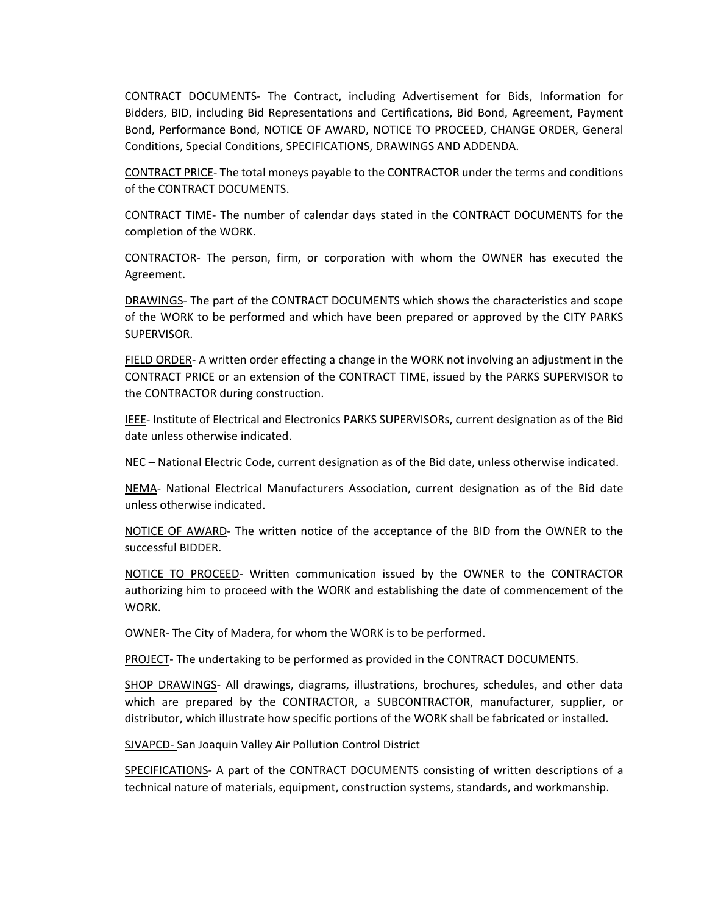<u>CONTRACT DOCUMENTS</u>- The Contract, including Advertisement for Bids, Information for Bidders, BID, including Bid Representations and Certifications, Bid Bond, Agreement, Payment Bond, Performance Bond, NOTICE OF AWARD, NOTICE TO PROCEED, CHANGE ORDER, General Conditions, Special Conditions, SPECIFICATIONS, DRAWINGS AND ADDENDA.

<u>CONTRACT PRICE</u>- The total moneys payable to the CONTRACTOR under the terms and conditions of the CONTRACT DOCUMENTS.

<u>CONTRACT TIME</u>- The number of calendar days stated in the CONTRACT DOCUMENTS for the completion of the WORK.

<u>CONTRACTOR</u>- The person, firm, or corporation with whom the OWNER has executed the Agreement.

<u>DRAWINGS</u>- The part of the CONTRACT DOCUMENTS which shows the characteristics and scope of the WORK to be performed and which have been prepared or approved by the CITY PARKS SUPERVISOR.

<u>FIELD ORDER</u>- A written order effecting a change in the WORK not involving an adjustment in the CONTRACT PRICE or an extension of the CONTRACT TIME, issued by the PARKS SUPERVISOR to the CONTRACTOR during construction.

<u>IEEE</u>- Institute of Electrical and Electronics PARKS SUPERVISORs, current designation as of the Bid date unless otherwise indicated.

<u>NEC</u> – National Electric Code, current designation as of the Bid date, unless otherwise indicated.

<u>NEMA</u>- National Electrical Manufacturers Association, current designation as of the Bid date unless otherwise indicated.

<u>NOTICE OF AWARD</u>- The written notice of the acceptance of the BID from the OWNER to the successful BIDDER.

<u>NOTICE TO PROCEED</u>- Written communication issued by the OWNER to the CONTRACTOR authorizing him to proceed with the WORK and establishing the date of commencement of the WORK.

<u>OWNER</u>- The City of Madera, for whom the WORK is to be performed.

<u>PROJECT</u>- The undertaking to be performed as provided in the CONTRACT DOCUMENTS.

<u>SHOP DRAWINGS</u>- All drawings, diagrams, illustrations, brochures, schedules, and other data which are prepared by the CONTRACTOR, a SUBCONTRACTOR, manufacturer, supplier, or distributor, which illustrate how specific portions of the WORK shall be fabricated or installed.

<u>SJVAPCD-</u> San Joaquin Valley Air Pollution Control District

<u>SPECIFICATIONS</u>- A part of the CONTRACT DOCUMENTS consisting of written descriptions of a technical nature of materials, equipment, construction systems, standards, and workmanship.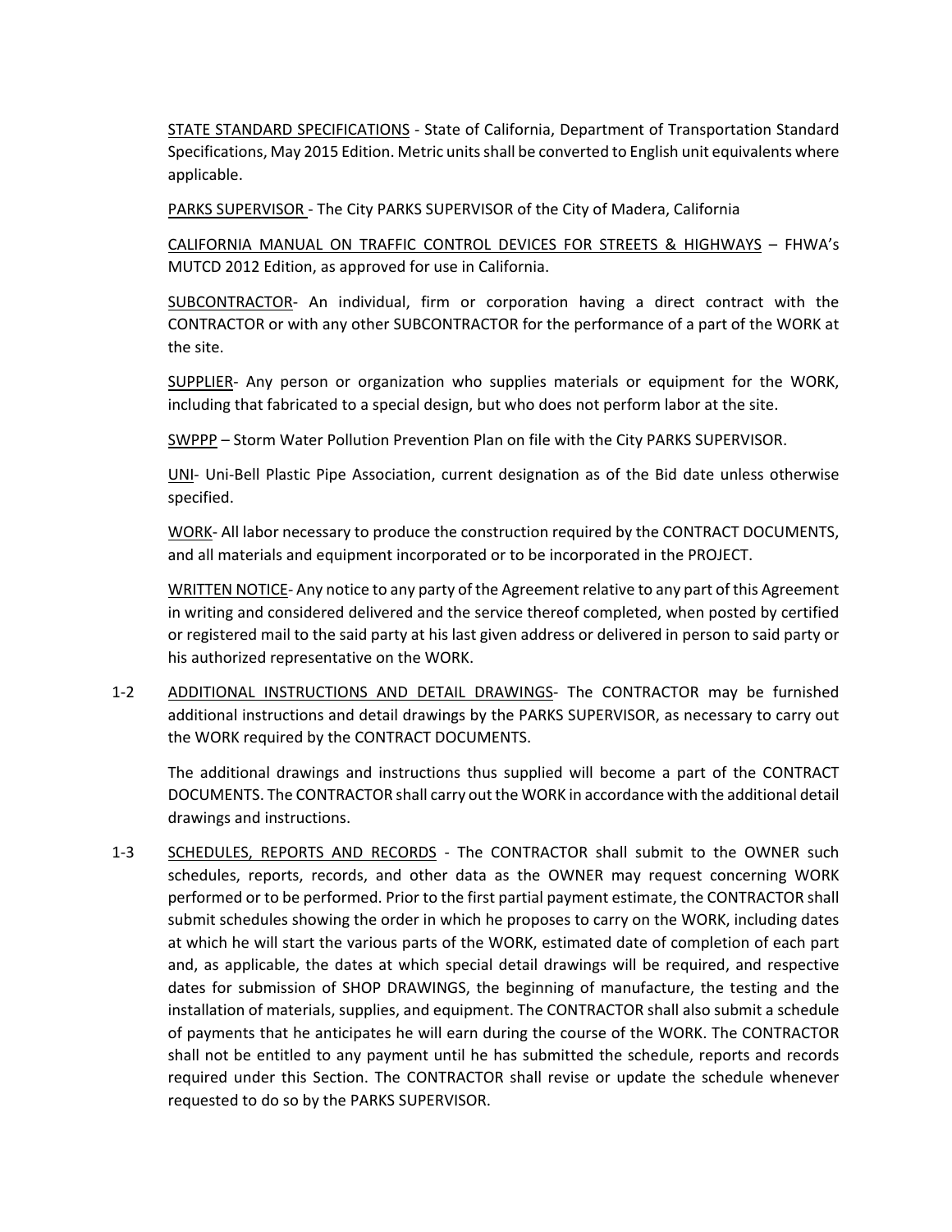<u>STATE STANDARD SPECIFICATIONS</u> - State of California, Department of Transportation Standard Specifications, May 2015 Edition. Metric units shall be converted to English unit equivalents where applicable.

<u>PARKS SUPERVISOR</u> - The City PARKS SUPERVISOR of the City of Madera, California

<u>CALIFORNIA MANUAL ON TRAFFIC CONTROL DEVICES FOR STREETS & HIGHWAYS</u> – FHWA's MUTCD 2012 Edition, as approved for use in California.

<u>SUBCONTRACTOR</u>- An individual, firm or corporation having a direct contract with the CONTRACTOR or with any other SUBCONTRACTOR for the performance of a part of the WORK at the site.

<u>SUPPLIER</u>- Any person or organization who supplies materials or equipment for the WORK, including that fabricated to a special design, but who does not perform labor at the site.

<u>SWPPP</u> – Storm Water Pollution Prevention Plan on file with the City PARKS SUPERVISOR.

<u>UNI</u>- Uni-Bell Plastic Pipe Association, current designation as of the Bid date unless otherwise specified.

<u>WORK</u>- All labor necessary to produce the construction required by the CONTRACT DOCUMENTS, and all materials and equipment incorporated or to be incorporated in the PROJECT.

<u>WRITTEN NOTICE</u>- Any notice to any party of the Agreement relative to any part of this Agreement in writing and considered delivered and the service thereof completed, when posted by certified or registered mail to the said party at his last given address or delivered in person to said party or his authorized representative on the WORK.

1-2 <u>ADDITIONAL INSTRUCTIONS AND DETAIL DRAWINGS</u>- The CONTRACTOR may be furnished additional instructions and detail drawings by the PARKS SUPERVISOR, as necessary to carry out the WORK required by the CONTRACT DOCUMENTS.

The additional drawings and instructions thus supplied will become a part of the CONTRACT DOCUMENTS. The CONTRACTOR shall carry out the WORK in accordance with the additional detail drawings and instructions.

1-3 <u>SCHEDULES, REPORTS AND RECORDS</u> - The CONTRACTOR shall submit to the OWNER such schedules, reports, records, and other data as the OWNER may request concerning WORK performed or to be performed. Prior to the first partial payment estimate, the CONTRACTOR shall submit schedules showing the order in which he proposes to carry on the WORK, including dates at which he will start the various parts of the WORK, estimated date of completion of each part and, as applicable, the dates at which special detail drawings will be required, and respective dates for submission of SHOP DRAWINGS, the beginning of manufacture, the testing and the installation of materials, supplies, and equipment. The CONTRACTOR shall also submit a schedule of payments that he anticipates he will earn during the course of the WORK. The CONTRACTOR shall not be entitled to any payment until he has submitted the schedule, reports and records required under this Section. The CONTRACTOR shall revise or update the schedule whenever requested to do so by the PARKS SUPERVISOR.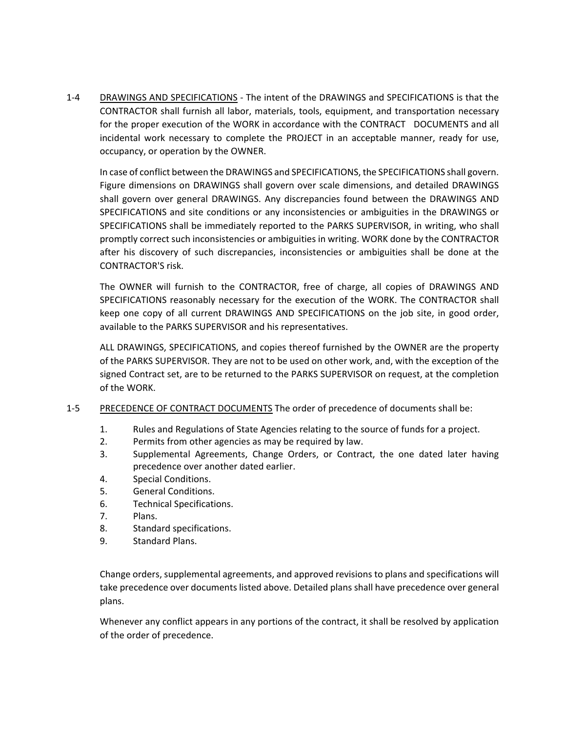1-4 <u>DRAWINGS AND SPECIFICATIONS</u> - The intent of the DRAWINGS and SPECIFICATIONS is that the CONTRACTOR shall furnish all labor, materials, tools, equipment, and transportation necessary for the proper execution of the WORK in accordance with the CONTRACT DOCUMENTS and all incidental work necessary to complete the PROJECT in an acceptable manner, ready for use, occupancy, or operation by the OWNER.

In case of conflict between the DRAWINGS and SPECIFICATIONS, the SPECIFICATIONS shall govern. Figure dimensions on DRAWINGS shall govern over scale dimensions, and detailed DRAWINGS shall govern over general DRAWINGS. Any discrepancies found between the DRAWINGS AND SPECIFICATIONS and site conditions or any inconsistencies or ambiguities in the DRAWINGS or SPECIFICATIONS shall be immediately reported to the PARKS SUPERVISOR, in writing, who shall promptly correct such inconsistencies or ambiguities in writing. WORK done by the CONTRACTOR after his discovery of such discrepancies, inconsistencies or ambiguities shall be done at the CONTRACTOR'S risk.

The OWNER will furnish to the CONTRACTOR, free of charge, all copies of DRAWINGS AND SPECIFICATIONS reasonably necessary for the execution of the WORK. The CONTRACTOR shall keep one copy of all current DRAWINGS AND SPECIFICATIONS on the job site, in good order, available to the PARKS SUPERVISOR and his representatives.

ALL DRAWINGS, SPECIFICATIONS, and copies thereof furnished by the OWNER are the property of the PARKS SUPERVISOR. They are not to be used on other work, and, with the exception of the signed Contract set, are to be returned to the PARKS SUPERVISOR on request, at the completion of the WORK.

1-5 <u>PRECEDENCE OF CONTRACT DOCUMENTS</u> The order of precedence of documents shall be:

1. Rules and Regulations of State Agencies relating to the source of funds for a project.
2. Permits from other agencies as may be required by law.
3. Supplemental Agreements, Change Orders, or Contract, the one dated later having precedence over another dated earlier.
4. Special Conditions.
5. General Conditions.
6. Technical Specifications.
7. Plans.
8. Standard specifications.
9. Standard Plans.

Change orders, supplemental agreements, and approved revisions to plans and specifications will take precedence over documents listed above. Detailed plans shall have precedence over general plans.

Whenever any conflict appears in any portions of the contract, it shall be resolved by application of the order of precedence.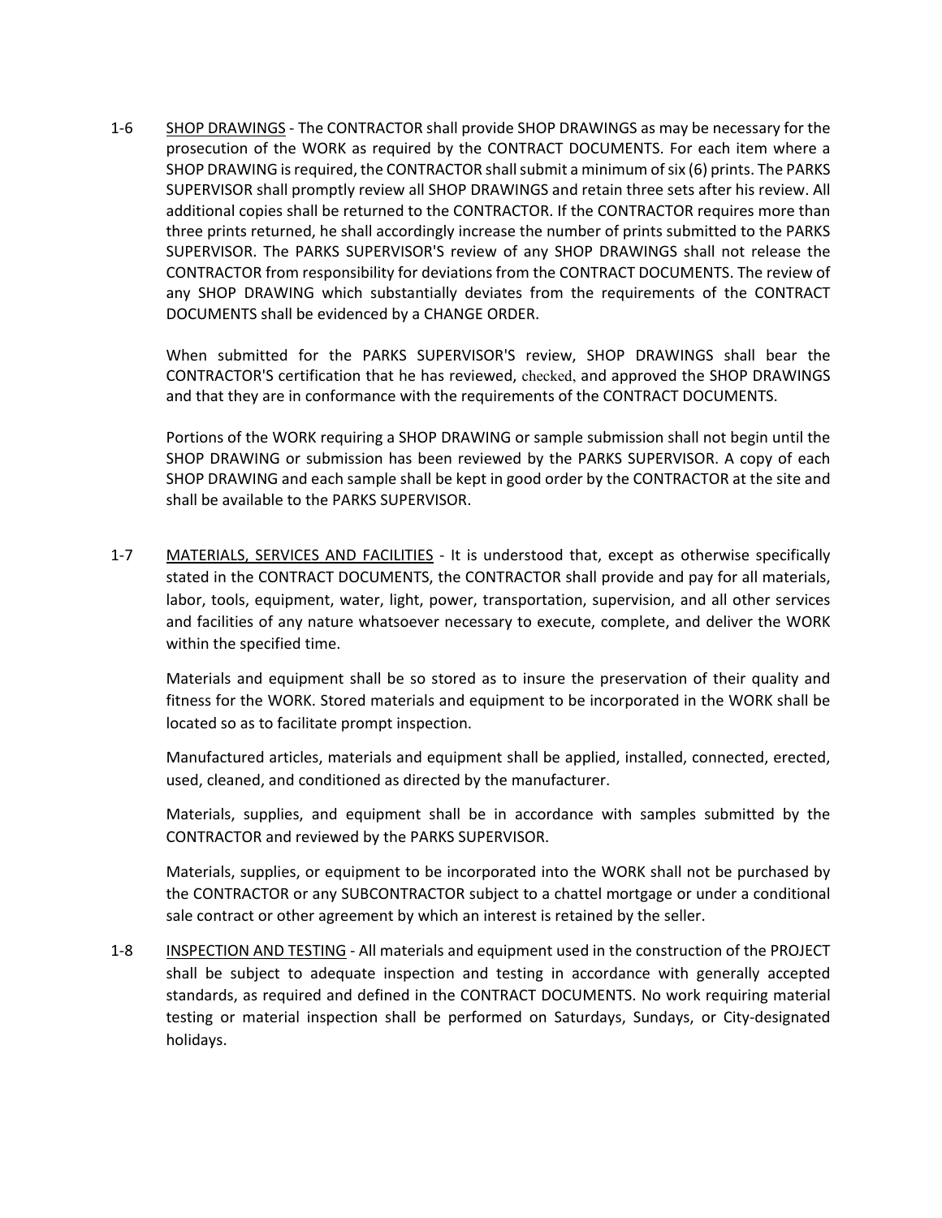1-6 SHOP DRAWINGS - The CONTRACTOR shall provide SHOP DRAWINGS as may be necessary for the prosecution of the WORK as required by the CONTRACT DOCUMENTS. For each item where a SHOP DRAWING is required, the CONTRACTOR shall submit a minimum of six (6) prints. The PARKS SUPERVISOR shall promptly review all SHOP DRAWINGS and retain three sets after his review. All additional copies shall be returned to the CONTRACTOR. If the CONTRACTOR requires more than three prints returned, he shall accordingly increase the number of prints submitted to the PARKS SUPERVISOR. The PARKS SUPERVISOR'S review of any SHOP DRAWINGS shall not release the CONTRACTOR from responsibility for deviations from the CONTRACT DOCUMENTS. The review of any SHOP DRAWING which substantially deviates from the requirements of the CONTRACT DOCUMENTS shall be evidenced by a CHANGE ORDER.

When submitted for the PARKS SUPERVISOR'S review, SHOP DRAWINGS shall bear the CONTRACTOR'S certification that he has reviewed, checked, and approved the SHOP DRAWINGS and that they are in conformance with the requirements of the CONTRACT DOCUMENTS.

Portions of the WORK requiring a SHOP DRAWING or sample submission shall not begin until the SHOP DRAWING or submission has been reviewed by the PARKS SUPERVISOR. A copy of each SHOP DRAWING and each sample shall be kept in good order by the CONTRACTOR at the site and shall be available to the PARKS SUPERVISOR.

1-7 MATERIALS, SERVICES AND FACILITIES - It is understood that, except as otherwise specifically stated in the CONTRACT DOCUMENTS, the CONTRACTOR shall provide and pay for all materials, labor, tools, equipment, water, light, power, transportation, supervision, and all other services and facilities of any nature whatsoever necessary to execute, complete, and deliver the WORK within the specified time.

Materials and equipment shall be so stored as to insure the preservation of their quality and fitness for the WORK. Stored materials and equipment to be incorporated in the WORK shall be located so as to facilitate prompt inspection.

Manufactured articles, materials and equipment shall be applied, installed, connected, erected, used, cleaned, and conditioned as directed by the manufacturer.

Materials, supplies, and equipment shall be in accordance with samples submitted by the CONTRACTOR and reviewed by the PARKS SUPERVISOR.

Materials, supplies, or equipment to be incorporated into the WORK shall not be purchased by the CONTRACTOR or any SUBCONTRACTOR subject to a chattel mortgage or under a conditional sale contract or other agreement by which an interest is retained by the seller.

1-8 INSPECTION AND TESTING - All materials and equipment used in the construction of the PROJECT shall be subject to adequate inspection and testing in accordance with generally accepted standards, as required and defined in the CONTRACT DOCUMENTS. No work requiring material testing or material inspection shall be performed on Saturdays, Sundays, or City-designated holidays.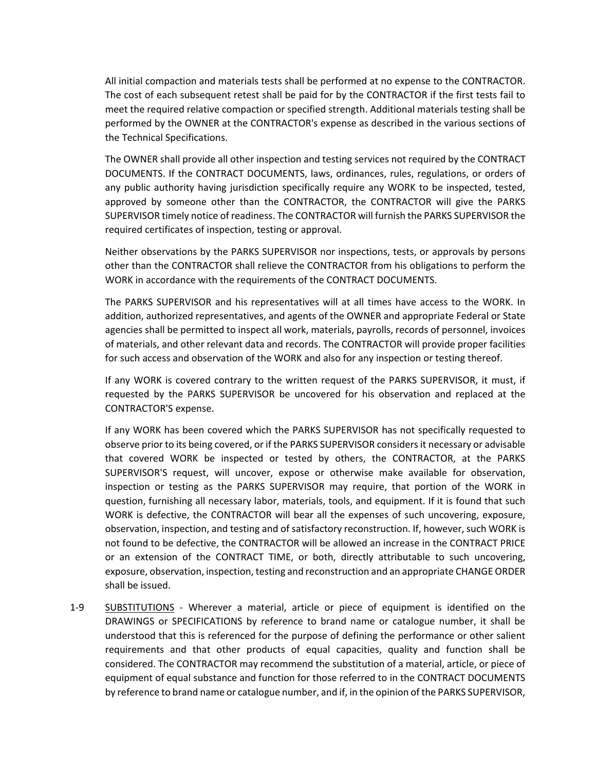All initial compaction and materials tests shall be performed at no expense to the CONTRACTOR. The cost of each subsequent retest shall be paid for by the CONTRACTOR if the first tests fail to meet the required relative compaction or specified strength. Additional materials testing shall be performed by the OWNER at the CONTRACTOR's expense as described in the various sections of the Technical Specifications.

The OWNER shall provide all other inspection and testing services not required by the CONTRACT DOCUMENTS. If the CONTRACT DOCUMENTS, laws, ordinances, rules, regulations, or orders of any public authority having jurisdiction specifically require any WORK to be inspected, tested, approved by someone other than the CONTRACTOR, the CONTRACTOR will give the PARKS SUPERVISOR timely notice of readiness. The CONTRACTOR will furnish the PARKS SUPERVISOR the required certificates of inspection, testing or approval.

Neither observations by the PARKS SUPERVISOR nor inspections, tests, or approvals by persons other than the CONTRACTOR shall relieve the CONTRACTOR from his obligations to perform the WORK in accordance with the requirements of the CONTRACT DOCUMENTS.

The PARKS SUPERVISOR and his representatives will at all times have access to the WORK. In addition, authorized representatives, and agents of the OWNER and appropriate Federal or State agencies shall be permitted to inspect all work, materials, payrolls, records of personnel, invoices of materials, and other relevant data and records. The CONTRACTOR will provide proper facilities for such access and observation of the WORK and also for any inspection or testing thereof.

If any WORK is covered contrary to the written request of the PARKS SUPERVISOR, it must, if requested by the PARKS SUPERVISOR be uncovered for his observation and replaced at the CONTRACTOR'S expense.

If any WORK has been covered which the PARKS SUPERVISOR has not specifically requested to observe prior to its being covered, or if the PARKS SUPERVISOR considers it necessary or advisable that covered WORK be inspected or tested by others, the CONTRACTOR, at the PARKS SUPERVISOR'S request, will uncover, expose or otherwise make available for observation, inspection or testing as the PARKS SUPERVISOR may require, that portion of the WORK in question, furnishing all necessary labor, materials, tools, and equipment. If it is found that such WORK is defective, the CONTRACTOR will bear all the expenses of such uncovering, exposure, observation, inspection, and testing and of satisfactory reconstruction. If, however, such WORK is not found to be defective, the CONTRACTOR will be allowed an increase in the CONTRACT PRICE or an extension of the CONTRACT TIME, or both, directly attributable to such uncovering, exposure, observation, inspection, testing and reconstruction and an appropriate CHANGE ORDER shall be issued.

1-9 <u>SUBSTITUTIONS</u> - Wherever a material, article or piece of equipment is identified on the DRAWINGS or SPECIFICATIONS by reference to brand name or catalogue number, it shall be understood that this is referenced for the purpose of defining the performance or other salient requirements and that other products of equal capacities, quality and function shall be considered. The CONTRACTOR may recommend the substitution of a material, article, or piece of equipment of equal substance and function for those referred to in the CONTRACT DOCUMENTS by reference to brand name or catalogue number, and if, in the opinion of the PARKS SUPERVISOR,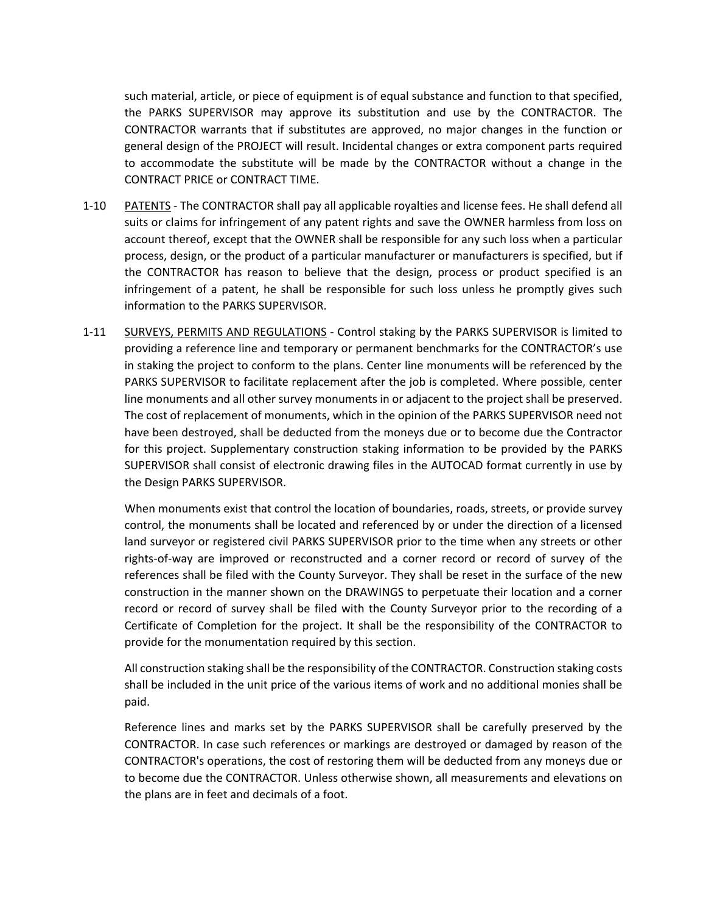such material, article, or piece of equipment is of equal substance and function to that specified, the PARKS SUPERVISOR may approve its substitution and use by the CONTRACTOR. The CONTRACTOR warrants that if substitutes are approved, no major changes in the function or general design of the PROJECT will result. Incidental changes or extra component parts required to accommodate the substitute will be made by the CONTRACTOR without a change in the CONTRACT PRICE or CONTRACT TIME.

1-10 PATENTS - The CONTRACTOR shall pay all applicable royalties and license fees. He shall defend all suits or claims for infringement of any patent rights and save the OWNER harmless from loss on account thereof, except that the OWNER shall be responsible for any such loss when a particular process, design, or the product of a particular manufacturer or manufacturers is specified, but if the CONTRACTOR has reason to believe that the design, process or product specified is an infringement of a patent, he shall be responsible for such loss unless he promptly gives such information to the PARKS SUPERVISOR.

1-11 SURVEYS, PERMITS AND REGULATIONS - Control staking by the PARKS SUPERVISOR is limited to providing a reference line and temporary or permanent benchmarks for the CONTRACTOR's use in staking the project to conform to the plans. Center line monuments will be referenced by the PARKS SUPERVISOR to facilitate replacement after the job is completed. Where possible, center line monuments and all other survey monuments in or adjacent to the project shall be preserved. The cost of replacement of monuments, which in the opinion of the PARKS SUPERVISOR need not have been destroyed, shall be deducted from the moneys due or to become due the Contractor for this project. Supplementary construction staking information to be provided by the PARKS SUPERVISOR shall consist of electronic drawing files in the AUTOCAD format currently in use by the Design PARKS SUPERVISOR.

When monuments exist that control the location of boundaries, roads, streets, or provide survey control, the monuments shall be located and referenced by or under the direction of a licensed land surveyor or registered civil PARKS SUPERVISOR prior to the time when any streets or other rights-of-way are improved or reconstructed and a corner record or record of survey of the references shall be filed with the County Surveyor. They shall be reset in the surface of the new construction in the manner shown on the DRAWINGS to perpetuate their location and a corner record or record of survey shall be filed with the County Surveyor prior to the recording of a Certificate of Completion for the project. It shall be the responsibility of the CONTRACTOR to provide for the monumentation required by this section.

All construction staking shall be the responsibility of the CONTRACTOR. Construction staking costs shall be included in the unit price of the various items of work and no additional monies shall be paid.

Reference lines and marks set by the PARKS SUPERVISOR shall be carefully preserved by the CONTRACTOR. In case such references or markings are destroyed or damaged by reason of the CONTRACTOR's operations, the cost of restoring them will be deducted from any moneys due or to become due the CONTRACTOR. Unless otherwise shown, all measurements and elevations on the plans are in feet and decimals of a foot.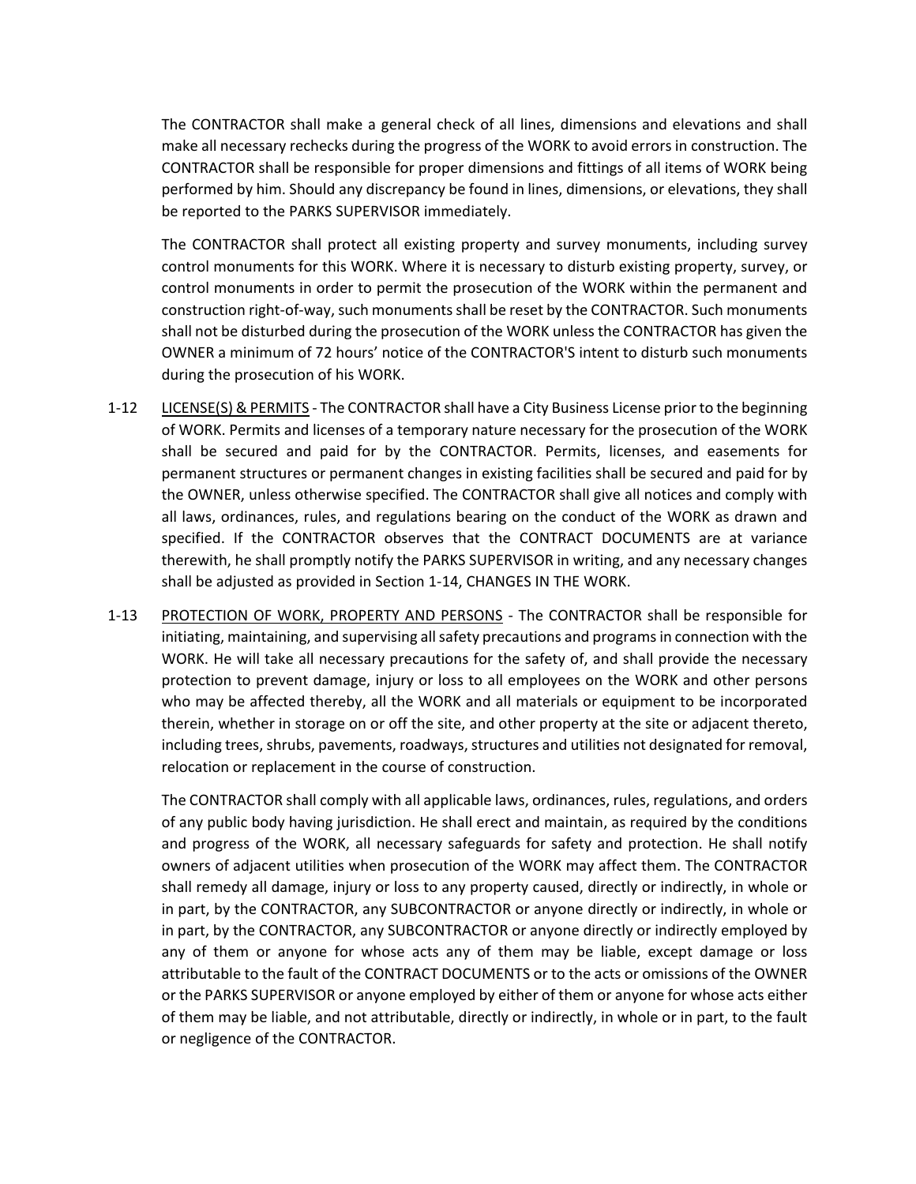The CONTRACTOR shall make a general check of all lines, dimensions and elevations and shall make all necessary rechecks during the progress of the WORK to avoid errors in construction. The CONTRACTOR shall be responsible for proper dimensions and fittings of all items of WORK being performed by him. Should any discrepancy be found in lines, dimensions, or elevations, they shall be reported to the PARKS SUPERVISOR immediately.

The CONTRACTOR shall protect all existing property and survey monuments, including survey control monuments for this WORK. Where it is necessary to disturb existing property, survey, or control monuments in order to permit the prosecution of the WORK within the permanent and construction right-of-way, such monuments shall be reset by the CONTRACTOR. Such monuments shall not be disturbed during the prosecution of the WORK unless the CONTRACTOR has given the OWNER a minimum of 72 hours' notice of the CONTRACTOR'S intent to disturb such monuments during the prosecution of his WORK.

1-12 LICENSE(S) & PERMITS - The CONTRACTOR shall have a City Business License prior to the beginning of WORK. Permits and licenses of a temporary nature necessary for the prosecution of the WORK shall be secured and paid for by the CONTRACTOR. Permits, licenses, and easements for permanent structures or permanent changes in existing facilities shall be secured and paid for by the OWNER, unless otherwise specified. The CONTRACTOR shall give all notices and comply with all laws, ordinances, rules, and regulations bearing on the conduct of the WORK as drawn and specified. If the CONTRACTOR observes that the CONTRACT DOCUMENTS are at variance therewith, he shall promptly notify the PARKS SUPERVISOR in writing, and any necessary changes shall be adjusted as provided in Section 1-14, CHANGES IN THE WORK.

1-13 PROTECTION OF WORK, PROPERTY AND PERSONS - The CONTRACTOR shall be responsible for initiating, maintaining, and supervising all safety precautions and programs in connection with the WORK. He will take all necessary precautions for the safety of, and shall provide the necessary protection to prevent damage, injury or loss to all employees on the WORK and other persons who may be affected thereby, all the WORK and all materials or equipment to be incorporated therein, whether in storage on or off the site, and other property at the site or adjacent thereto, including trees, shrubs, pavements, roadways, structures and utilities not designated for removal, relocation or replacement in the course of construction.

The CONTRACTOR shall comply with all applicable laws, ordinances, rules, regulations, and orders of any public body having jurisdiction. He shall erect and maintain, as required by the conditions and progress of the WORK, all necessary safeguards for safety and protection. He shall notify owners of adjacent utilities when prosecution of the WORK may affect them. The CONTRACTOR shall remedy all damage, injury or loss to any property caused, directly or indirectly, in whole or in part, by the CONTRACTOR, any SUBCONTRACTOR or anyone directly or indirectly, in whole or in part, by the CONTRACTOR, any SUBCONTRACTOR or anyone directly or indirectly employed by any of them or anyone for whose acts any of them may be liable, except damage or loss attributable to the fault of the CONTRACT DOCUMENTS or to the acts or omissions of the OWNER or the PARKS SUPERVISOR or anyone employed by either of them or anyone for whose acts either of them may be liable, and not attributable, directly or indirectly, in whole or in part, to the fault or negligence of the CONTRACTOR.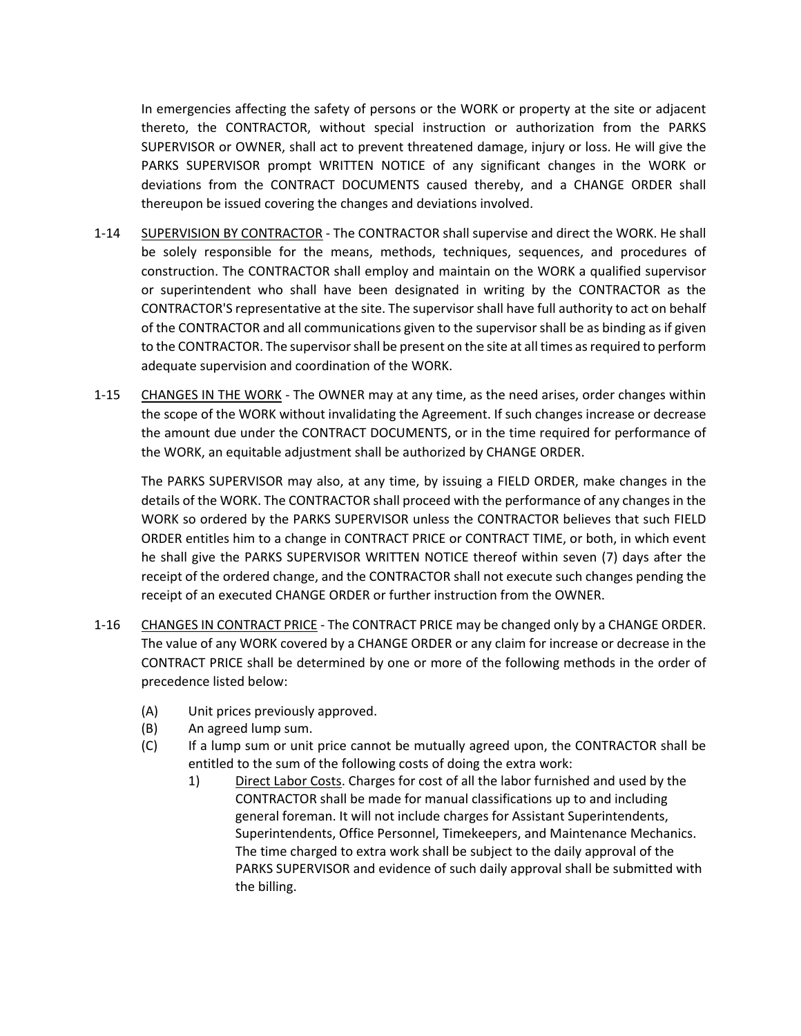In emergencies affecting the safety of persons or the WORK or property at the site or adjacent thereto, the CONTRACTOR, without special instruction or authorization from the PARKS SUPERVISOR or OWNER, shall act to prevent threatened damage, injury or loss. He will give the PARKS SUPERVISOR prompt WRITTEN NOTICE of any significant changes in the WORK or deviations from the CONTRACT DOCUMENTS caused thereby, and a CHANGE ORDER shall thereupon be issued covering the changes and deviations involved.

1-14 <u>SUPERVISION BY CONTRACTOR</u> - The CONTRACTOR shall supervise and direct the WORK. He shall be solely responsible for the means, methods, techniques, sequences, and procedures of construction. The CONTRACTOR shall employ and maintain on the WORK a qualified supervisor or superintendent who shall have been designated in writing by the CONTRACTOR as the CONTRACTOR'S representative at the site. The supervisor shall have full authority to act on behalf of the CONTRACTOR and all communications given to the supervisor shall be as binding as if given to the CONTRACTOR. The supervisor shall be present on the site at all times as required to perform adequate supervision and coordination of the WORK.

1-15 <u>CHANGES IN THE WORK</u> - The OWNER may at any time, as the need arises, order changes within the scope of the WORK without invalidating the Agreement. If such changes increase or decrease the amount due under the CONTRACT DOCUMENTS, or in the time required for performance of the WORK, an equitable adjustment shall be authorized by CHANGE ORDER.

The PARKS SUPERVISOR may also, at any time, by issuing a FIELD ORDER, make changes in the details of the WORK. The CONTRACTOR shall proceed with the performance of any changes in the WORK so ordered by the PARKS SUPERVISOR unless the CONTRACTOR believes that such FIELD ORDER entitles him to a change in CONTRACT PRICE or CONTRACT TIME, or both, in which event he shall give the PARKS SUPERVISOR WRITTEN NOTICE thereof within seven (7) days after the receipt of the ordered change, and the CONTRACTOR shall not execute such changes pending the receipt of an executed CHANGE ORDER or further instruction from the OWNER.

1-16 <u>CHANGES IN CONTRACT PRICE</u> - The CONTRACT PRICE may be changed only by a CHANGE ORDER. The value of any WORK covered by a CHANGE ORDER or any claim for increase or decrease in the CONTRACT PRICE shall be determined by one or more of the following methods in the order of precedence listed below:

(A) Unit prices previously approved.

(B) An agreed lump sum.

(C) If a lump sum or unit price cannot be mutually agreed upon, the CONTRACTOR shall be entitled to the sum of the following costs of doing the extra work:

1) <u>Direct Labor Costs</u>. Charges for cost of all the labor furnished and used by the CONTRACTOR shall be made for manual classifications up to and including general foreman. It will not include charges for Assistant Superintendents, Superintendents, Office Personnel, Timekeepers, and Maintenance Mechanics. The time charged to extra work shall be subject to the daily approval of the PARKS SUPERVISOR and evidence of such daily approval shall be submitted with the billing.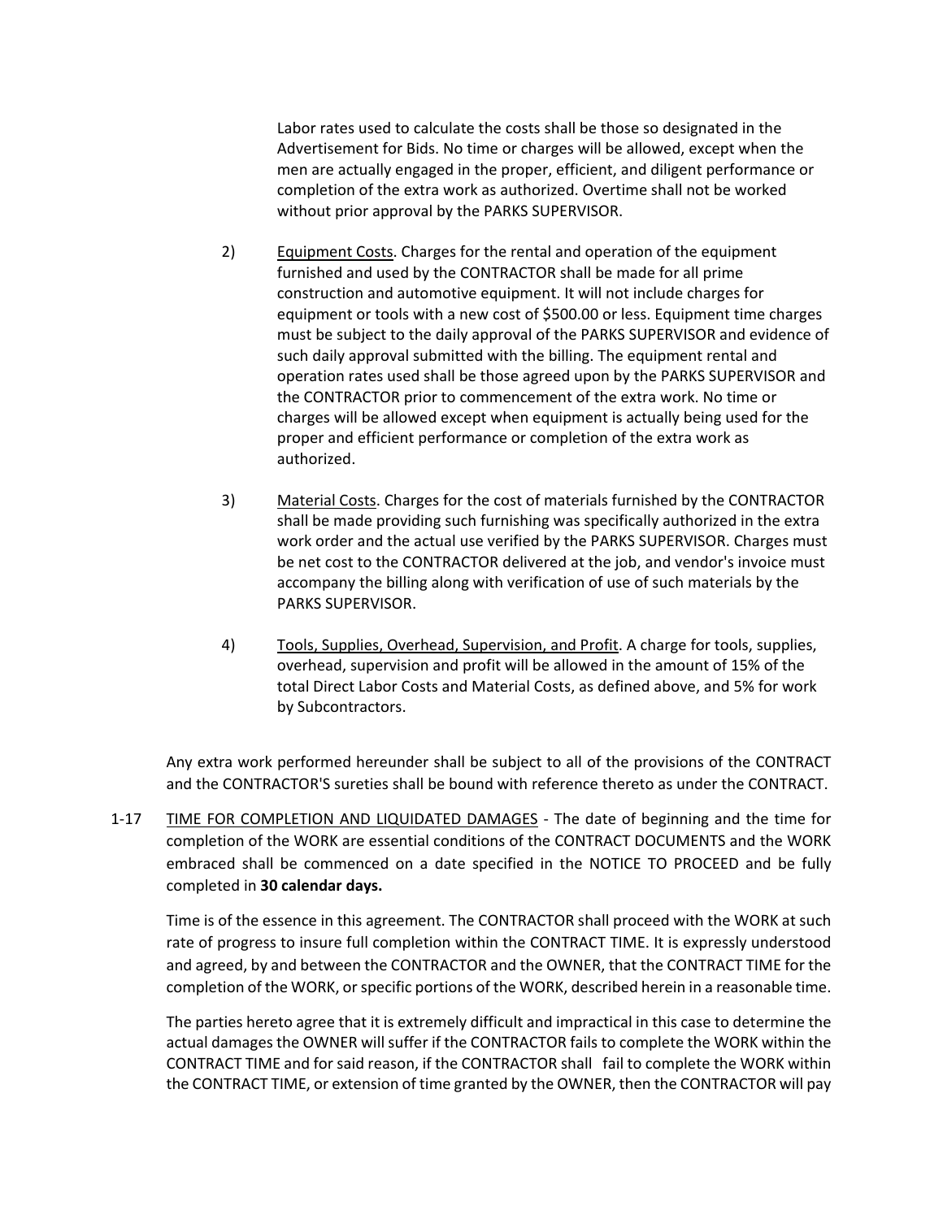Labor rates used to calculate the costs shall be those so designated in the Advertisement for Bids. No time or charges will be allowed, except when the men are actually engaged in the proper, efficient, and diligent performance or completion of the extra work as authorized. Overtime shall not be worked without prior approval by the PARKS SUPERVISOR.

2) Equipment Costs. Charges for the rental and operation of the equipment furnished and used by the CONTRACTOR shall be made for all prime construction and automotive equipment. It will not include charges for equipment or tools with a new cost of $500.00 or less. Equipment time charges must be subject to the daily approval of the PARKS SUPERVISOR and evidence of such daily approval submitted with the billing. The equipment rental and operation rates used shall be those agreed upon by the PARKS SUPERVISOR and the CONTRACTOR prior to commencement of the extra work. No time or charges will be allowed except when equipment is actually being used for the proper and efficient performance or completion of the extra work as authorized.

3) Material Costs. Charges for the cost of materials furnished by the CONTRACTOR shall be made providing such furnishing was specifically authorized in the extra work order and the actual use verified by the PARKS SUPERVISOR. Charges must be net cost to the CONTRACTOR delivered at the job, and vendor's invoice must accompany the billing along with verification of use of such materials by the PARKS SUPERVISOR.

4) Tools, Supplies, Overhead, Supervision, and Profit. A charge for tools, supplies, overhead, supervision and profit will be allowed in the amount of 15% of the total Direct Labor Costs and Material Costs, as defined above, and 5% for work by Subcontractors.

Any extra work performed hereunder shall be subject to all of the provisions of the CONTRACT and the CONTRACTOR'S sureties shall be bound with reference thereto as under the CONTRACT.

1-17 TIME FOR COMPLETION AND LIQUIDATED DAMAGES - The date of beginning and the time for completion of the WORK are essential conditions of the CONTRACT DOCUMENTS and the WORK embraced shall be commenced on a date specified in the NOTICE TO PROCEED and be fully completed in **30 calendar days.**

Time is of the essence in this agreement. The CONTRACTOR shall proceed with the WORK at such rate of progress to insure full completion within the CONTRACT TIME. It is expressly understood and agreed, by and between the CONTRACTOR and the OWNER, that the CONTRACT TIME for the completion of the WORK, or specific portions of the WORK, described herein in a reasonable time.

The parties hereto agree that it is extremely difficult and impractical in this case to determine the actual damages the OWNER will suffer if the CONTRACTOR fails to complete the WORK within the CONTRACT TIME and for said reason, if the CONTRACTOR shall fail to complete the WORK within the CONTRACT TIME, or extension of time granted by the OWNER, then the CONTRACTOR will pay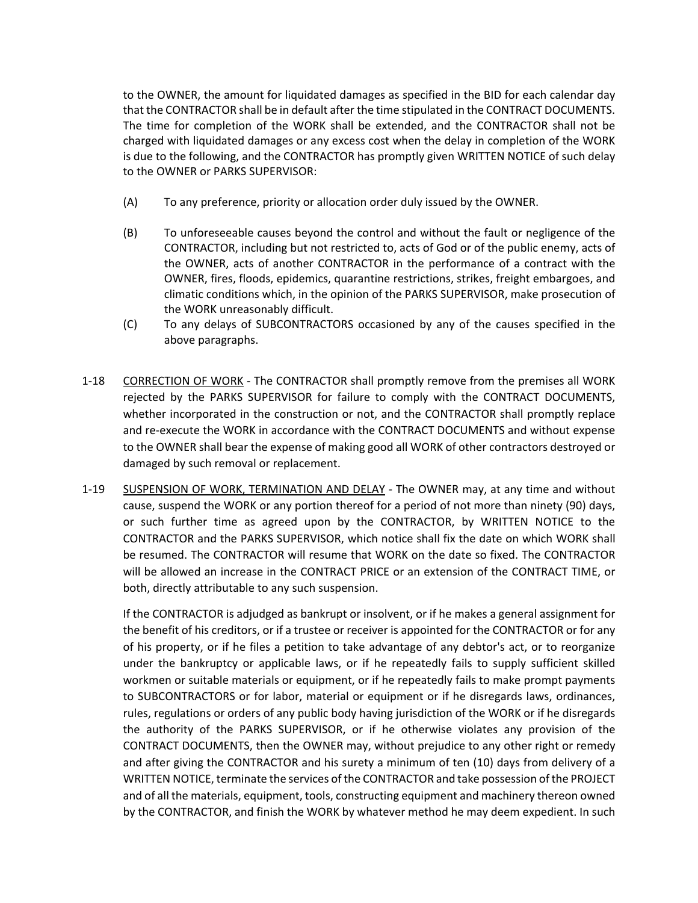to the OWNER, the amount for liquidated damages as specified in the BID for each calendar day that the CONTRACTOR shall be in default after the time stipulated in the CONTRACT DOCUMENTS. The time for completion of the WORK shall be extended, and the CONTRACTOR shall not be charged with liquidated damages or any excess cost when the delay in completion of the WORK is due to the following, and the CONTRACTOR has promptly given WRITTEN NOTICE of such delay to the OWNER or PARKS SUPERVISOR:

(A) To any preference, priority or allocation order duly issued by the OWNER.

(B) To unforeseeable causes beyond the control and without the fault or negligence of the CONTRACTOR, including but not restricted to, acts of God or of the public enemy, acts of the OWNER, acts of another CONTRACTOR in the performance of a contract with the OWNER, fires, floods, epidemics, quarantine restrictions, strikes, freight embargoes, and climatic conditions which, in the opinion of the PARKS SUPERVISOR, make prosecution of the WORK unreasonably difficult.

(C) To any delays of SUBCONTRACTORS occasioned by any of the causes specified in the above paragraphs.

1-18 CORRECTION OF WORK - The CONTRACTOR shall promptly remove from the premises all WORK rejected by the PARKS SUPERVISOR for failure to comply with the CONTRACT DOCUMENTS, whether incorporated in the construction or not, and the CONTRACTOR shall promptly replace and re-execute the WORK in accordance with the CONTRACT DOCUMENTS and without expense to the OWNER shall bear the expense of making good all WORK of other contractors destroyed or damaged by such removal or replacement.

1-19 SUSPENSION OF WORK, TERMINATION AND DELAY - The OWNER may, at any time and without cause, suspend the WORK or any portion thereof for a period of not more than ninety (90) days, or such further time as agreed upon by the CONTRACTOR, by WRITTEN NOTICE to the CONTRACTOR and the PARKS SUPERVISOR, which notice shall fix the date on which WORK shall be resumed. The CONTRACTOR will resume that WORK on the date so fixed. The CONTRACTOR will be allowed an increase in the CONTRACT PRICE or an extension of the CONTRACT TIME, or both, directly attributable to any such suspension.

If the CONTRACTOR is adjudged as bankrupt or insolvent, or if he makes a general assignment for the benefit of his creditors, or if a trustee or receiver is appointed for the CONTRACTOR or for any of his property, or if he files a petition to take advantage of any debtor's act, or to reorganize under the bankruptcy or applicable laws, or if he repeatedly fails to supply sufficient skilled workmen or suitable materials or equipment, or if he repeatedly fails to make prompt payments to SUBCONTRACTORS or for labor, material or equipment or if he disregards laws, ordinances, rules, regulations or orders of any public body having jurisdiction of the WORK or if he disregards the authority of the PARKS SUPERVISOR, or if he otherwise violates any provision of the CONTRACT DOCUMENTS, then the OWNER may, without prejudice to any other right or remedy and after giving the CONTRACTOR and his surety a minimum of ten (10) days from delivery of a WRITTEN NOTICE, terminate the services of the CONTRACTOR and take possession of the PROJECT and of all the materials, equipment, tools, constructing equipment and machinery thereon owned by the CONTRACTOR, and finish the WORK by whatever method he may deem expedient. In such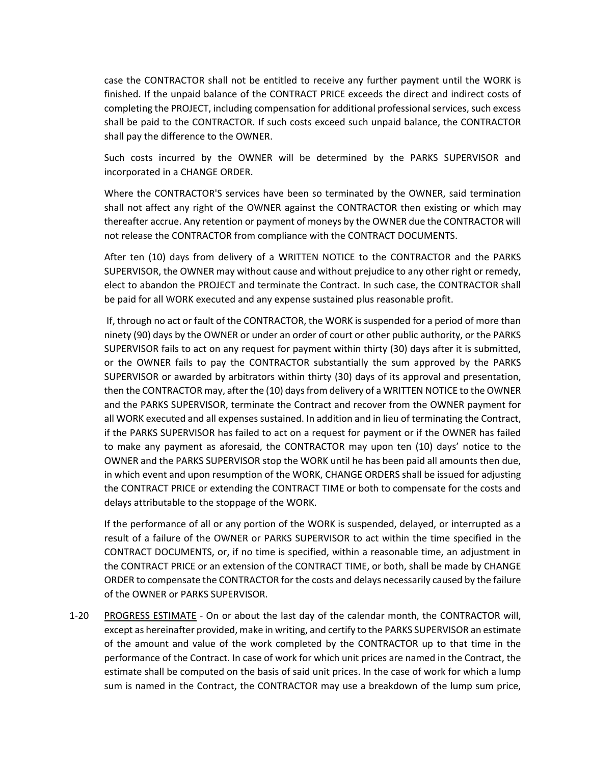case the CONTRACTOR shall not be entitled to receive any further payment until the WORK is finished. If the unpaid balance of the CONTRACT PRICE exceeds the direct and indirect costs of completing the PROJECT, including compensation for additional professional services, such excess shall be paid to the CONTRACTOR. If such costs exceed such unpaid balance, the CONTRACTOR shall pay the difference to the OWNER.

Such costs incurred by the OWNER will be determined by the PARKS SUPERVISOR and incorporated in a CHANGE ORDER.

Where the CONTRACTOR'S services have been so terminated by the OWNER, said termination shall not affect any right of the OWNER against the CONTRACTOR then existing or which may thereafter accrue. Any retention or payment of moneys by the OWNER due the CONTRACTOR will not release the CONTRACTOR from compliance with the CONTRACT DOCUMENTS.

After ten (10) days from delivery of a WRITTEN NOTICE to the CONTRACTOR and the PARKS SUPERVISOR, the OWNER may without cause and without prejudice to any other right or remedy, elect to abandon the PROJECT and terminate the Contract. In such case, the CONTRACTOR shall be paid for all WORK executed and any expense sustained plus reasonable profit.

If, through no act or fault of the CONTRACTOR, the WORK is suspended for a period of more than ninety (90) days by the OWNER or under an order of court or other public authority, or the PARKS SUPERVISOR fails to act on any request for payment within thirty (30) days after it is submitted, or the OWNER fails to pay the CONTRACTOR substantially the sum approved by the PARKS SUPERVISOR or awarded by arbitrators within thirty (30) days of its approval and presentation, then the CONTRACTOR may, after the (10) days from delivery of a WRITTEN NOTICE to the OWNER and the PARKS SUPERVISOR, terminate the Contract and recover from the OWNER payment for all WORK executed and all expenses sustained. In addition and in lieu of terminating the Contract, if the PARKS SUPERVISOR has failed to act on a request for payment or if the OWNER has failed to make any payment as aforesaid, the CONTRACTOR may upon ten (10) days' notice to the OWNER and the PARKS SUPERVISOR stop the WORK until he has been paid all amounts then due, in which event and upon resumption of the WORK, CHANGE ORDERS shall be issued for adjusting the CONTRACT PRICE or extending the CONTRACT TIME or both to compensate for the costs and delays attributable to the stoppage of the WORK.

If the performance of all or any portion of the WORK is suspended, delayed, or interrupted as a result of a failure of the OWNER or PARKS SUPERVISOR to act within the time specified in the CONTRACT DOCUMENTS, or, if no time is specified, within a reasonable time, an adjustment in the CONTRACT PRICE or an extension of the CONTRACT TIME, or both, shall be made by CHANGE ORDER to compensate the CONTRACTOR for the costs and delays necessarily caused by the failure of the OWNER or PARKS SUPERVISOR.

1-20 PROGRESS ESTIMATE - On or about the last day of the calendar month, the CONTRACTOR will, except as hereinafter provided, make in writing, and certify to the PARKS SUPERVISOR an estimate of the amount and value of the work completed by the CONTRACTOR up to that time in the performance of the Contract. In case of work for which unit prices are named in the Contract, the estimate shall be computed on the basis of said unit prices. In the case of work for which a lump sum is named in the Contract, the CONTRACTOR may use a breakdown of the lump sum price,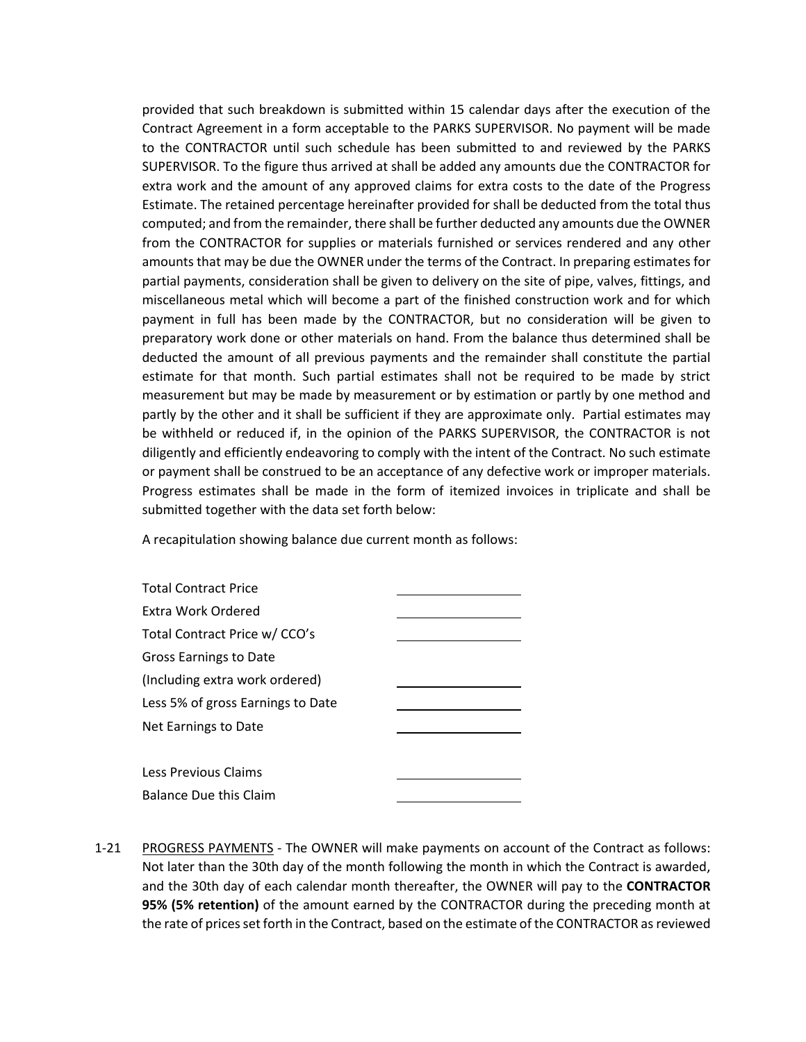provided that such breakdown is submitted within 15 calendar days after the execution of the Contract Agreement in a form acceptable to the PARKS SUPERVISOR. No payment will be made to the CONTRACTOR until such schedule has been submitted to and reviewed by the PARKS SUPERVISOR. To the figure thus arrived at shall be added any amounts due the CONTRACTOR for extra work and the amount of any approved claims for extra costs to the date of the Progress Estimate. The retained percentage hereinafter provided for shall be deducted from the total thus computed; and from the remainder, there shall be further deducted any amounts due the OWNER from the CONTRACTOR for supplies or materials furnished or services rendered and any other amounts that may be due the OWNER under the terms of the Contract. In preparing estimates for partial payments, consideration shall be given to delivery on the site of pipe, valves, fittings, and miscellaneous metal which will become a part of the finished construction work and for which payment in full has been made by the CONTRACTOR, but no consideration will be given to preparatory work done or other materials on hand. From the balance thus determined shall be deducted the amount of all previous payments and the remainder shall constitute the partial estimate for that month. Such partial estimates shall not be required to be made by strict measurement but may be made by measurement or by estimation or partly by one method and partly by the other and it shall be sufficient if they are approximate only. Partial estimates may be withheld or reduced if, in the opinion of the PARKS SUPERVISOR, the CONTRACTOR is not diligently and efficiently endeavoring to comply with the intent of the Contract. No such estimate or payment shall be construed to be an acceptance of any defective work or improper materials. Progress estimates shall be made in the form of itemized invoices in triplicate and shall be submitted together with the data set forth below:

A recapitulation showing balance due current month as follows:

| | |
|---|---|
| Total Contract Price | ____________ |
| Extra Work Ordered | ____________ |
| Total Contract Price w/ CCO's | ____________ |
| Gross Earnings to Date (Including extra work ordered) | ____________ |
| Less 5% of gross Earnings to Date | ____________ |
| Net Earnings to Date | ____________ |
| Less Previous Claims | ____________ |
| Balance Due this Claim | ____________ |

1-21 PROGRESS PAYMENTS - The OWNER will make payments on account of the Contract as follows: Not later than the 30th day of the month following the month in which the Contract is awarded, and the 30th day of each calendar month thereafter, the OWNER will pay to the **CONTRACTOR 95% (5% retention)** of the amount earned by the CONTRACTOR during the preceding month at the rate of prices set forth in the Contract, based on the estimate of the CONTRACTOR as reviewed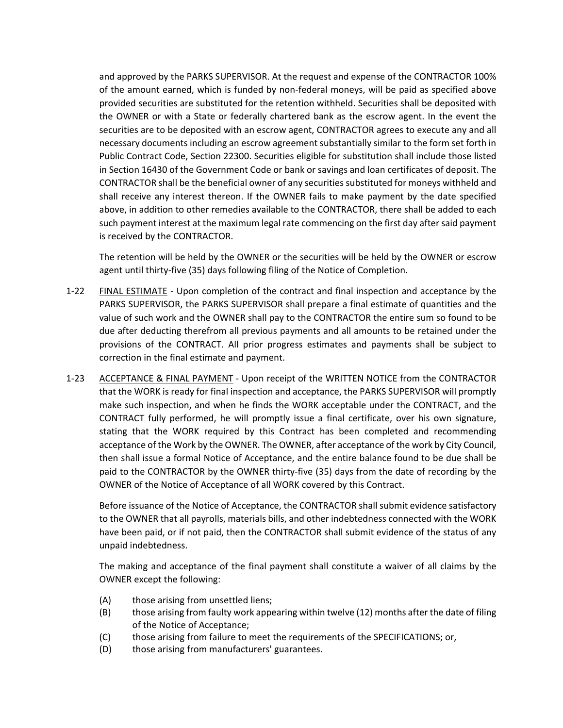and approved by the PARKS SUPERVISOR. At the request and expense of the CONTRACTOR 100% of the amount earned, which is funded by non-federal moneys, will be paid as specified above provided securities are substituted for the retention withheld. Securities shall be deposited with the OWNER or with a State or federally chartered bank as the escrow agent. In the event the securities are to be deposited with an escrow agent, CONTRACTOR agrees to execute any and all necessary documents including an escrow agreement substantially similar to the form set forth in Public Contract Code, Section 22300. Securities eligible for substitution shall include those listed in Section 16430 of the Government Code or bank or savings and loan certificates of deposit. The CONTRACTOR shall be the beneficial owner of any securities substituted for moneys withheld and shall receive any interest thereon. If the OWNER fails to make payment by the date specified above, in addition to other remedies available to the CONTRACTOR, there shall be added to each such payment interest at the maximum legal rate commencing on the first day after said payment is received by the CONTRACTOR.

The retention will be held by the OWNER or the securities will be held by the OWNER or escrow agent until thirty-five (35) days following filing of the Notice of Completion.

1-22 FINAL ESTIMATE - Upon completion of the contract and final inspection and acceptance by the PARKS SUPERVISOR, the PARKS SUPERVISOR shall prepare a final estimate of quantities and the value of such work and the OWNER shall pay to the CONTRACTOR the entire sum so found to be due after deducting therefrom all previous payments and all amounts to be retained under the provisions of the CONTRACT. All prior progress estimates and payments shall be subject to correction in the final estimate and payment.

1-23 ACCEPTANCE & FINAL PAYMENT - Upon receipt of the WRITTEN NOTICE from the CONTRACTOR that the WORK is ready for final inspection and acceptance, the PARKS SUPERVISOR will promptly make such inspection, and when he finds the WORK acceptable under the CONTRACT, and the CONTRACT fully performed, he will promptly issue a final certificate, over his own signature, stating that the WORK required by this Contract has been completed and recommending acceptance of the Work by the OWNER. The OWNER, after acceptance of the work by City Council, then shall issue a formal Notice of Acceptance, and the entire balance found to be due shall be paid to the CONTRACTOR by the OWNER thirty-five (35) days from the date of recording by the OWNER of the Notice of Acceptance of all WORK covered by this Contract.

Before issuance of the Notice of Acceptance, the CONTRACTOR shall submit evidence satisfactory to the OWNER that all payrolls, materials bills, and other indebtedness connected with the WORK have been paid, or if not paid, then the CONTRACTOR shall submit evidence of the status of any unpaid indebtedness.

The making and acceptance of the final payment shall constitute a waiver of all claims by the OWNER except the following:

(A) those arising from unsettled liens;
(B) those arising from faulty work appearing within twelve (12) months after the date of filing of the Notice of Acceptance;
(C) those arising from failure to meet the requirements of the SPECIFICATIONS; or,
(D) those arising from manufacturers' guarantees.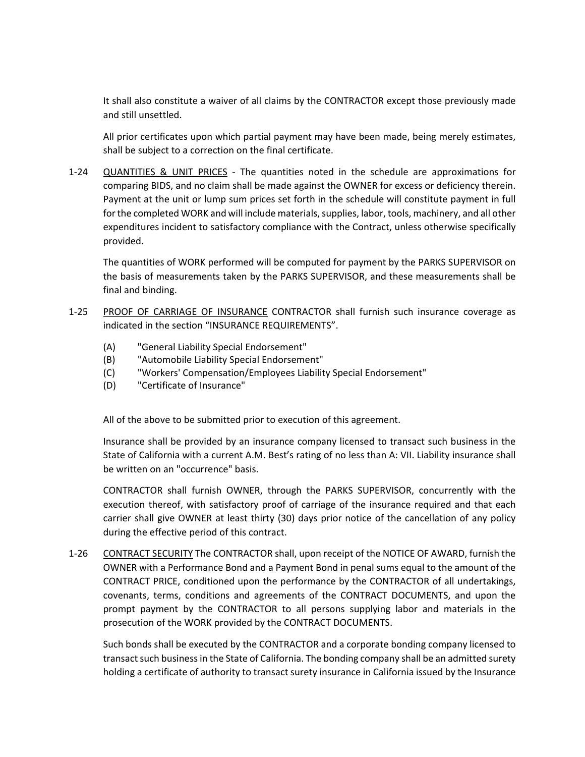It shall also constitute a waiver of all claims by the CONTRACTOR except those previously made and still unsettled.

All prior certificates upon which partial payment may have been made, being merely estimates, shall be subject to a correction on the final certificate.

1-24 QUANTITIES & UNIT PRICES - The quantities noted in the schedule are approximations for comparing BIDS, and no claim shall be made against the OWNER for excess or deficiency therein. Payment at the unit or lump sum prices set forth in the schedule will constitute payment in full for the completed WORK and will include materials, supplies, labor, tools, machinery, and all other expenditures incident to satisfactory compliance with the Contract, unless otherwise specifically provided.

The quantities of WORK performed will be computed for payment by the PARKS SUPERVISOR on the basis of measurements taken by the PARKS SUPERVISOR, and these measurements shall be final and binding.

1-25 PROOF OF CARRIAGE OF INSURANCE CONTRACTOR shall furnish such insurance coverage as indicated in the section "INSURANCE REQUIREMENTS".

(A) "General Liability Special Endorsement"
(B) "Automobile Liability Special Endorsement"
(C) "Workers' Compensation/Employees Liability Special Endorsement"
(D) "Certificate of Insurance"

All of the above to be submitted prior to execution of this agreement.

Insurance shall be provided by an insurance company licensed to transact such business in the State of California with a current A.M. Best's rating of no less than A: VII. Liability insurance shall be written on an "occurrence" basis.

CONTRACTOR shall furnish OWNER, through the PARKS SUPERVISOR, concurrently with the execution thereof, with satisfactory proof of carriage of the insurance required and that each carrier shall give OWNER at least thirty (30) days prior notice of the cancellation of any policy during the effective period of this contract.

1-26 CONTRACT SECURITY The CONTRACTOR shall, upon receipt of the NOTICE OF AWARD, furnish the OWNER with a Performance Bond and a Payment Bond in penal sums equal to the amount of the CONTRACT PRICE, conditioned upon the performance by the CONTRACTOR of all undertakings, covenants, terms, conditions and agreements of the CONTRACT DOCUMENTS, and upon the prompt payment by the CONTRACTOR to all persons supplying labor and materials in the prosecution of the WORK provided by the CONTRACT DOCUMENTS.

Such bonds shall be executed by the CONTRACTOR and a corporate bonding company licensed to transact such business in the State of California. The bonding company shall be an admitted surety holding a certificate of authority to transact surety insurance in California issued by the Insurance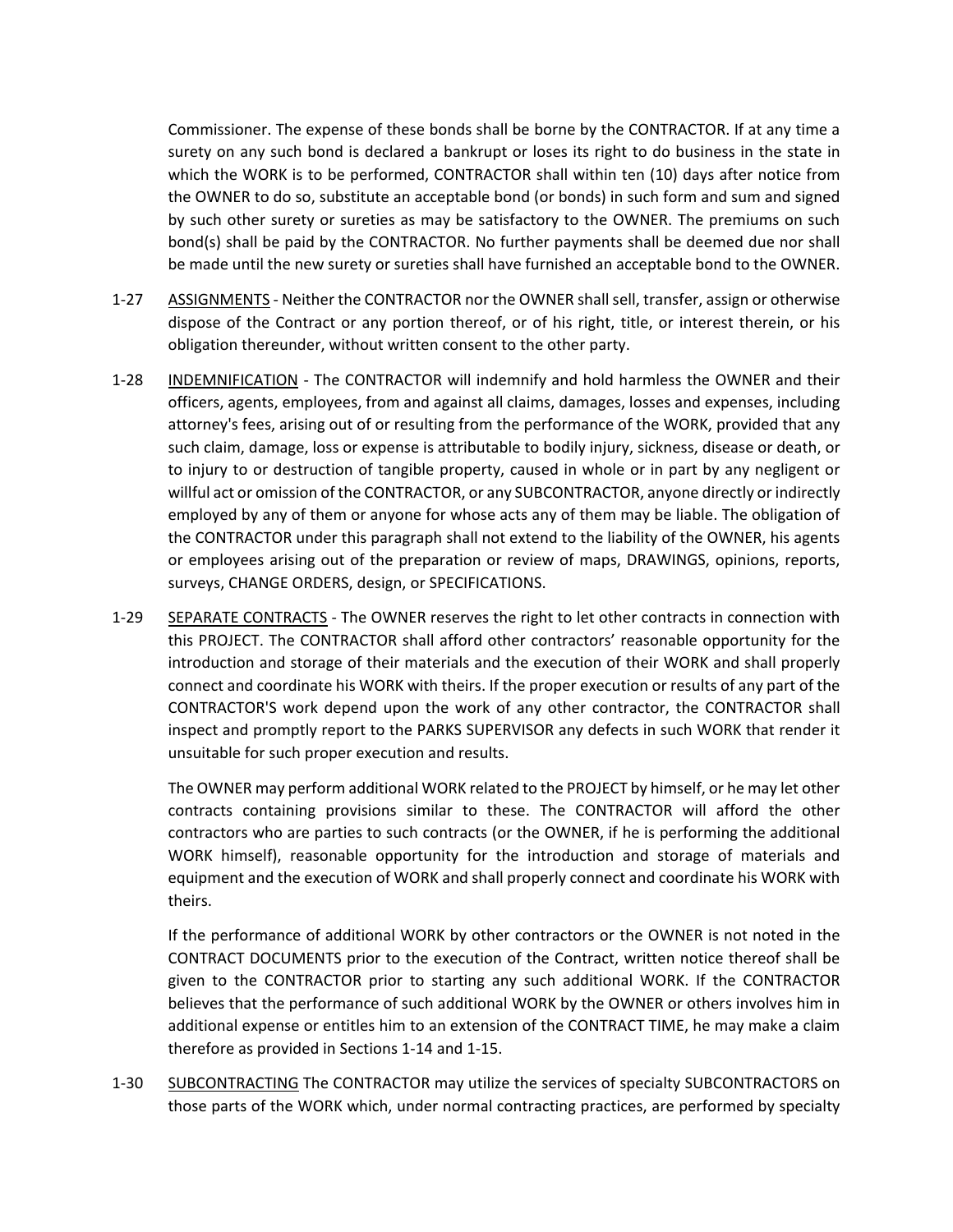Commissioner. The expense of these bonds shall be borne by the CONTRACTOR. If at any time a surety on any such bond is declared a bankrupt or loses its right to do business in the state in which the WORK is to be performed, CONTRACTOR shall within ten (10) days after notice from the OWNER to do so, substitute an acceptable bond (or bonds) in such form and sum and signed by such other surety or sureties as may be satisfactory to the OWNER. The premiums on such bond(s) shall be paid by the CONTRACTOR. No further payments shall be deemed due nor shall be made until the new surety or sureties shall have furnished an acceptable bond to the OWNER.

1-27 ASSIGNMENTS - Neither the CONTRACTOR nor the OWNER shall sell, transfer, assign or otherwise dispose of the Contract or any portion thereof, or of his right, title, or interest therein, or his obligation thereunder, without written consent to the other party.

1-28 INDEMNIFICATION - The CONTRACTOR will indemnify and hold harmless the OWNER and their officers, agents, employees, from and against all claims, damages, losses and expenses, including attorney's fees, arising out of or resulting from the performance of the WORK, provided that any such claim, damage, loss or expense is attributable to bodily injury, sickness, disease or death, or to injury to or destruction of tangible property, caused in whole or in part by any negligent or willful act or omission of the CONTRACTOR, or any SUBCONTRACTOR, anyone directly or indirectly employed by any of them or anyone for whose acts any of them may be liable. The obligation of the CONTRACTOR under this paragraph shall not extend to the liability of the OWNER, his agents or employees arising out of the preparation or review of maps, DRAWINGS, opinions, reports, surveys, CHANGE ORDERS, design, or SPECIFICATIONS.

1-29 SEPARATE CONTRACTS - The OWNER reserves the right to let other contracts in connection with this PROJECT. The CONTRACTOR shall afford other contractors' reasonable opportunity for the introduction and storage of their materials and the execution of their WORK and shall properly connect and coordinate his WORK with theirs. If the proper execution or results of any part of the CONTRACTOR'S work depend upon the work of any other contractor, the CONTRACTOR shall inspect and promptly report to the PARKS SUPERVISOR any defects in such WORK that render it unsuitable for such proper execution and results.

The OWNER may perform additional WORK related to the PROJECT by himself, or he may let other contracts containing provisions similar to these. The CONTRACTOR will afford the other contractors who are parties to such contracts (or the OWNER, if he is performing the additional WORK himself), reasonable opportunity for the introduction and storage of materials and equipment and the execution of WORK and shall properly connect and coordinate his WORK with theirs.

If the performance of additional WORK by other contractors or the OWNER is not noted in the CONTRACT DOCUMENTS prior to the execution of the Contract, written notice thereof shall be given to the CONTRACTOR prior to starting any such additional WORK. If the CONTRACTOR believes that the performance of such additional WORK by the OWNER or others involves him in additional expense or entitles him to an extension of the CONTRACT TIME, he may make a claim therefore as provided in Sections 1-14 and 1-15.

1-30 SUBCONTRACTING The CONTRACTOR may utilize the services of specialty SUBCONTRACTORS on those parts of the WORK which, under normal contracting practices, are performed by specialty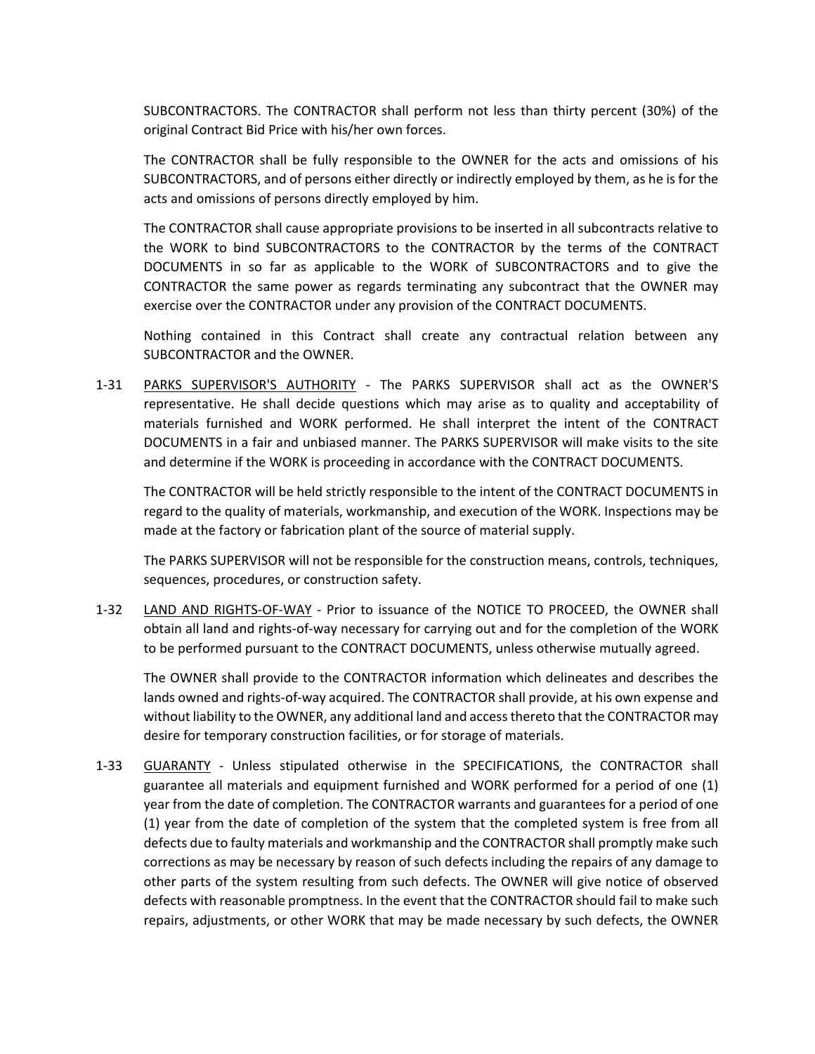SUBCONTRACTORS. The CONTRACTOR shall perform not less than thirty percent (30%) of the original Contract Bid Price with his/her own forces.

The CONTRACTOR shall be fully responsible to the OWNER for the acts and omissions of his SUBCONTRACTORS, and of persons either directly or indirectly employed by them, as he is for the acts and omissions of persons directly employed by him.

The CONTRACTOR shall cause appropriate provisions to be inserted in all subcontracts relative to the WORK to bind SUBCONTRACTORS to the CONTRACTOR by the terms of the CONTRACT DOCUMENTS in so far as applicable to the WORK of SUBCONTRACTORS and to give the CONTRACTOR the same power as regards terminating any subcontract that the OWNER may exercise over the CONTRACTOR under any provision of the CONTRACT DOCUMENTS.

Nothing contained in this Contract shall create any contractual relation between any SUBCONTRACTOR and the OWNER.

1-31 PARKS SUPERVISOR'S AUTHORITY - The PARKS SUPERVISOR shall act as the OWNER'S representative. He shall decide questions which may arise as to quality and acceptability of materials furnished and WORK performed. He shall interpret the intent of the CONTRACT DOCUMENTS in a fair and unbiased manner. The PARKS SUPERVISOR will make visits to the site and determine if the WORK is proceeding in accordance with the CONTRACT DOCUMENTS.

The CONTRACTOR will be held strictly responsible to the intent of the CONTRACT DOCUMENTS in regard to the quality of materials, workmanship, and execution of the WORK. Inspections may be made at the factory or fabrication plant of the source of material supply.

The PARKS SUPERVISOR will not be responsible for the construction means, controls, techniques, sequences, procedures, or construction safety.

1-32 LAND AND RIGHTS-OF-WAY - Prior to issuance of the NOTICE TO PROCEED, the OWNER shall obtain all land and rights-of-way necessary for carrying out and for the completion of the WORK to be performed pursuant to the CONTRACT DOCUMENTS, unless otherwise mutually agreed.

The OWNER shall provide to the CONTRACTOR information which delineates and describes the lands owned and rights-of-way acquired. The CONTRACTOR shall provide, at his own expense and without liability to the OWNER, any additional land and access thereto that the CONTRACTOR may desire for temporary construction facilities, or for storage of materials.

1-33 GUARANTY - Unless stipulated otherwise in the SPECIFICATIONS, the CONTRACTOR shall guarantee all materials and equipment furnished and WORK performed for a period of one (1) year from the date of completion. The CONTRACTOR warrants and guarantees for a period of one (1) year from the date of completion of the system that the completed system is free from all defects due to faulty materials and workmanship and the CONTRACTOR shall promptly make such corrections as may be necessary by reason of such defects including the repairs of any damage to other parts of the system resulting from such defects. The OWNER will give notice of observed defects with reasonable promptness. In the event that the CONTRACTOR should fail to make such repairs, adjustments, or other WORK that may be made necessary by such defects, the OWNER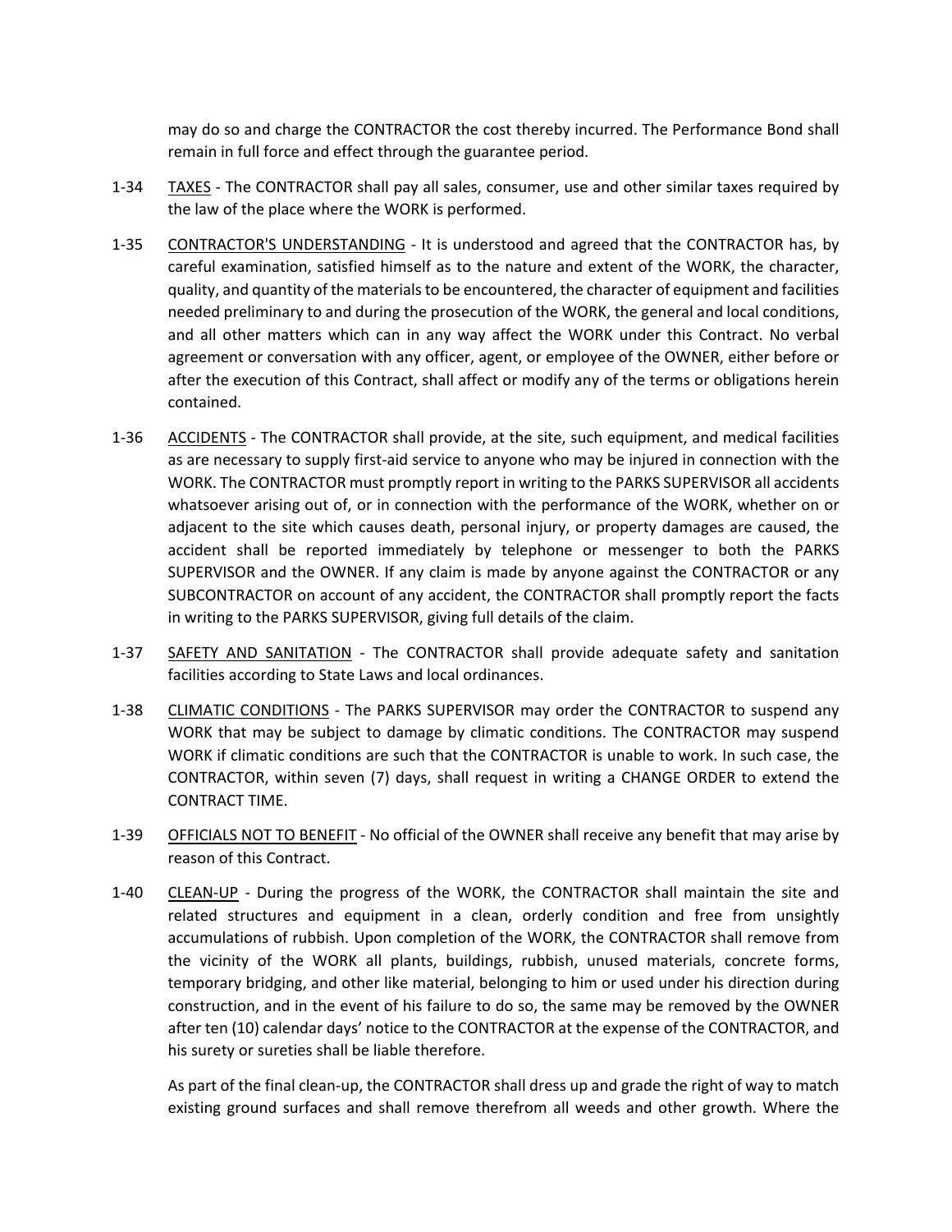may do so and charge the CONTRACTOR the cost thereby incurred. The Performance Bond shall remain in full force and effect through the guarantee period.

1-34 TAXES - The CONTRACTOR shall pay all sales, consumer, use and other similar taxes required by the law of the place where the WORK is performed.

1-35 CONTRACTOR'S UNDERSTANDING - It is understood and agreed that the CONTRACTOR has, by careful examination, satisfied himself as to the nature and extent of the WORK, the character, quality, and quantity of the materials to be encountered, the character of equipment and facilities needed preliminary to and during the prosecution of the WORK, the general and local conditions, and all other matters which can in any way affect the WORK under this Contract. No verbal agreement or conversation with any officer, agent, or employee of the OWNER, either before or after the execution of this Contract, shall affect or modify any of the terms or obligations herein contained.

1-36 ACCIDENTS - The CONTRACTOR shall provide, at the site, such equipment, and medical facilities as are necessary to supply first-aid service to anyone who may be injured in connection with the WORK. The CONTRACTOR must promptly report in writing to the PARKS SUPERVISOR all accidents whatsoever arising out of, or in connection with the performance of the WORK, whether on or adjacent to the site which causes death, personal injury, or property damages are caused, the accident shall be reported immediately by telephone or messenger to both the PARKS SUPERVISOR and the OWNER. If any claim is made by anyone against the CONTRACTOR or any SUBCONTRACTOR on account of any accident, the CONTRACTOR shall promptly report the facts in writing to the PARKS SUPERVISOR, giving full details of the claim.

1-37 SAFETY AND SANITATION - The CONTRACTOR shall provide adequate safety and sanitation facilities according to State Laws and local ordinances.

1-38 CLIMATIC CONDITIONS - The PARKS SUPERVISOR may order the CONTRACTOR to suspend any WORK that may be subject to damage by climatic conditions. The CONTRACTOR may suspend WORK if climatic conditions are such that the CONTRACTOR is unable to work. In such case, the CONTRACTOR, within seven (7) days, shall request in writing a CHANGE ORDER to extend the CONTRACT TIME.

1-39 OFFICIALS NOT TO BENEFIT - No official of the OWNER shall receive any benefit that may arise by reason of this Contract.

1-40 CLEAN-UP - During the progress of the WORK, the CONTRACTOR shall maintain the site and related structures and equipment in a clean, orderly condition and free from unsightly accumulations of rubbish. Upon completion of the WORK, the CONTRACTOR shall remove from the vicinity of the WORK all plants, buildings, rubbish, unused materials, concrete forms, temporary bridging, and other like material, belonging to him or used under his direction during construction, and in the event of his failure to do so, the same may be removed by the OWNER after ten (10) calendar days' notice to the CONTRACTOR at the expense of the CONTRACTOR, and his surety or sureties shall be liable therefore.

As part of the final clean-up, the CONTRACTOR shall dress up and grade the right of way to match existing ground surfaces and shall remove therefrom all weeds and other growth. Where the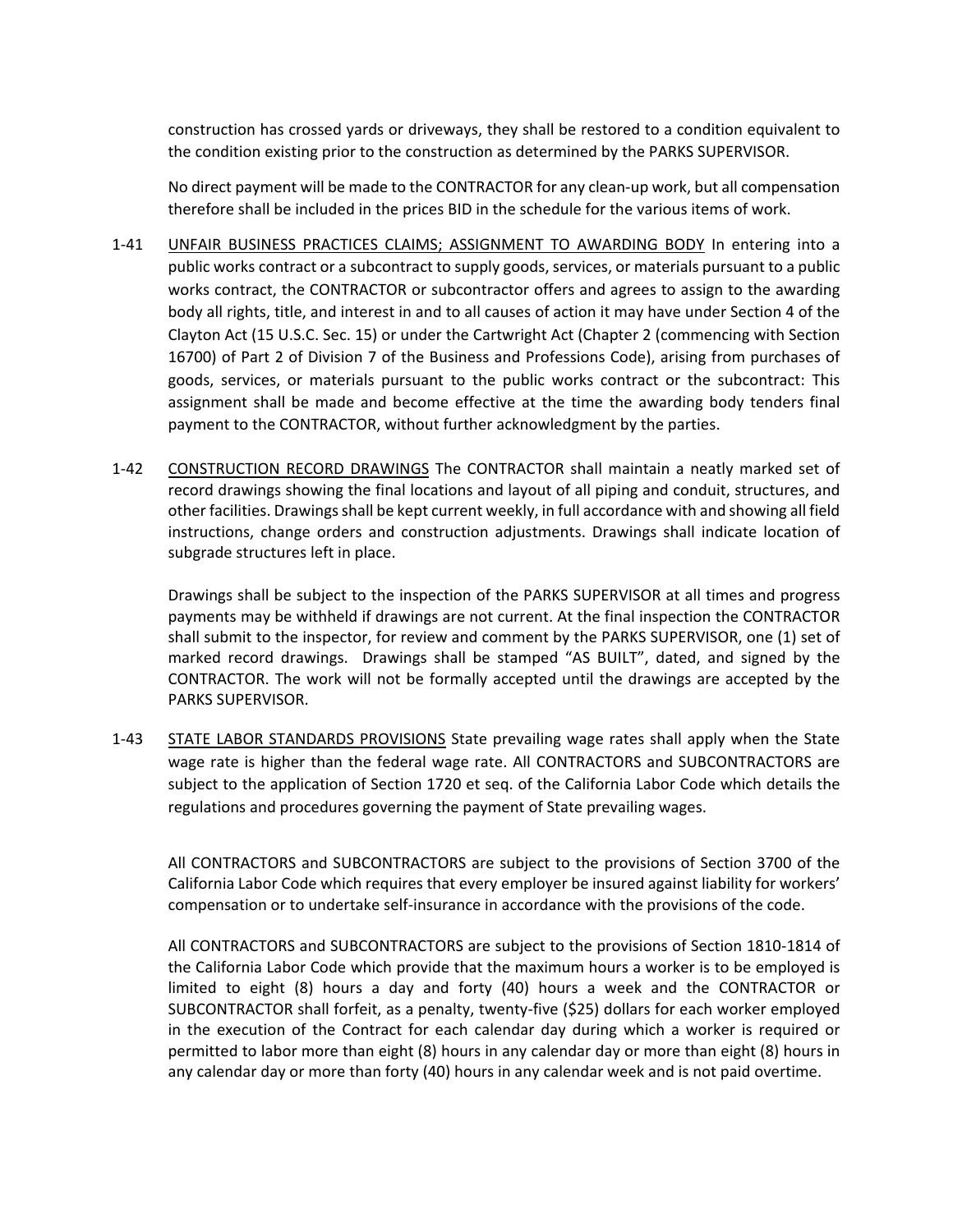construction has crossed yards or driveways, they shall be restored to a condition equivalent to the condition existing prior to the construction as determined by the PARKS SUPERVISOR.

No direct payment will be made to the CONTRACTOR for any clean-up work, but all compensation therefore shall be included in the prices BID in the schedule for the various items of work.

1-41 UNFAIR BUSINESS PRACTICES CLAIMS; ASSIGNMENT TO AWARDING BODY In entering into a public works contract or a subcontract to supply goods, services, or materials pursuant to a public works contract, the CONTRACTOR or subcontractor offers and agrees to assign to the awarding body all rights, title, and interest in and to all causes of action it may have under Section 4 of the Clayton Act (15 U.S.C. Sec. 15) or under the Cartwright Act (Chapter 2 (commencing with Section 16700) of Part 2 of Division 7 of the Business and Professions Code), arising from purchases of goods, services, or materials pursuant to the public works contract or the subcontract: This assignment shall be made and become effective at the time the awarding body tenders final payment to the CONTRACTOR, without further acknowledgment by the parties.

1-42 CONSTRUCTION RECORD DRAWINGS The CONTRACTOR shall maintain a neatly marked set of record drawings showing the final locations and layout of all piping and conduit, structures, and other facilities. Drawings shall be kept current weekly, in full accordance with and showing all field instructions, change orders and construction adjustments. Drawings shall indicate location of subgrade structures left in place.

Drawings shall be subject to the inspection of the PARKS SUPERVISOR at all times and progress payments may be withheld if drawings are not current. At the final inspection the CONTRACTOR shall submit to the inspector, for review and comment by the PARKS SUPERVISOR, one (1) set of marked record drawings. Drawings shall be stamped "AS BUILT", dated, and signed by the CONTRACTOR. The work will not be formally accepted until the drawings are accepted by the PARKS SUPERVISOR.

1-43 STATE LABOR STANDARDS PROVISIONS State prevailing wage rates shall apply when the State wage rate is higher than the federal wage rate. All CONTRACTORS and SUBCONTRACTORS are subject to the application of Section 1720 et seq. of the California Labor Code which details the regulations and procedures governing the payment of State prevailing wages.

All CONTRACTORS and SUBCONTRACTORS are subject to the provisions of Section 3700 of the California Labor Code which requires that every employer be insured against liability for workers' compensation or to undertake self-insurance in accordance with the provisions of the code.

All CONTRACTORS and SUBCONTRACTORS are subject to the provisions of Section 1810-1814 of the California Labor Code which provide that the maximum hours a worker is to be employed is limited to eight (8) hours a day and forty (40) hours a week and the CONTRACTOR or SUBCONTRACTOR shall forfeit, as a penalty, twenty-five ($25) dollars for each worker employed in the execution of the Contract for each calendar day during which a worker is required or permitted to labor more than eight (8) hours in any calendar day or more than eight (8) hours in any calendar day or more than forty (40) hours in any calendar week and is not paid overtime.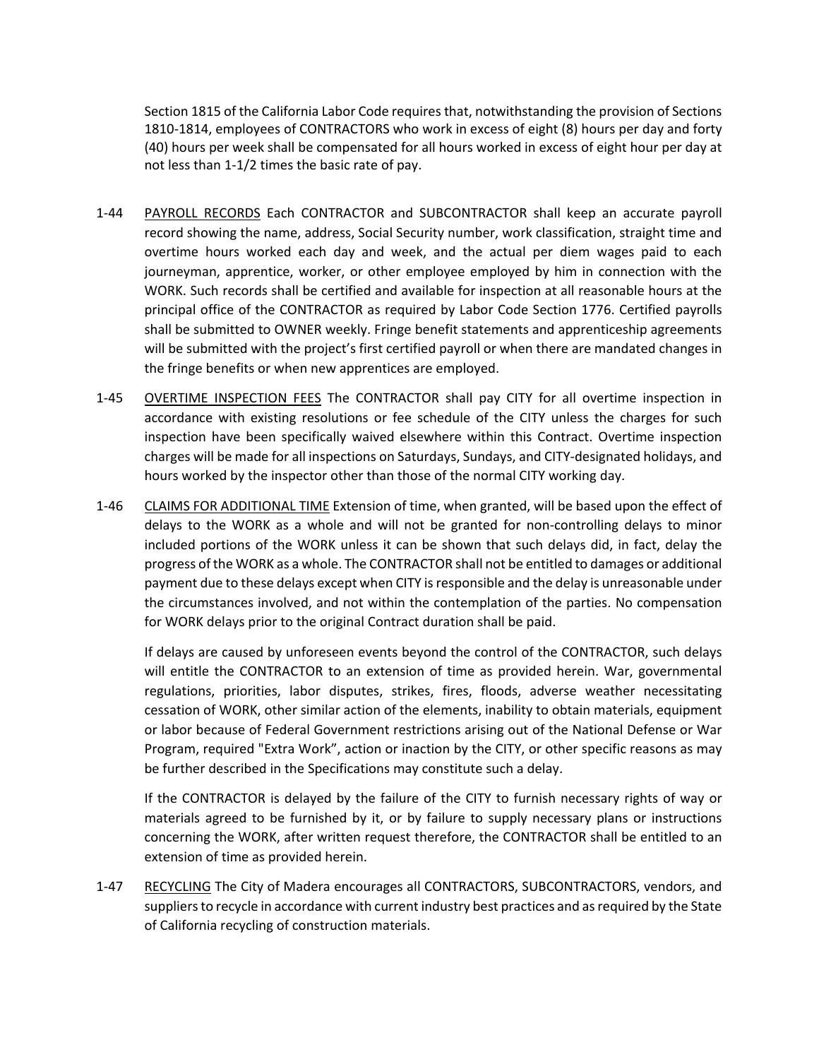Section 1815 of the California Labor Code requires that, notwithstanding the provision of Sections 1810-1814, employees of CONTRACTORS who work in excess of eight (8) hours per day and forty (40) hours per week shall be compensated for all hours worked in excess of eight hour per day at not less than 1-1/2 times the basic rate of pay.

1-44 PAYROLL RECORDS Each CONTRACTOR and SUBCONTRACTOR shall keep an accurate payroll record showing the name, address, Social Security number, work classification, straight time and overtime hours worked each day and week, and the actual per diem wages paid to each journeyman, apprentice, worker, or other employee employed by him in connection with the WORK. Such records shall be certified and available for inspection at all reasonable hours at the principal office of the CONTRACTOR as required by Labor Code Section 1776. Certified payrolls shall be submitted to OWNER weekly. Fringe benefit statements and apprenticeship agreements will be submitted with the project's first certified payroll or when there are mandated changes in the fringe benefits or when new apprentices are employed.

1-45 OVERTIME INSPECTION FEES The CONTRACTOR shall pay CITY for all overtime inspection in accordance with existing resolutions or fee schedule of the CITY unless the charges for such inspection have been specifically waived elsewhere within this Contract. Overtime inspection charges will be made for all inspections on Saturdays, Sundays, and CITY-designated holidays, and hours worked by the inspector other than those of the normal CITY working day.

1-46 CLAIMS FOR ADDITIONAL TIME Extension of time, when granted, will be based upon the effect of delays to the WORK as a whole and will not be granted for non-controlling delays to minor included portions of the WORK unless it can be shown that such delays did, in fact, delay the progress of the WORK as a whole. The CONTRACTOR shall not be entitled to damages or additional payment due to these delays except when CITY is responsible and the delay is unreasonable under the circumstances involved, and not within the contemplation of the parties. No compensation for WORK delays prior to the original Contract duration shall be paid.

If delays are caused by unforeseen events beyond the control of the CONTRACTOR, such delays will entitle the CONTRACTOR to an extension of time as provided herein. War, governmental regulations, priorities, labor disputes, strikes, fires, floods, adverse weather necessitating cessation of WORK, other similar action of the elements, inability to obtain materials, equipment or labor because of Federal Government restrictions arising out of the National Defense or War Program, required "Extra Work", action or inaction by the CITY, or other specific reasons as may be further described in the Specifications may constitute such a delay.

If the CONTRACTOR is delayed by the failure of the CITY to furnish necessary rights of way or materials agreed to be furnished by it, or by failure to supply necessary plans or instructions concerning the WORK, after written request therefore, the CONTRACTOR shall be entitled to an extension of time as provided herein.

1-47 RECYCLING The City of Madera encourages all CONTRACTORS, SUBCONTRACTORS, vendors, and suppliers to recycle in accordance with current industry best practices and as required by the State of California recycling of construction materials.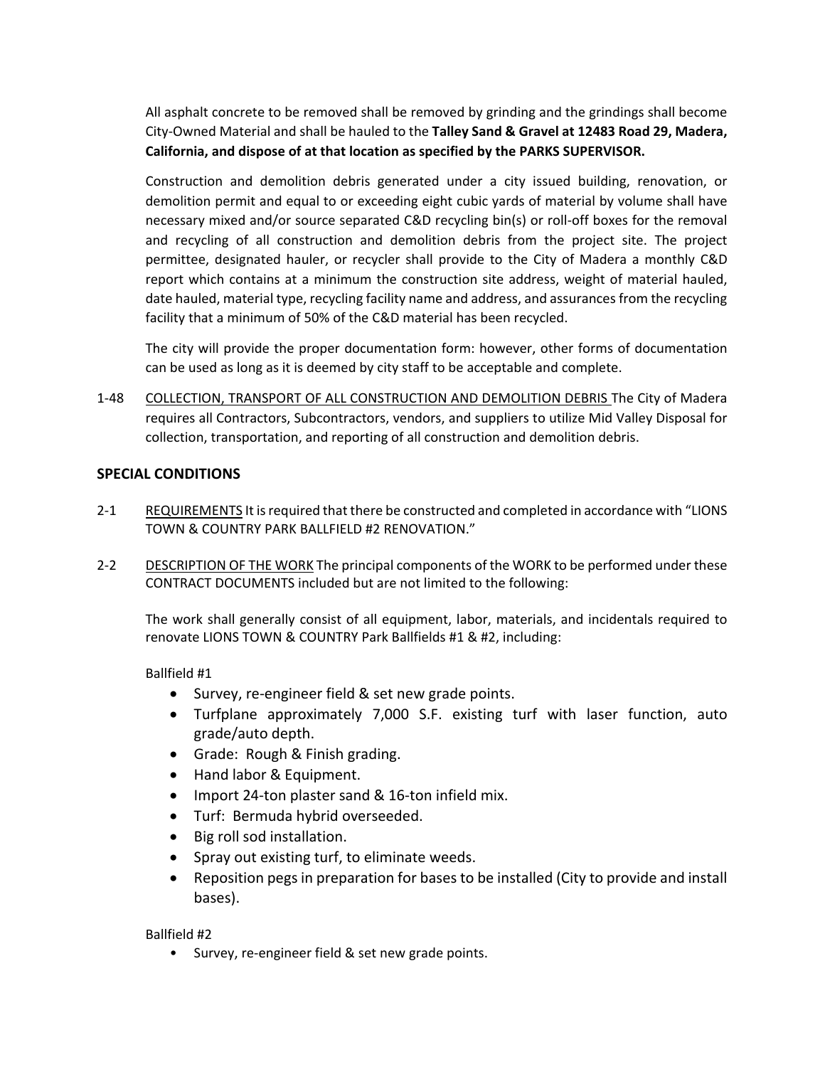All asphalt concrete to be removed shall be removed by grinding and the grindings shall become City-Owned Material and shall be hauled to the **Talley Sand & Gravel at 12483 Road 29, Madera, California, and dispose of at that location as specified by the PARKS SUPERVISOR.**

Construction and demolition debris generated under a city issued building, renovation, or demolition permit and equal to or exceeding eight cubic yards of material by volume shall have necessary mixed and/or source separated C&D recycling bin(s) or roll-off boxes for the removal and recycling of all construction and demolition debris from the project site. The project permittee, designated hauler, or recycler shall provide to the City of Madera a monthly C&D report which contains at a minimum the construction site address, weight of material hauled, date hauled, material type, recycling facility name and address, and assurances from the recycling facility that a minimum of 50% of the C&D material has been recycled.

The city will provide the proper documentation form: however, other forms of documentation can be used as long as it is deemed by city staff to be acceptable and complete.

1-48 COLLECTION, TRANSPORT OF ALL CONSTRUCTION AND DEMOLITION DEBRIS The City of Madera requires all Contractors, Subcontractors, vendors, and suppliers to utilize Mid Valley Disposal for collection, transportation, and reporting of all construction and demolition debris.

## SPECIAL CONDITIONS

2-1 REQUIREMENTS It is required that there be constructed and completed in accordance with "LIONS TOWN & COUNTRY PARK BALLFIELD #2 RENOVATION."

2-2 DESCRIPTION OF THE WORK The principal components of the WORK to be performed under these CONTRACT DOCUMENTS included but are not limited to the following:

The work shall generally consist of all equipment, labor, materials, and incidentals required to renovate LIONS TOWN & COUNTRY Park Ballfields #1 & #2, including:

Ballfield #1

- Survey, re-engineer field & set new grade points.
- Turfplane approximately 7,000 S.F. existing turf with laser function, auto grade/auto depth.
- Grade: Rough & Finish grading.
- Hand labor & Equipment.
- Import 24-ton plaster sand & 16-ton infield mix.
- Turf: Bermuda hybrid overseeded.
- Big roll sod installation.
- Spray out existing turf, to eliminate weeds.
- Reposition pegs in preparation for bases to be installed (City to provide and install bases).

Ballfield #2

- Survey, re-engineer field & set new grade points.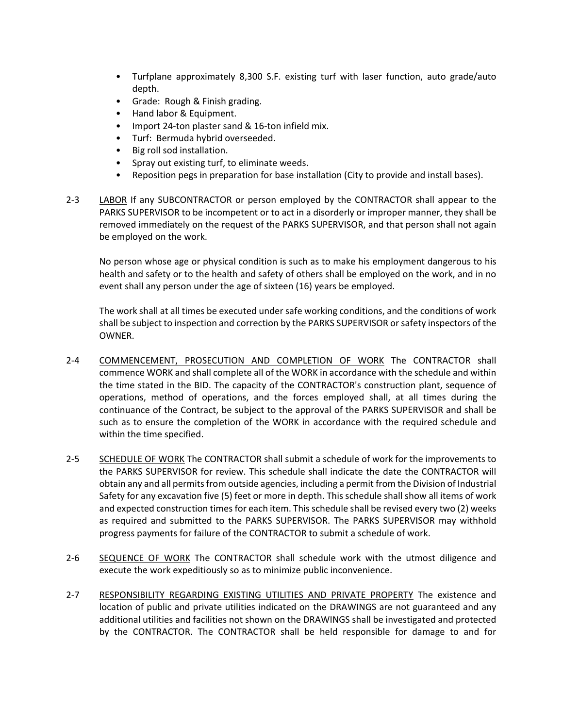- Turfplane approximately 8,300 S.F. existing turf with laser function, auto grade/auto depth.
- Grade: Rough & Finish grading.
- Hand labor & Equipment.
- Import 24-ton plaster sand & 16-ton infield mix.
- Turf: Bermuda hybrid overseeded.
- Big roll sod installation.
- Spray out existing turf, to eliminate weeds.
- Reposition pegs in preparation for base installation (City to provide and install bases).

2-3 LABOR If any SUBCONTRACTOR or person employed by the CONTRACTOR shall appear to the PARKS SUPERVISOR to be incompetent or to act in a disorderly or improper manner, they shall be removed immediately on the request of the PARKS SUPERVISOR, and that person shall not again be employed on the work.

No person whose age or physical condition is such as to make his employment dangerous to his health and safety or to the health and safety of others shall be employed on the work, and in no event shall any person under the age of sixteen (16) years be employed.

The work shall at all times be executed under safe working conditions, and the conditions of work shall be subject to inspection and correction by the PARKS SUPERVISOR or safety inspectors of the OWNER.

2-4 COMMENCEMENT, PROSECUTION AND COMPLETION OF WORK The CONTRACTOR shall commence WORK and shall complete all of the WORK in accordance with the schedule and within the time stated in the BID. The capacity of the CONTRACTOR's construction plant, sequence of operations, method of operations, and the forces employed shall, at all times during the continuance of the Contract, be subject to the approval of the PARKS SUPERVISOR and shall be such as to ensure the completion of the WORK in accordance with the required schedule and within the time specified.

2-5 SCHEDULE OF WORK The CONTRACTOR shall submit a schedule of work for the improvements to the PARKS SUPERVISOR for review. This schedule shall indicate the date the CONTRACTOR will obtain any and all permits from outside agencies, including a permit from the Division of Industrial Safety for any excavation five (5) feet or more in depth. This schedule shall show all items of work and expected construction times for each item. This schedule shall be revised every two (2) weeks as required and submitted to the PARKS SUPERVISOR. The PARKS SUPERVISOR may withhold progress payments for failure of the CONTRACTOR to submit a schedule of work.

2-6 SEQUENCE OF WORK The CONTRACTOR shall schedule work with the utmost diligence and execute the work expeditiously so as to minimize public inconvenience.

2-7 RESPONSIBILITY REGARDING EXISTING UTILITIES AND PRIVATE PROPERTY The existence and location of public and private utilities indicated on the DRAWINGS are not guaranteed and any additional utilities and facilities not shown on the DRAWINGS shall be investigated and protected by the CONTRACTOR. The CONTRACTOR shall be held responsible for damage to and for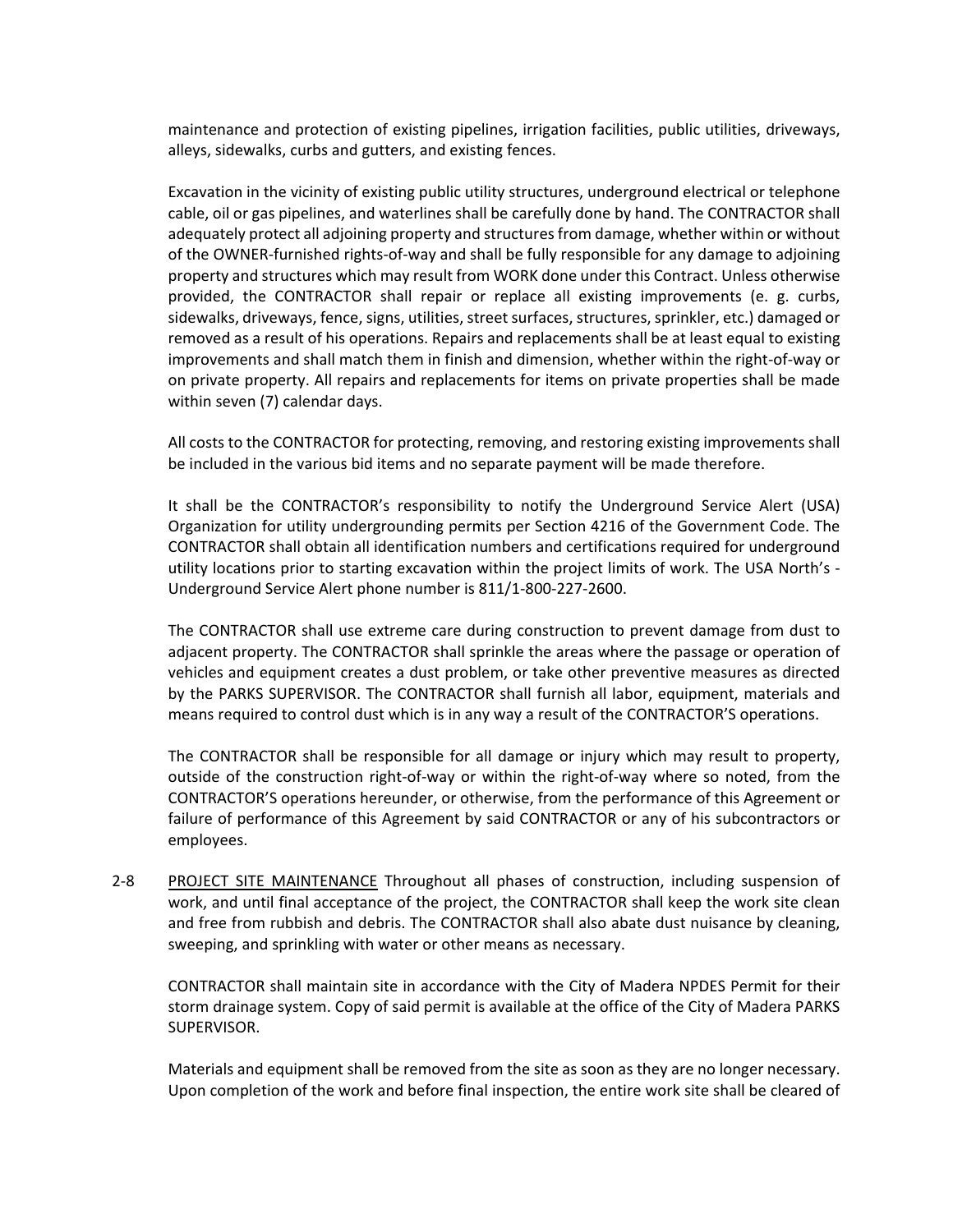maintenance and protection of existing pipelines, irrigation facilities, public utilities, driveways, alleys, sidewalks, curbs and gutters, and existing fences.

Excavation in the vicinity of existing public utility structures, underground electrical or telephone cable, oil or gas pipelines, and waterlines shall be carefully done by hand. The CONTRACTOR shall adequately protect all adjoining property and structures from damage, whether within or without of the OWNER-furnished rights-of-way and shall be fully responsible for any damage to adjoining property and structures which may result from WORK done under this Contract. Unless otherwise provided, the CONTRACTOR shall repair or replace all existing improvements (e. g. curbs, sidewalks, driveways, fence, signs, utilities, street surfaces, structures, sprinkler, etc.) damaged or removed as a result of his operations. Repairs and replacements shall be at least equal to existing improvements and shall match them in finish and dimension, whether within the right-of-way or on private property. All repairs and replacements for items on private properties shall be made within seven (7) calendar days.

All costs to the CONTRACTOR for protecting, removing, and restoring existing improvements shall be included in the various bid items and no separate payment will be made therefore.

It shall be the CONTRACTOR's responsibility to notify the Underground Service Alert (USA) Organization for utility undergrounding permits per Section 4216 of the Government Code. The CONTRACTOR shall obtain all identification numbers and certifications required for underground utility locations prior to starting excavation within the project limits of work. The USA North's - Underground Service Alert phone number is 811/1-800-227-2600.

The CONTRACTOR shall use extreme care during construction to prevent damage from dust to adjacent property. The CONTRACTOR shall sprinkle the areas where the passage or operation of vehicles and equipment creates a dust problem, or take other preventive measures as directed by the PARKS SUPERVISOR. The CONTRACTOR shall furnish all labor, equipment, materials and means required to control dust which is in any way a result of the CONTRACTOR'S operations.

The CONTRACTOR shall be responsible for all damage or injury which may result to property, outside of the construction right-of-way or within the right-of-way where so noted, from the CONTRACTOR'S operations hereunder, or otherwise, from the performance of this Agreement or failure of performance of this Agreement by said CONTRACTOR or any of his subcontractors or employees.

2-8 <u>PROJECT SITE MAINTENANCE</u> Throughout all phases of construction, including suspension of work, and until final acceptance of the project, the CONTRACTOR shall keep the work site clean and free from rubbish and debris. The CONTRACTOR shall also abate dust nuisance by cleaning, sweeping, and sprinkling with water or other means as necessary.

CONTRACTOR shall maintain site in accordance with the City of Madera NPDES Permit for their storm drainage system. Copy of said permit is available at the office of the City of Madera PARKS SUPERVISOR.

Materials and equipment shall be removed from the site as soon as they are no longer necessary. Upon completion of the work and before final inspection, the entire work site shall be cleared of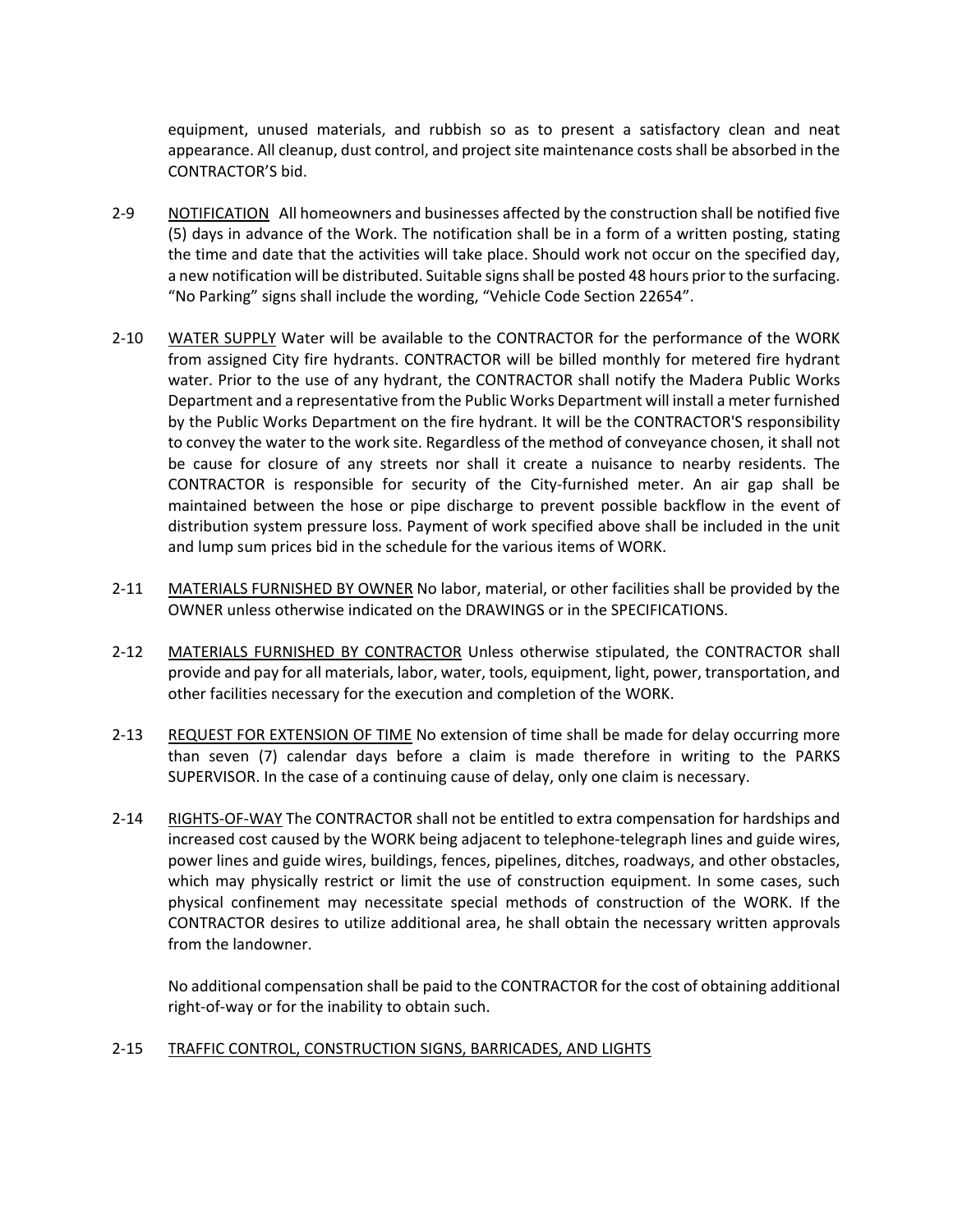equipment, unused materials, and rubbish so as to present a satisfactory clean and neat appearance. All cleanup, dust control, and project site maintenance costs shall be absorbed in the CONTRACTOR'S bid.

2-9 NOTIFICATION All homeowners and businesses affected by the construction shall be notified five (5) days in advance of the Work. The notification shall be in a form of a written posting, stating the time and date that the activities will take place. Should work not occur on the specified day, a new notification will be distributed. Suitable signs shall be posted 48 hours prior to the surfacing. "No Parking" signs shall include the wording, "Vehicle Code Section 22654".

2-10 WATER SUPPLY Water will be available to the CONTRACTOR for the performance of the WORK from assigned City fire hydrants. CONTRACTOR will be billed monthly for metered fire hydrant water. Prior to the use of any hydrant, the CONTRACTOR shall notify the Madera Public Works Department and a representative from the Public Works Department will install a meter furnished by the Public Works Department on the fire hydrant. It will be the CONTRACTOR'S responsibility to convey the water to the work site. Regardless of the method of conveyance chosen, it shall not be cause for closure of any streets nor shall it create a nuisance to nearby residents. The CONTRACTOR is responsible for security of the City-furnished meter. An air gap shall be maintained between the hose or pipe discharge to prevent possible backflow in the event of distribution system pressure loss. Payment of work specified above shall be included in the unit and lump sum prices bid in the schedule for the various items of WORK.

2-11 MATERIALS FURNISHED BY OWNER No labor, material, or other facilities shall be provided by the OWNER unless otherwise indicated on the DRAWINGS or in the SPECIFICATIONS.

2-12 MATERIALS FURNISHED BY CONTRACTOR Unless otherwise stipulated, the CONTRACTOR shall provide and pay for all materials, labor, water, tools, equipment, light, power, transportation, and other facilities necessary for the execution and completion of the WORK.

2-13 REQUEST FOR EXTENSION OF TIME No extension of time shall be made for delay occurring more than seven (7) calendar days before a claim is made therefore in writing to the PARKS SUPERVISOR. In the case of a continuing cause of delay, only one claim is necessary.

2-14 RIGHTS-OF-WAY The CONTRACTOR shall not be entitled to extra compensation for hardships and increased cost caused by the WORK being adjacent to telephone-telegraph lines and guide wires, power lines and guide wires, buildings, fences, pipelines, ditches, roadways, and other obstacles, which may physically restrict or limit the use of construction equipment. In some cases, such physical confinement may necessitate special methods of construction of the WORK. If the CONTRACTOR desires to utilize additional area, he shall obtain the necessary written approvals from the landowner.

No additional compensation shall be paid to the CONTRACTOR for the cost of obtaining additional right-of-way or for the inability to obtain such.

2-15 TRAFFIC CONTROL, CONSTRUCTION SIGNS, BARRICADES, AND LIGHTS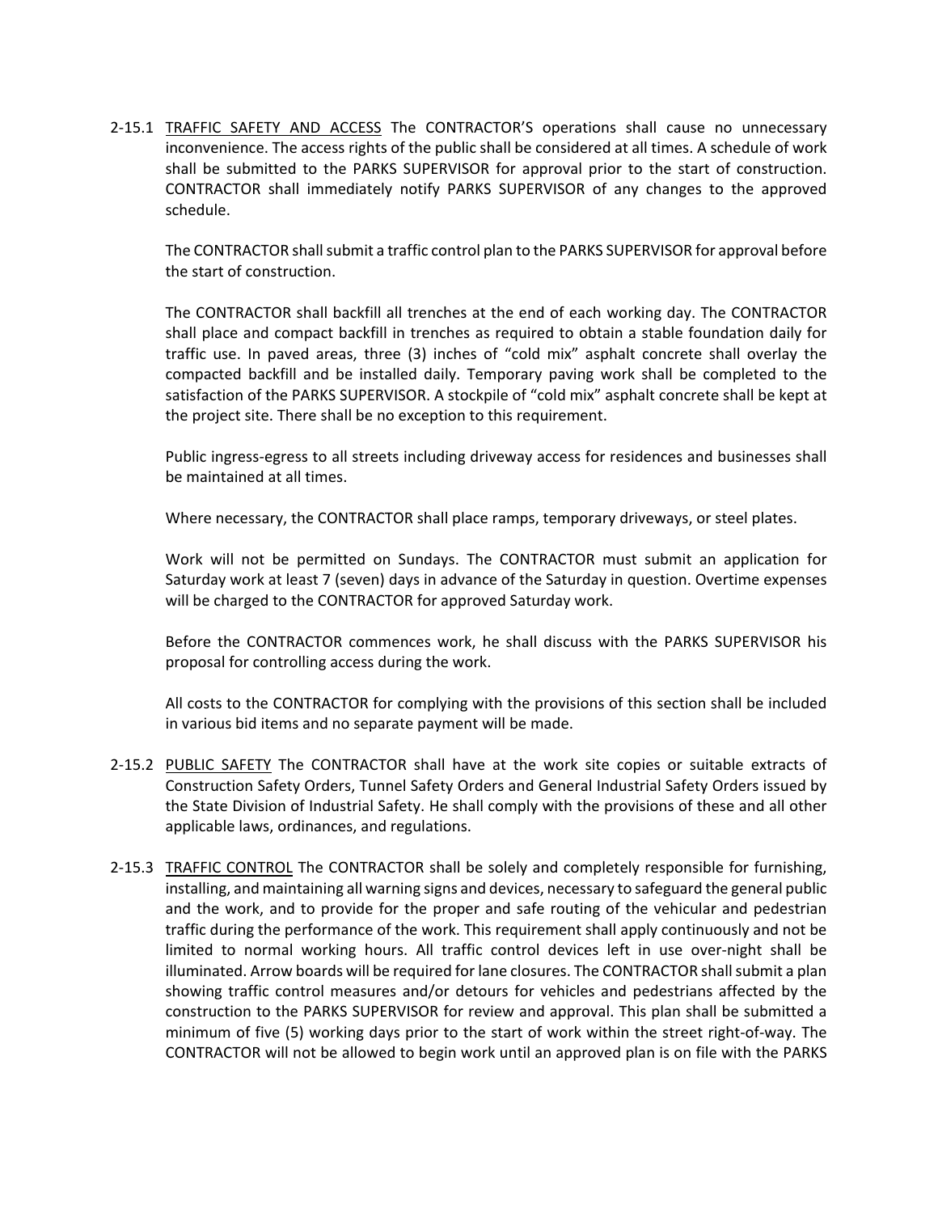2-15.1 <u>TRAFFIC SAFETY AND ACCESS</u> The CONTRACTOR'S operations shall cause no unnecessary inconvenience. The access rights of the public shall be considered at all times. A schedule of work shall be submitted to the PARKS SUPERVISOR for approval prior to the start of construction. CONTRACTOR shall immediately notify PARKS SUPERVISOR of any changes to the approved schedule.

The CONTRACTOR shall submit a traffic control plan to the PARKS SUPERVISOR for approval before the start of construction.

The CONTRACTOR shall backfill all trenches at the end of each working day. The CONTRACTOR shall place and compact backfill in trenches as required to obtain a stable foundation daily for traffic use. In paved areas, three (3) inches of "cold mix" asphalt concrete shall overlay the compacted backfill and be installed daily. Temporary paving work shall be completed to the satisfaction of the PARKS SUPERVISOR. A stockpile of "cold mix" asphalt concrete shall be kept at the project site. There shall be no exception to this requirement.

Public ingress-egress to all streets including driveway access for residences and businesses shall be maintained at all times.

Where necessary, the CONTRACTOR shall place ramps, temporary driveways, or steel plates.

Work will not be permitted on Sundays. The CONTRACTOR must submit an application for Saturday work at least 7 (seven) days in advance of the Saturday in question. Overtime expenses will be charged to the CONTRACTOR for approved Saturday work.

Before the CONTRACTOR commences work, he shall discuss with the PARKS SUPERVISOR his proposal for controlling access during the work.

All costs to the CONTRACTOR for complying with the provisions of this section shall be included in various bid items and no separate payment will be made.

2-15.2 <u>PUBLIC SAFETY</u> The CONTRACTOR shall have at the work site copies or suitable extracts of Construction Safety Orders, Tunnel Safety Orders and General Industrial Safety Orders issued by the State Division of Industrial Safety. He shall comply with the provisions of these and all other applicable laws, ordinances, and regulations.

2-15.3 <u>TRAFFIC CONTROL</u> The CONTRACTOR shall be solely and completely responsible for furnishing, installing, and maintaining all warning signs and devices, necessary to safeguard the general public and the work, and to provide for the proper and safe routing of the vehicular and pedestrian traffic during the performance of the work. This requirement shall apply continuously and not be limited to normal working hours. All traffic control devices left in use over-night shall be illuminated. Arrow boards will be required for lane closures. The CONTRACTOR shall submit a plan showing traffic control measures and/or detours for vehicles and pedestrians affected by the construction to the PARKS SUPERVISOR for review and approval. This plan shall be submitted a minimum of five (5) working days prior to the start of work within the street right-of-way. The CONTRACTOR will not be allowed to begin work until an approved plan is on file with the PARKS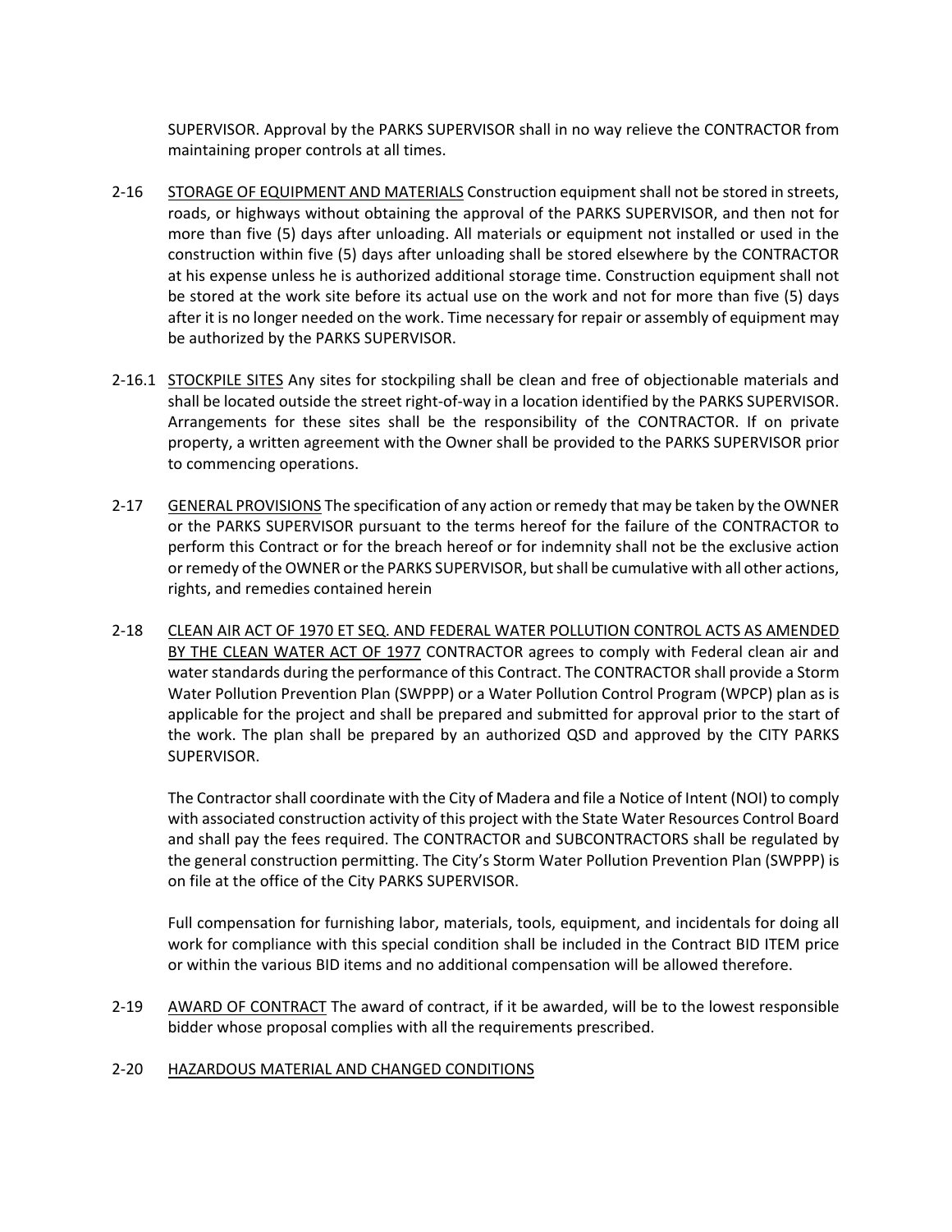SUPERVISOR. Approval by the PARKS SUPERVISOR shall in no way relieve the CONTRACTOR from maintaining proper controls at all times.

2-16 STORAGE OF EQUIPMENT AND MATERIALS Construction equipment shall not be stored in streets, roads, or highways without obtaining the approval of the PARKS SUPERVISOR, and then not for more than five (5) days after unloading. All materials or equipment not installed or used in the construction within five (5) days after unloading shall be stored elsewhere by the CONTRACTOR at his expense unless he is authorized additional storage time. Construction equipment shall not be stored at the work site before its actual use on the work and not for more than five (5) days after it is no longer needed on the work. Time necessary for repair or assembly of equipment may be authorized by the PARKS SUPERVISOR.

2-16.1 STOCKPILE SITES Any sites for stockpiling shall be clean and free of objectionable materials and shall be located outside the street right-of-way in a location identified by the PARKS SUPERVISOR. Arrangements for these sites shall be the responsibility of the CONTRACTOR. If on private property, a written agreement with the Owner shall be provided to the PARKS SUPERVISOR prior to commencing operations.

2-17 GENERAL PROVISIONS The specification of any action or remedy that may be taken by the OWNER or the PARKS SUPERVISOR pursuant to the terms hereof for the failure of the CONTRACTOR to perform this Contract or for the breach hereof or for indemnity shall not be the exclusive action or remedy of the OWNER or the PARKS SUPERVISOR, but shall be cumulative with all other actions, rights, and remedies contained herein

2-18 CLEAN AIR ACT OF 1970 ET SEQ. AND FEDERAL WATER POLLUTION CONTROL ACTS AS AMENDED BY THE CLEAN WATER ACT OF 1977 CONTRACTOR agrees to comply with Federal clean air and water standards during the performance of this Contract. The CONTRACTOR shall provide a Storm Water Pollution Prevention Plan (SWPPP) or a Water Pollution Control Program (WPCP) plan as is applicable for the project and shall be prepared and submitted for approval prior to the start of the work. The plan shall be prepared by an authorized QSD and approved by the CITY PARKS SUPERVISOR.

The Contractor shall coordinate with the City of Madera and file a Notice of Intent (NOI) to comply with associated construction activity of this project with the State Water Resources Control Board and shall pay the fees required. The CONTRACTOR and SUBCONTRACTORS shall be regulated by the general construction permitting. The City's Storm Water Pollution Prevention Plan (SWPPP) is on file at the office of the City PARKS SUPERVISOR.

Full compensation for furnishing labor, materials, tools, equipment, and incidentals for doing all work for compliance with this special condition shall be included in the Contract BID ITEM price or within the various BID items and no additional compensation will be allowed therefore.

2-19 AWARD OF CONTRACT The award of contract, if it be awarded, will be to the lowest responsible bidder whose proposal complies with all the requirements prescribed.

2-20 HAZARDOUS MATERIAL AND CHANGED CONDITIONS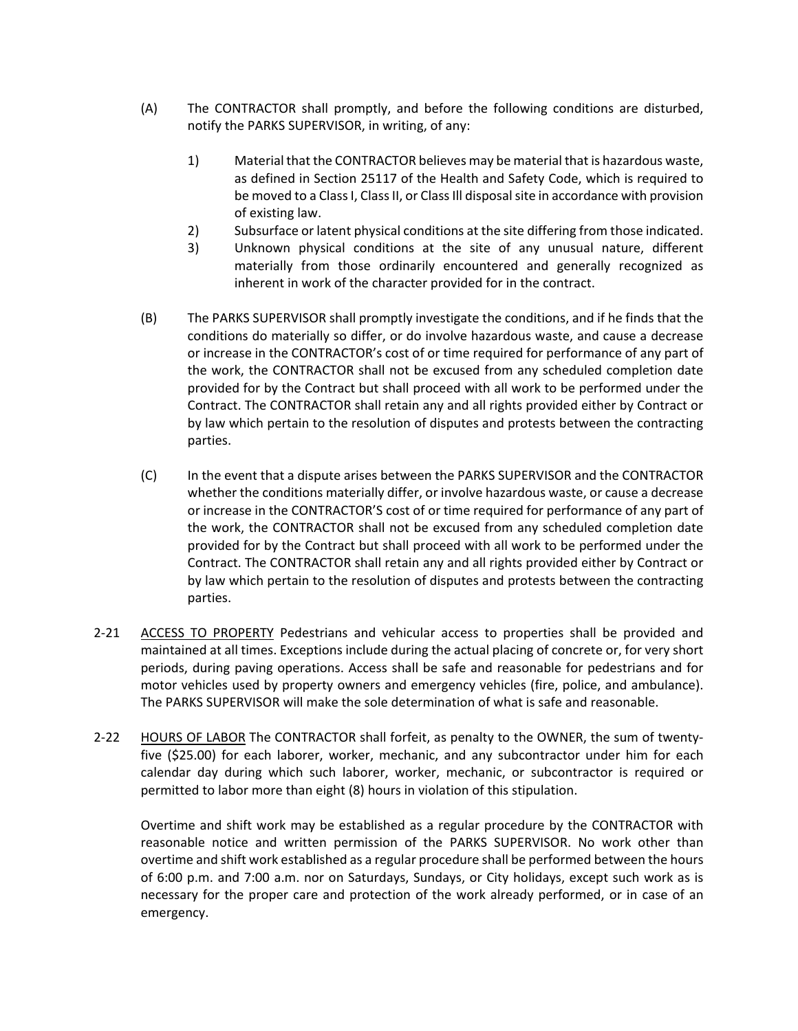(A) The CONTRACTOR shall promptly, and before the following conditions are disturbed, notify the PARKS SUPERVISOR, in writing, of any:

1) Material that the CONTRACTOR believes may be material that is hazardous waste, as defined in Section 25117 of the Health and Safety Code, which is required to be moved to a Class I, Class II, or Class Ill disposal site in accordance with provision of existing law.
2) Subsurface or latent physical conditions at the site differing from those indicated.
3) Unknown physical conditions at the site of any unusual nature, different materially from those ordinarily encountered and generally recognized as inherent in work of the character provided for in the contract.

(B) The PARKS SUPERVISOR shall promptly investigate the conditions, and if he finds that the conditions do materially so differ, or do involve hazardous waste, and cause a decrease or increase in the CONTRACTOR's cost of or time required for performance of any part of the work, the CONTRACTOR shall not be excused from any scheduled completion date provided for by the Contract but shall proceed with all work to be performed under the Contract. The CONTRACTOR shall retain any and all rights provided either by Contract or by law which pertain to the resolution of disputes and protests between the contracting parties.

(C) In the event that a dispute arises between the PARKS SUPERVISOR and the CONTRACTOR whether the conditions materially differ, or involve hazardous waste, or cause a decrease or increase in the CONTRACTOR'S cost of or time required for performance of any part of the work, the CONTRACTOR shall not be excused from any scheduled completion date provided for by the Contract but shall proceed with all work to be performed under the Contract. The CONTRACTOR shall retain any and all rights provided either by Contract or by law which pertain to the resolution of disputes and protests between the contracting parties.

2-21 ACCESS TO PROPERTY Pedestrians and vehicular access to properties shall be provided and maintained at all times. Exceptions include during the actual placing of concrete or, for very short periods, during paving operations. Access shall be safe and reasonable for pedestrians and for motor vehicles used by property owners and emergency vehicles (fire, police, and ambulance). The PARKS SUPERVISOR will make the sole determination of what is safe and reasonable.

2-22 HOURS OF LABOR The CONTRACTOR shall forfeit, as penalty to the OWNER, the sum of twenty-five ($25.00) for each laborer, worker, mechanic, and any subcontractor under him for each calendar day during which such laborer, worker, mechanic, or subcontractor is required or permitted to labor more than eight (8) hours in violation of this stipulation.

Overtime and shift work may be established as a regular procedure by the CONTRACTOR with reasonable notice and written permission of the PARKS SUPERVISOR. No work other than overtime and shift work established as a regular procedure shall be performed between the hours of 6:00 p.m. and 7:00 a.m. nor on Saturdays, Sundays, or City holidays, except such work as is necessary for the proper care and protection of the work already performed, or in case of an emergency.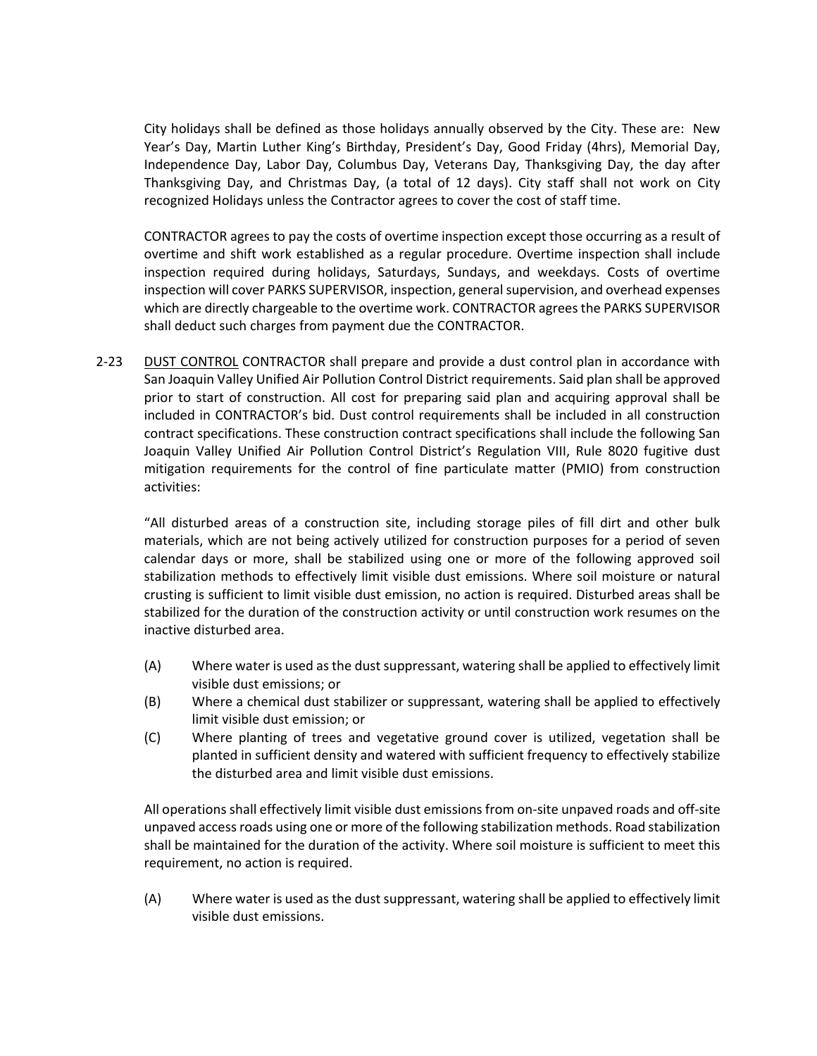City holidays shall be defined as those holidays annually observed by the City. These are: New Year's Day, Martin Luther King's Birthday, President's Day, Good Friday (4hrs), Memorial Day, Independence Day, Labor Day, Columbus Day, Veterans Day, Thanksgiving Day, the day after Thanksgiving Day, and Christmas Day, (a total of 12 days). City staff shall not work on City recognized Holidays unless the Contractor agrees to cover the cost of staff time.

CONTRACTOR agrees to pay the costs of overtime inspection except those occurring as a result of overtime and shift work established as a regular procedure. Overtime inspection shall include inspection required during holidays, Saturdays, Sundays, and weekdays. Costs of overtime inspection will cover PARKS SUPERVISOR, inspection, general supervision, and overhead expenses which are directly chargeable to the overtime work. CONTRACTOR agrees the PARKS SUPERVISOR shall deduct such charges from payment due the CONTRACTOR.

2-23 DUST CONTROL CONTRACTOR shall prepare and provide a dust control plan in accordance with San Joaquin Valley Unified Air Pollution Control District requirements. Said plan shall be approved prior to start of construction. All cost for preparing said plan and acquiring approval shall be included in CONTRACTOR's bid. Dust control requirements shall be included in all construction contract specifications. These construction contract specifications shall include the following San Joaquin Valley Unified Air Pollution Control District's Regulation VIII, Rule 8020 fugitive dust mitigation requirements for the control of fine particulate matter (PMIO) from construction activities:

"All disturbed areas of a construction site, including storage piles of fill dirt and other bulk materials, which are not being actively utilized for construction purposes for a period of seven calendar days or more, shall be stabilized using one or more of the following approved soil stabilization methods to effectively limit visible dust emissions. Where soil moisture or natural crusting is sufficient to limit visible dust emission, no action is required. Disturbed areas shall be stabilized for the duration of the construction activity or until construction work resumes on the inactive disturbed area.

(A) Where water is used as the dust suppressant, watering shall be applied to effectively limit visible dust emissions; or

(B) Where a chemical dust stabilizer or suppressant, watering shall be applied to effectively limit visible dust emission; or

(C) Where planting of trees and vegetative ground cover is utilized, vegetation shall be planted in sufficient density and watered with sufficient frequency to effectively stabilize the disturbed area and limit visible dust emissions.

All operations shall effectively limit visible dust emissions from on-site unpaved roads and off-site unpaved access roads using one or more of the following stabilization methods. Road stabilization shall be maintained for the duration of the activity. Where soil moisture is sufficient to meet this requirement, no action is required.

(A) Where water is used as the dust suppressant, watering shall be applied to effectively limit visible dust emissions.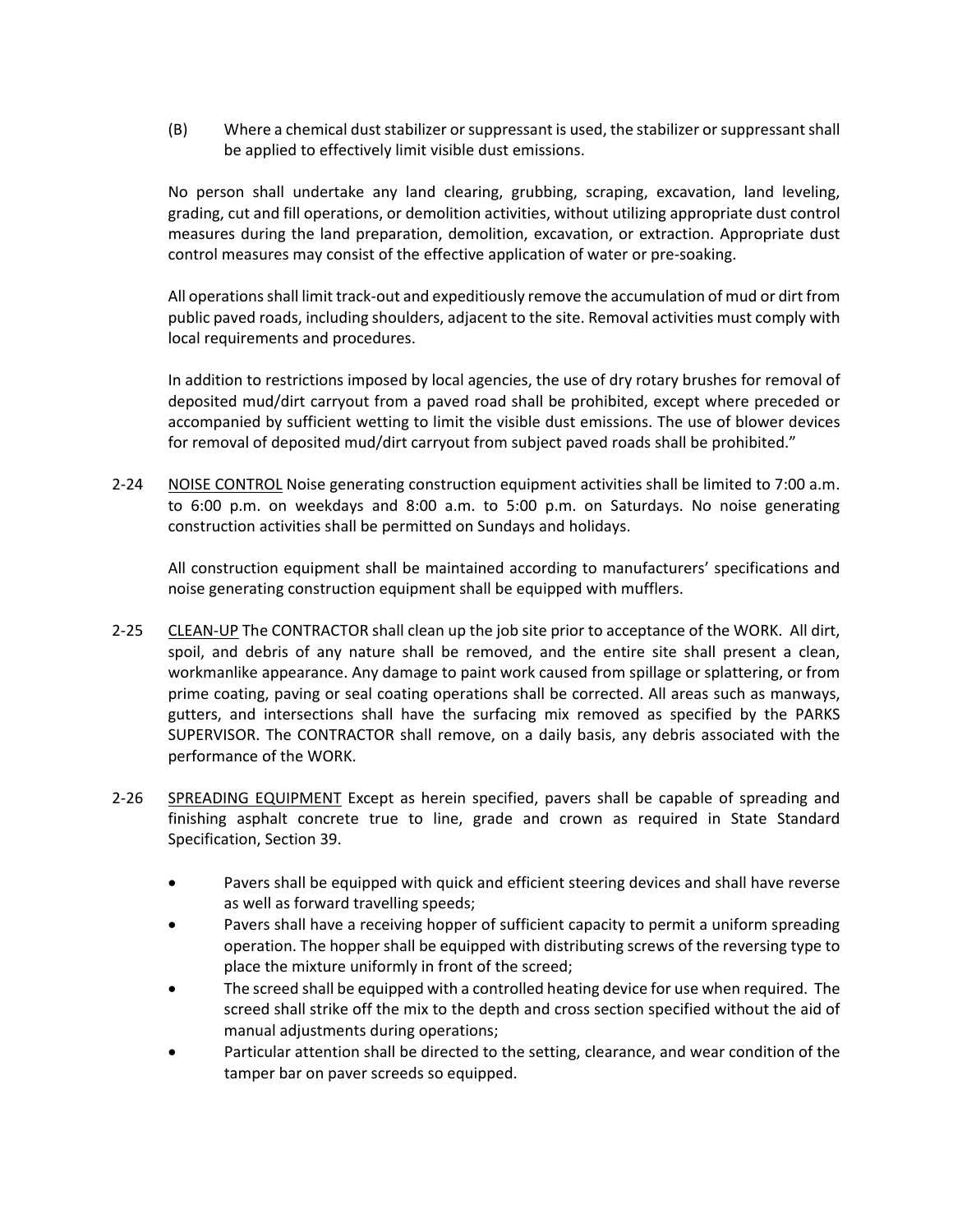(B) Where a chemical dust stabilizer or suppressant is used, the stabilizer or suppressant shall be applied to effectively limit visible dust emissions.

No person shall undertake any land clearing, grubbing, scraping, excavation, land leveling, grading, cut and fill operations, or demolition activities, without utilizing appropriate dust control measures during the land preparation, demolition, excavation, or extraction. Appropriate dust control measures may consist of the effective application of water or pre-soaking.

All operations shall limit track-out and expeditiously remove the accumulation of mud or dirt from public paved roads, including shoulders, adjacent to the site. Removal activities must comply with local requirements and procedures.

In addition to restrictions imposed by local agencies, the use of dry rotary brushes for removal of deposited mud/dirt carryout from a paved road shall be prohibited, except where preceded or accompanied by sufficient wetting to limit the visible dust emissions. The use of blower devices for removal of deposited mud/dirt carryout from subject paved roads shall be prohibited."

2-24 <u>NOISE CONTROL</u> Noise generating construction equipment activities shall be limited to 7:00 a.m. to 6:00 p.m. on weekdays and 8:00 a.m. to 5:00 p.m. on Saturdays. No noise generating construction activities shall be permitted on Sundays and holidays.

All construction equipment shall be maintained according to manufacturers' specifications and noise generating construction equipment shall be equipped with mufflers.

2-25 <u>CLEAN-UP</u> The CONTRACTOR shall clean up the job site prior to acceptance of the WORK. All dirt, spoil, and debris of any nature shall be removed, and the entire site shall present a clean, workmanlike appearance. Any damage to paint work caused from spillage or splattering, or from prime coating, paving or seal coating operations shall be corrected. All areas such as manways, gutters, and intersections shall have the surfacing mix removed as specified by the PARKS SUPERVISOR. The CONTRACTOR shall remove, on a daily basis, any debris associated with the performance of the WORK.

2-26 <u>SPREADING EQUIPMENT</u> Except as herein specified, pavers shall be capable of spreading and finishing asphalt concrete true to line, grade and crown as required in State Standard Specification, Section 39.

- Pavers shall be equipped with quick and efficient steering devices and shall have reverse as well as forward travelling speeds;
- Pavers shall have a receiving hopper of sufficient capacity to permit a uniform spreading operation. The hopper shall be equipped with distributing screws of the reversing type to place the mixture uniformly in front of the screed;
- The screed shall be equipped with a controlled heating device for use when required. The screed shall strike off the mix to the depth and cross section specified without the aid of manual adjustments during operations;
- Particular attention shall be directed to the setting, clearance, and wear condition of the tamper bar on paver screeds so equipped.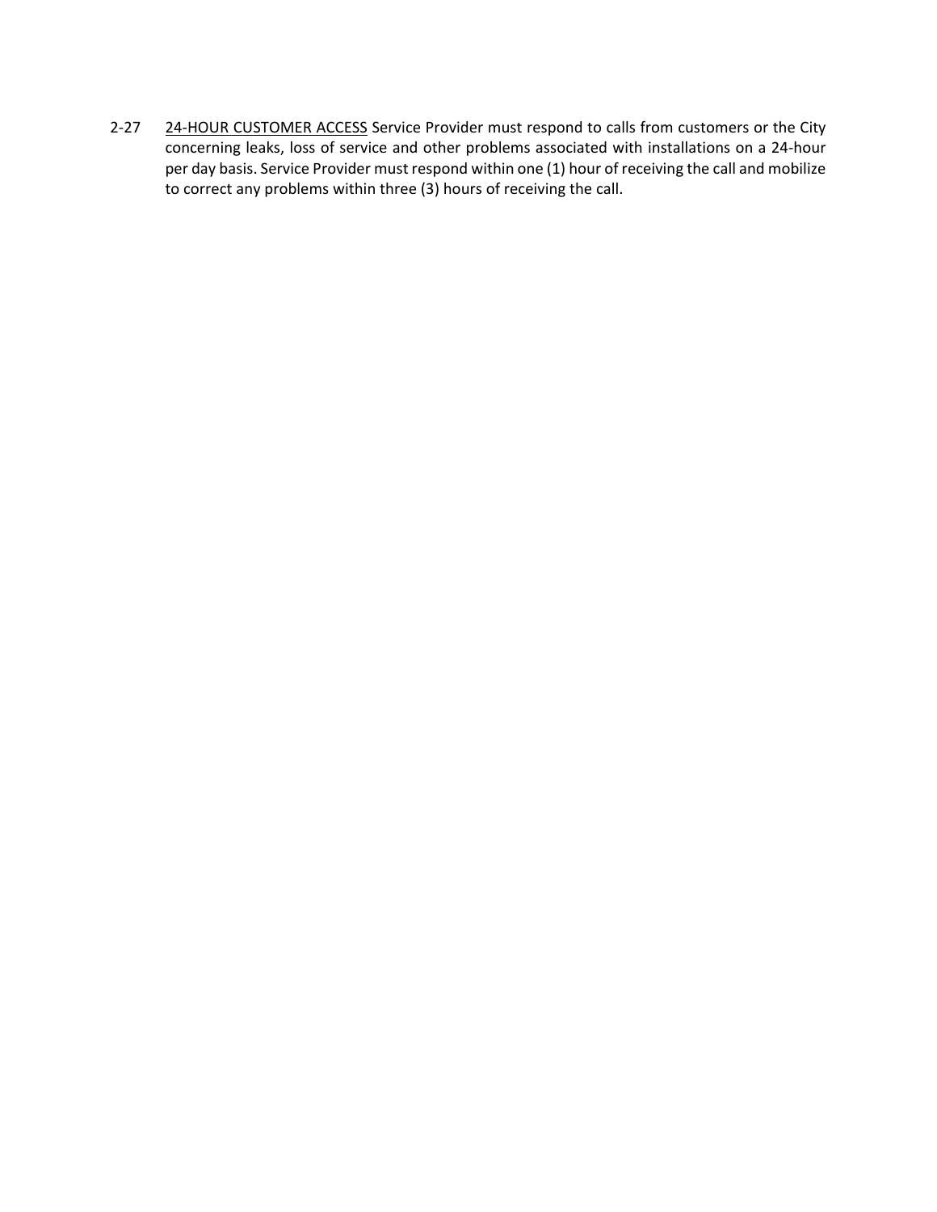2-27 <u>24-HOUR CUSTOMER ACCESS</u> Service Provider must respond to calls from customers or the City concerning leaks, loss of service and other problems associated with installations on a 24-hour per day basis. Service Provider must respond within one (1) hour of receiving the call and mobilize to correct any problems within three (3) hours of receiving the call.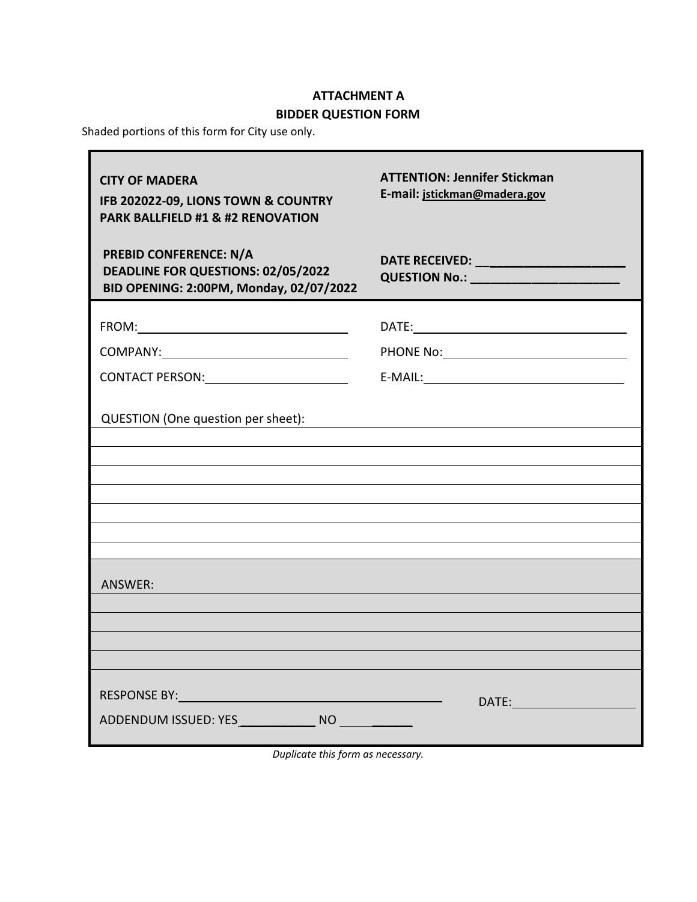## ATTACHMENT A

## BIDDER QUESTION FORM

Shaded portions of this form for City use only.

| | |
|---|---|
| **CITY OF MADERA**<br>**IFB 202022-09, LIONS TOWN & COUNTRY PARK BALLFIELD #1 & #2 RENOVATION** | **ATTENTION: Jennifer Stickman**<br>**E-mail: jstickman@madera.gov** |
| **PREBID CONFERENCE: N/A**<br>**DEADLINE FOR QUESTIONS: 02/05/2022**<br>**BID OPENING: 2:00PM, Monday, 02/07/2022** | **DATE RECEIVED: ____________________**<br>**QUESTION No.: ____________________** |

FROM: ______________________________ DATE: ______________________________

COMPANY: ______________________________ PHONE No: ______________________________

CONTACT PERSON: ______________________________ E-MAIL: ______________________________

QUESTION (One question per sheet):

______________________________________________________________________

______________________________________________________________________

______________________________________________________________________

______________________________________________________________________

______________________________________________________________________

______________________________________________________________________

______________________________________________________________________

ANSWER:

______________________________________________________________________

______________________________________________________________________

______________________________________________________________________

______________________________________________________________________

RESPONSE BY: ______________________________ DATE: ______________________________

ADDENDUM ISSUED: YES ___________ NO ___________

*Duplicate this form as necessary.*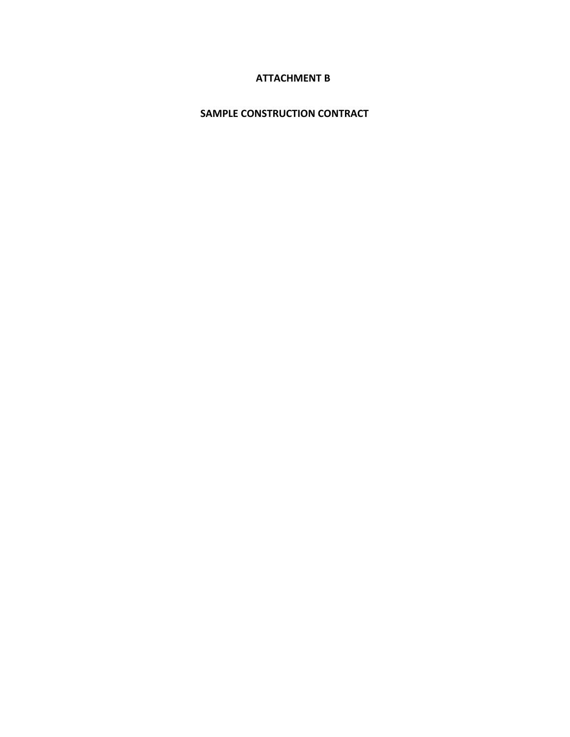# ATTACHMENT B

# SAMPLE CONSTRUCTION CONTRACT